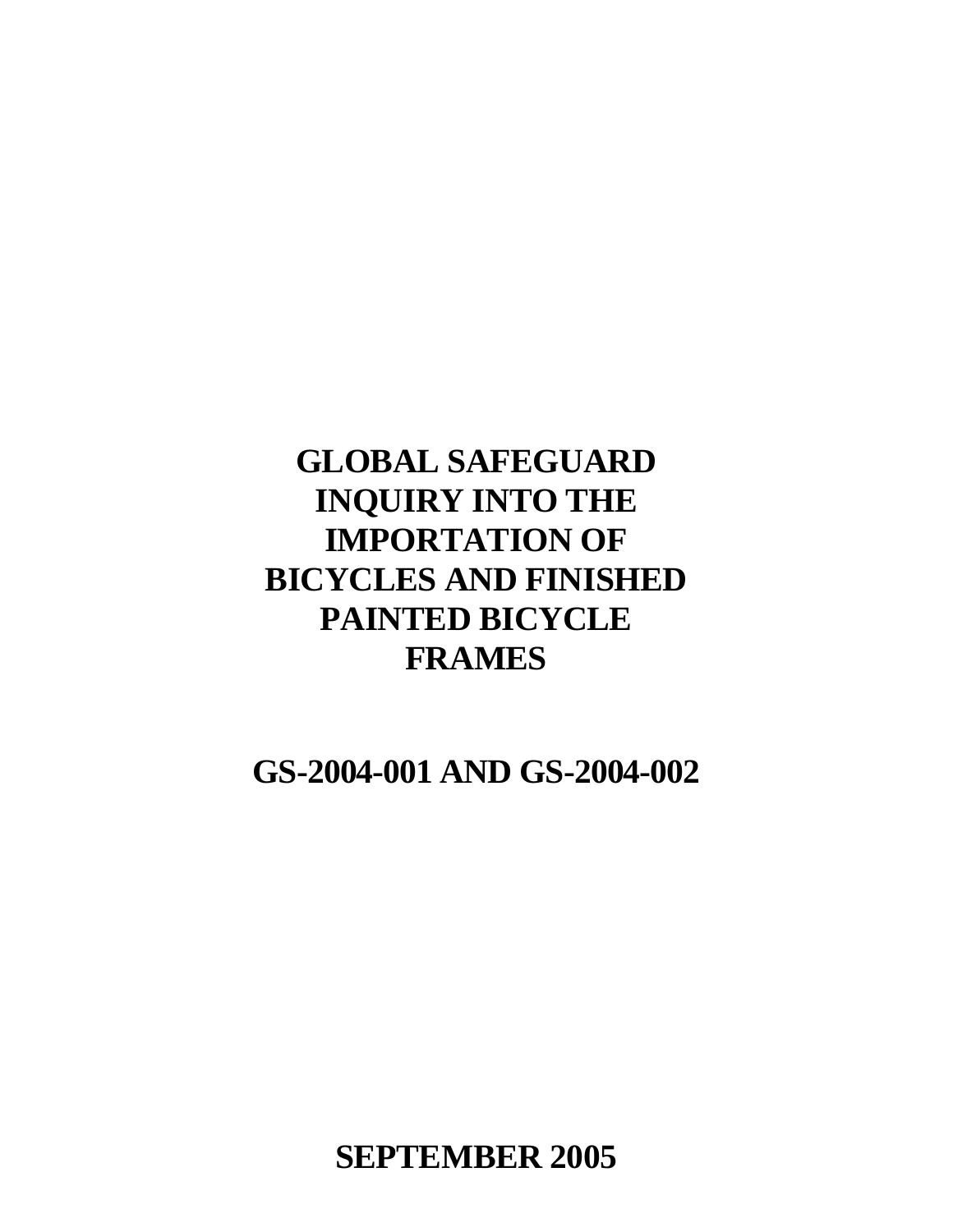# GLOBAL SAFEGUARD INQUIRY INTO THE IMPORTATION OF BICYCLES AND FINISHED PAINTED BICYCLE FRAMES

## GS-2004-001 AND GS-2004-002

**SEPTEMBER 2005**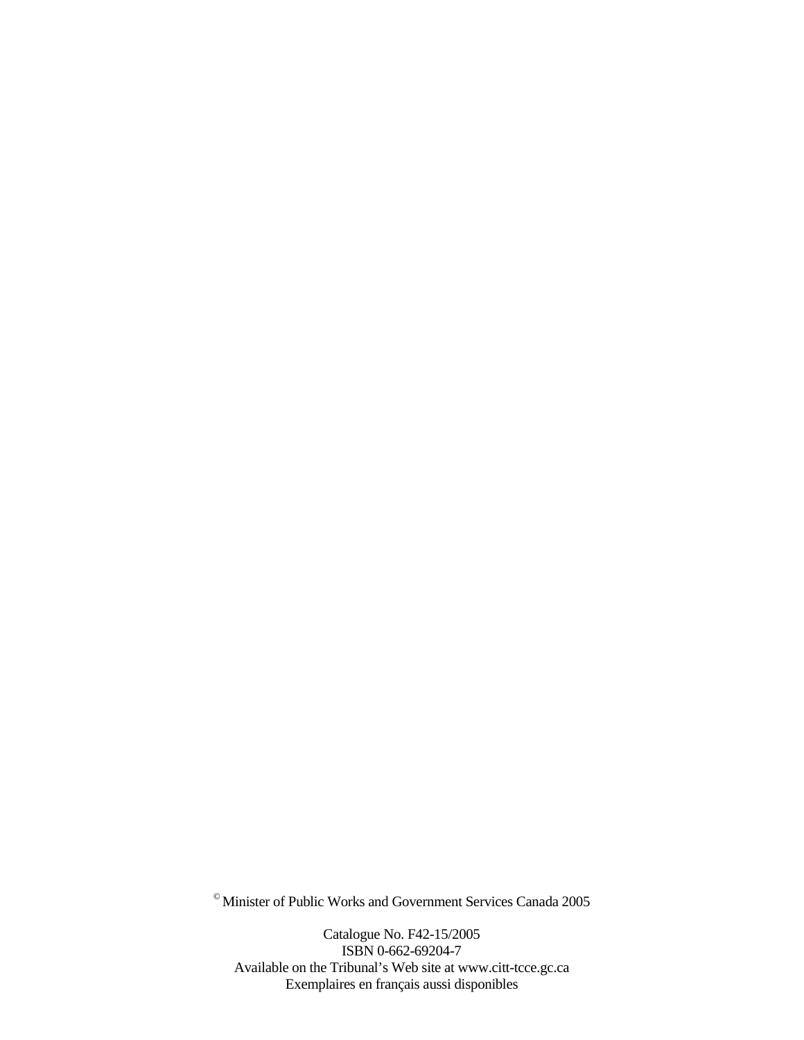© Minister of Public Works and Government Services Canada 2005

Catalogue No. F42-15/2005
ISBN 0-662-69204-7
Available on the Tribunal's Web site at www.citt-tcce.gc.ca
Exemplaires en français aussi disponibles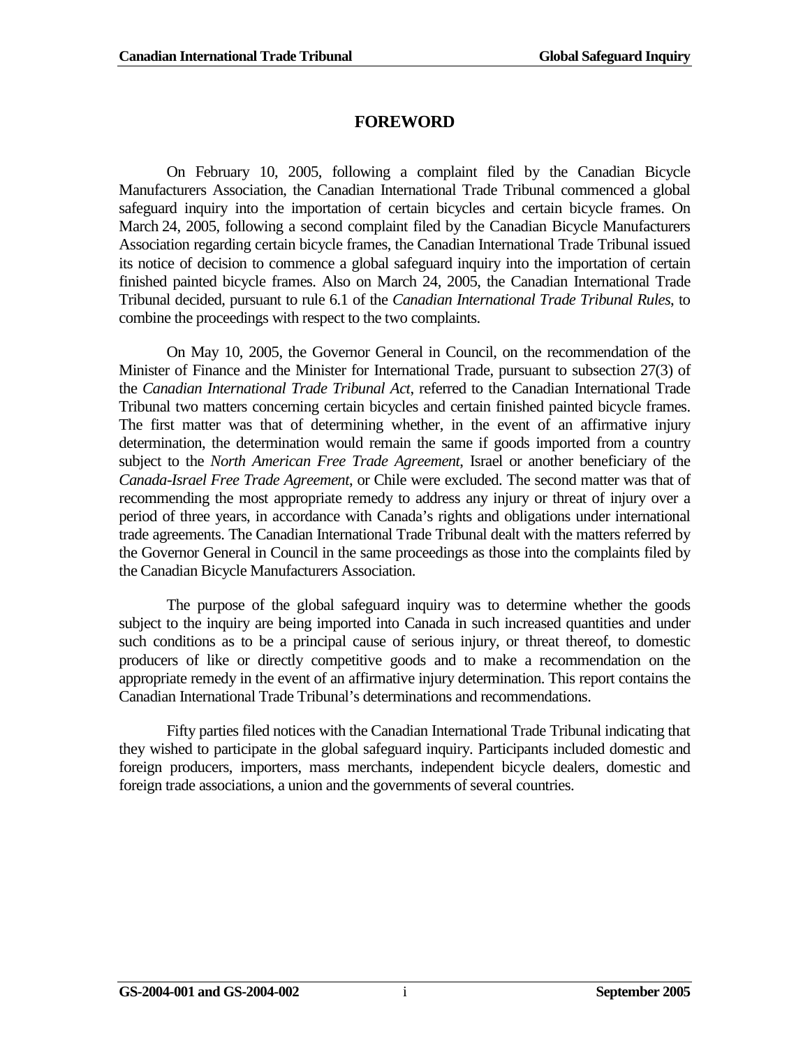# FOREWORD

On February 10, 2005, following a complaint filed by the Canadian Bicycle Manufacturers Association, the Canadian International Trade Tribunal commenced a global safeguard inquiry into the importation of certain bicycles and certain bicycle frames. On March 24, 2005, following a second complaint filed by the Canadian Bicycle Manufacturers Association regarding certain bicycle frames, the Canadian International Trade Tribunal issued its notice of decision to commence a global safeguard inquiry into the importation of certain finished painted bicycle frames. Also on March 24, 2005, the Canadian International Trade Tribunal decided, pursuant to rule 6.1 of the *Canadian International Trade Tribunal Rules*, to combine the proceedings with respect to the two complaints.

On May 10, 2005, the Governor General in Council, on the recommendation of the Minister of Finance and the Minister for International Trade, pursuant to subsection 27(3) of the *Canadian International Trade Tribunal Act*, referred to the Canadian International Trade Tribunal two matters concerning certain bicycles and certain finished painted bicycle frames. The first matter was that of determining whether, in the event of an affirmative injury determination, the determination would remain the same if goods imported from a country subject to the *North American Free Trade Agreement*, Israel or another beneficiary of the *Canada-Israel Free Trade Agreement*, or Chile were excluded. The second matter was that of recommending the most appropriate remedy to address any injury or threat of injury over a period of three years, in accordance with Canada's rights and obligations under international trade agreements. The Canadian International Trade Tribunal dealt with the matters referred by the Governor General in Council in the same proceedings as those into the complaints filed by the Canadian Bicycle Manufacturers Association.

The purpose of the global safeguard inquiry was to determine whether the goods subject to the inquiry are being imported into Canada in such increased quantities and under such conditions as to be a principal cause of serious injury, or threat thereof, to domestic producers of like or directly competitive goods and to make a recommendation on the appropriate remedy in the event of an affirmative injury determination. This report contains the Canadian International Trade Tribunal's determinations and recommendations.

Fifty parties filed notices with the Canadian International Trade Tribunal indicating that they wished to participate in the global safeguard inquiry. Participants included domestic and foreign producers, importers, mass merchants, independent bicycle dealers, domestic and foreign trade associations, a union and the governments of several countries.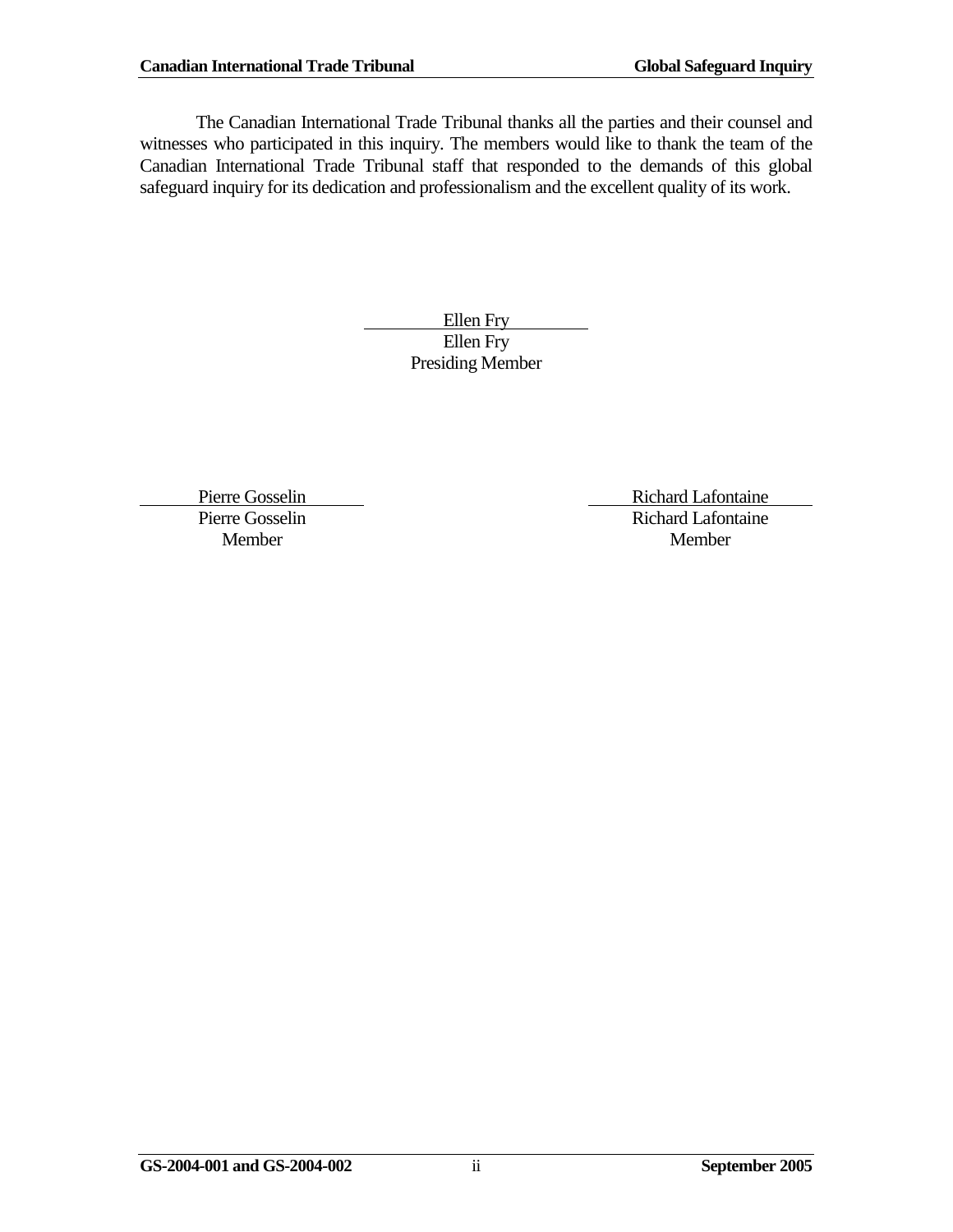The Canadian International Trade Tribunal thanks all the parties and their counsel and witnesses who participated in this inquiry. The members would like to thank the team of the Canadian International Trade Tribunal staff that responded to the demands of this global safeguard inquiry for its dedication and professionalism and the excellent quality of its work.

Ellen Fry
Ellen Fry
Presiding Member

Pierre Gosselin
Pierre Gosselin
Member

Richard Lafontaine
Richard Lafontaine
Member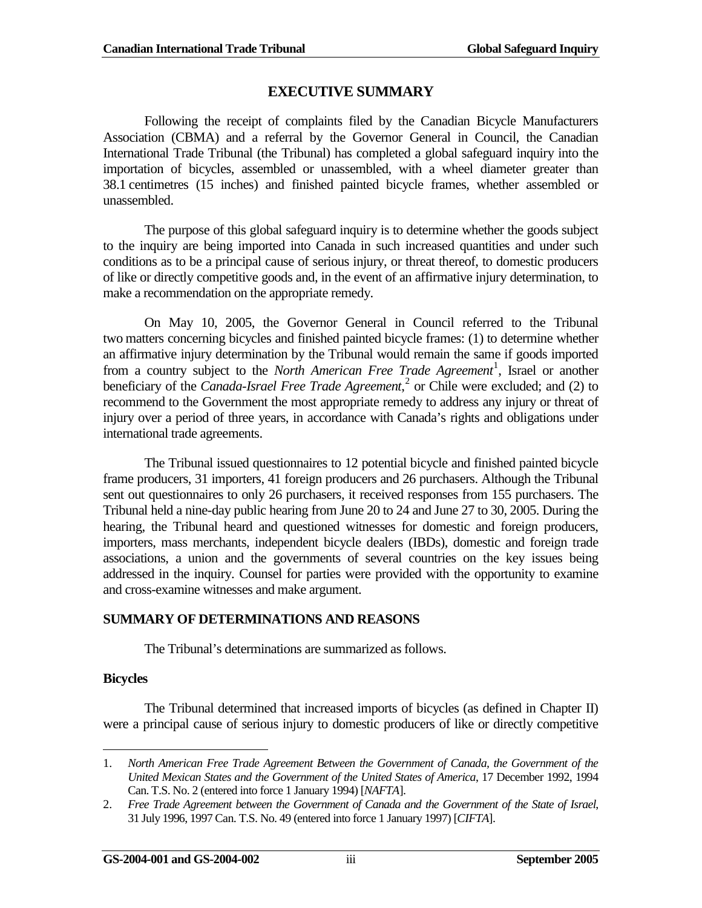## EXECUTIVE SUMMARY

Following the receipt of complaints filed by the Canadian Bicycle Manufacturers Association (CBMA) and a referral by the Governor General in Council, the Canadian International Trade Tribunal (the Tribunal) has completed a global safeguard inquiry into the importation of bicycles, assembled or unassembled, with a wheel diameter greater than 38.1 centimetres (15 inches) and finished painted bicycle frames, whether assembled or unassembled.

The purpose of this global safeguard inquiry is to determine whether the goods subject to the inquiry are being imported into Canada in such increased quantities and under such conditions as to be a principal cause of serious injury, or threat thereof, to domestic producers of like or directly competitive goods and, in the event of an affirmative injury determination, to make a recommendation on the appropriate remedy.

On May 10, 2005, the Governor General in Council referred to the Tribunal two matters concerning bicycles and finished painted bicycle frames: (1) to determine whether an affirmative injury determination by the Tribunal would remain the same if goods imported from a country subject to the *North American Free Trade Agreement*[1], Israel or another beneficiary of the *Canada-Israel Free Trade Agreement*,[2] or Chile were excluded; and (2) to recommend to the Government the most appropriate remedy to address any injury or threat of injury over a period of three years, in accordance with Canada's rights and obligations under international trade agreements.

The Tribunal issued questionnaires to 12 potential bicycle and finished painted bicycle frame producers, 31 importers, 41 foreign producers and 26 purchasers. Although the Tribunal sent out questionnaires to only 26 purchasers, it received responses from 155 purchasers. The Tribunal held a nine-day public hearing from June 20 to 24 and June 27 to 30, 2005. During the hearing, the Tribunal heard and questioned witnesses for domestic and foreign producers, importers, mass merchants, independent bicycle dealers (IBDs), domestic and foreign trade associations, a union and the governments of several countries on the key issues being addressed in the inquiry. Counsel for parties were provided with the opportunity to examine and cross-examine witnesses and make argument.

### SUMMARY OF DETERMINATIONS AND REASONS

The Tribunal's determinations are summarized as follows.

#### Bicycles

The Tribunal determined that increased imports of bicycles (as defined in Chapter II) were a principal cause of serious injury to domestic producers of like or directly competitive

---

1. *North American Free Trade Agreement Between the Government of Canada, the Government of the United Mexican States and the Government of the United States of America*, 17 December 1992, 1994 Can. T.S. No. 2 (entered into force 1 January 1994) [*NAFTA*].
2. *Free Trade Agreement between the Government of Canada and the Government of the State of Israel*, 31 July 1996, 1997 Can. T.S. No. 49 (entered into force 1 January 1997) [*CIFTA*].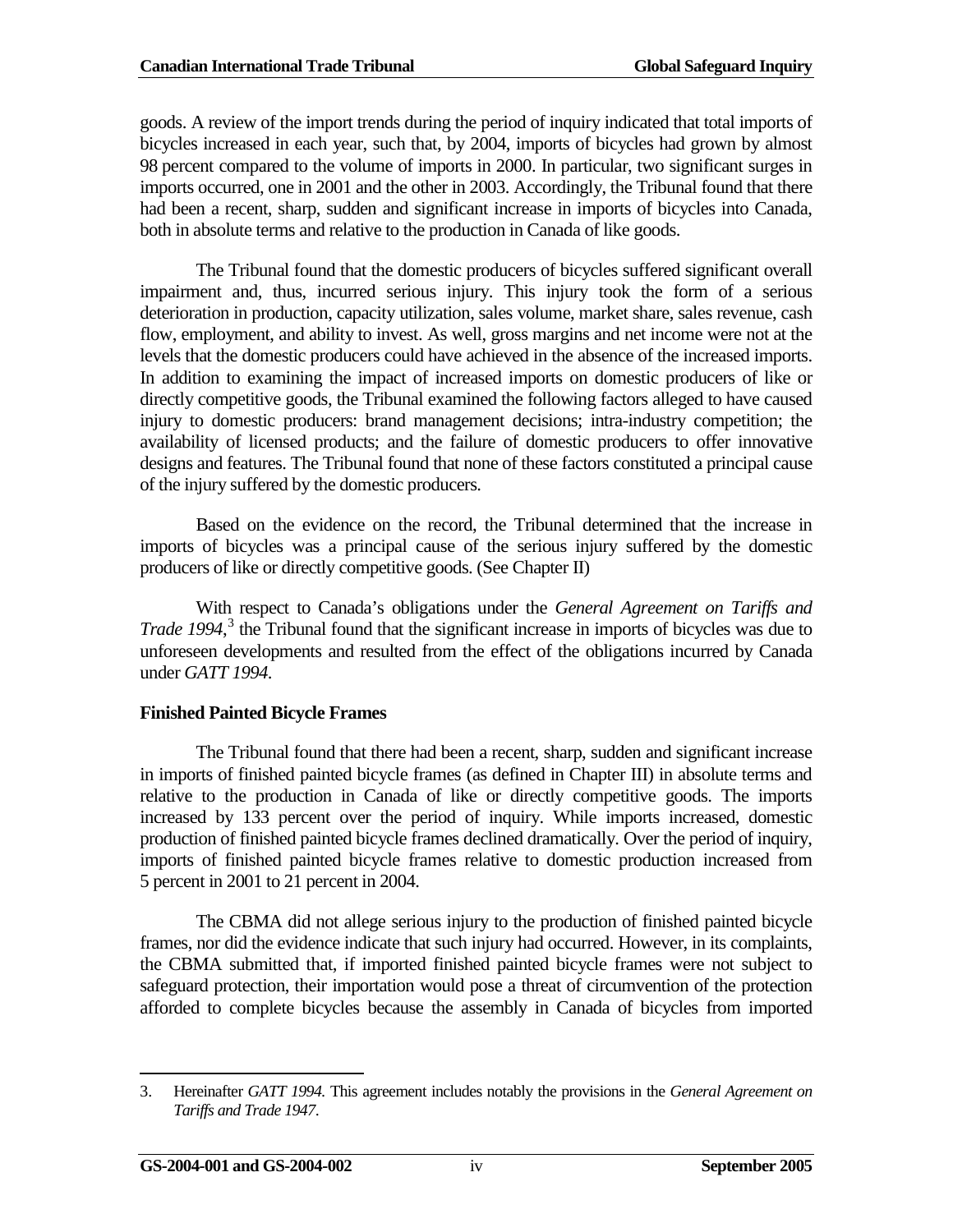goods. A review of the import trends during the period of inquiry indicated that total imports of bicycles increased in each year, such that, by 2004, imports of bicycles had grown by almost 98 percent compared to the volume of imports in 2000. In particular, two significant surges in imports occurred, one in 2001 and the other in 2003. Accordingly, the Tribunal found that there had been a recent, sharp, sudden and significant increase in imports of bicycles into Canada, both in absolute terms and relative to the production in Canada of like goods.

The Tribunal found that the domestic producers of bicycles suffered significant overall impairment and, thus, incurred serious injury. This injury took the form of a serious deterioration in production, capacity utilization, sales volume, market share, sales revenue, cash flow, employment, and ability to invest. As well, gross margins and net income were not at the levels that the domestic producers could have achieved in the absence of the increased imports. In addition to examining the impact of increased imports on domestic producers of like or directly competitive goods, the Tribunal examined the following factors alleged to have caused injury to domestic producers: brand management decisions; intra-industry competition; the availability of licensed products; and the failure of domestic producers to offer innovative designs and features. The Tribunal found that none of these factors constituted a principal cause of the injury suffered by the domestic producers.

Based on the evidence on the record, the Tribunal determined that the increase in imports of bicycles was a principal cause of the serious injury suffered by the domestic producers of like or directly competitive goods. (See Chapter II)

With respect to Canada's obligations under the *General Agreement on Tariffs and Trade 1994*,[3] the Tribunal found that the significant increase in imports of bicycles was due to unforeseen developments and resulted from the effect of the obligations incurred by Canada under *GATT 1994*.

**Finished Painted Bicycle Frames**

The Tribunal found that there had been a recent, sharp, sudden and significant increase in imports of finished painted bicycle frames (as defined in Chapter III) in absolute terms and relative to the production in Canada of like or directly competitive goods. The imports increased by 133 percent over the period of inquiry. While imports increased, domestic production of finished painted bicycle frames declined dramatically. Over the period of inquiry, imports of finished painted bicycle frames relative to domestic production increased from 5 percent in 2001 to 21 percent in 2004.

The CBMA did not allege serious injury to the production of finished painted bicycle frames, nor did the evidence indicate that such injury had occurred. However, in its complaints, the CBMA submitted that, if imported finished painted bicycle frames were not subject to safeguard protection, their importation would pose a threat of circumvention of the protection afforded to complete bicycles because the assembly in Canada of bicycles from imported

3. Hereinafter *GATT 1994*. This agreement includes notably the provisions in the *General Agreement on Tariffs and Trade 1947*.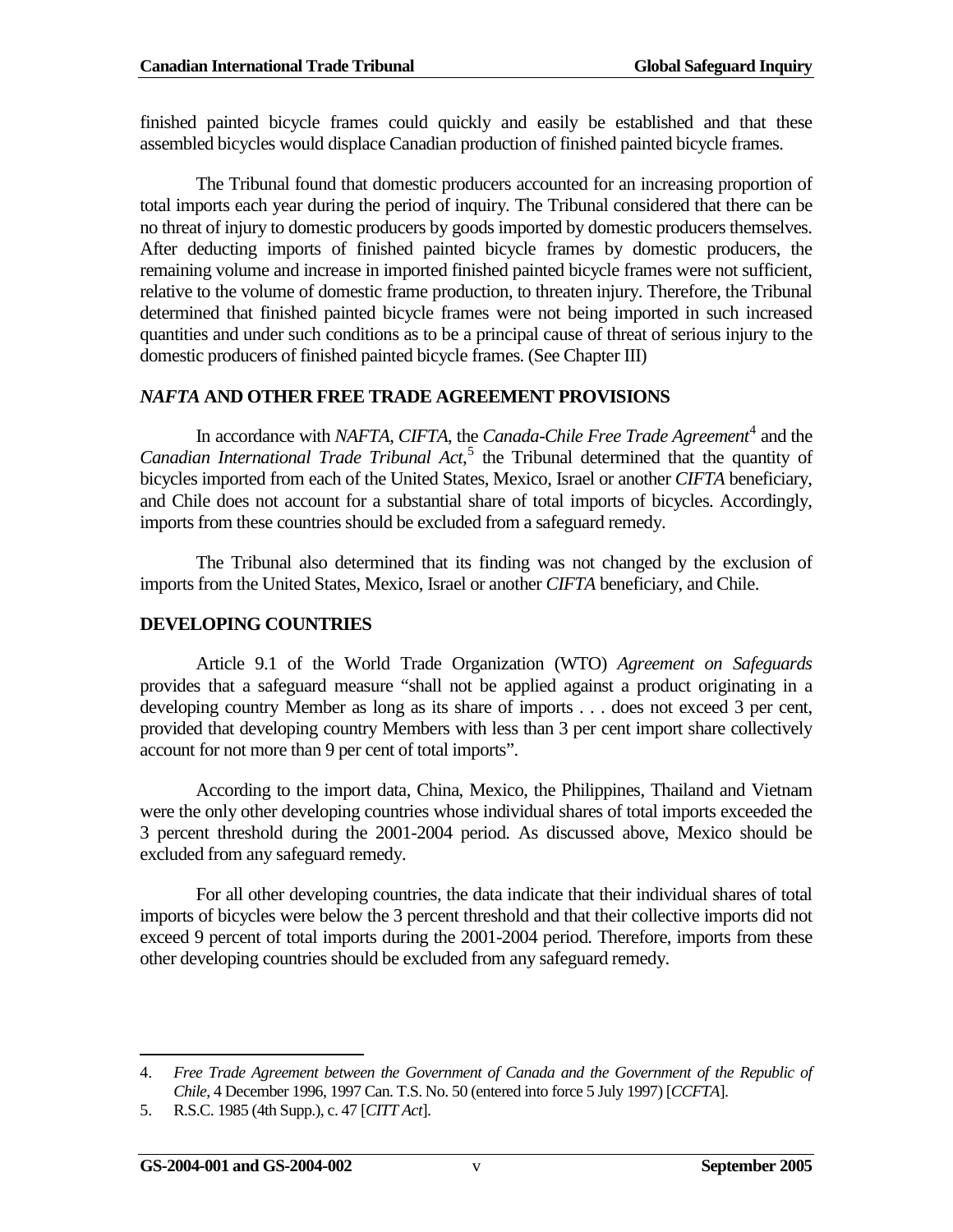finished painted bicycle frames could quickly and easily be established and that these assembled bicycles would displace Canadian production of finished painted bicycle frames.

The Tribunal found that domestic producers accounted for an increasing proportion of total imports each year during the period of inquiry. The Tribunal considered that there can be no threat of injury to domestic producers by goods imported by domestic producers themselves. After deducting imports of finished painted bicycle frames by domestic producers, the remaining volume and increase in imported finished painted bicycle frames were not sufficient, relative to the volume of domestic frame production, to threaten injury. Therefore, the Tribunal determined that finished painted bicycle frames were not being imported in such increased quantities and under such conditions as to be a principal cause of threat of serious injury to the domestic producers of finished painted bicycle frames. (See Chapter III)

## *NAFTA* AND OTHER FREE TRADE AGREEMENT PROVISIONS

In accordance with *NAFTA*, *CIFTA*, the *Canada-Chile Free Trade Agreement*[4] and the *Canadian International Trade Tribunal Act*,[5] the Tribunal determined that the quantity of bicycles imported from each of the United States, Mexico, Israel or another *CIFTA* beneficiary, and Chile does not account for a substantial share of total imports of bicycles. Accordingly, imports from these countries should be excluded from a safeguard remedy.

The Tribunal also determined that its finding was not changed by the exclusion of imports from the United States, Mexico, Israel or another *CIFTA* beneficiary, and Chile.

## DEVELOPING COUNTRIES

Article 9.1 of the World Trade Organization (WTO) *Agreement on Safeguards* provides that a safeguard measure "shall not be applied against a product originating in a developing country Member as long as its share of imports . . . does not exceed 3 per cent, provided that developing country Members with less than 3 per cent import share collectively account for not more than 9 per cent of total imports".

According to the import data, China, Mexico, the Philippines, Thailand and Vietnam were the only other developing countries whose individual shares of total imports exceeded the 3 percent threshold during the 2001-2004 period. As discussed above, Mexico should be excluded from any safeguard remedy.

For all other developing countries, the data indicate that their individual shares of total imports of bicycles were below the 3 percent threshold and that their collective imports did not exceed 9 percent of total imports during the 2001-2004 period. Therefore, imports from these other developing countries should be excluded from any safeguard remedy.

---

4. *Free Trade Agreement between the Government of Canada and the Government of the Republic of Chile*, 4 December 1996, 1997 Can. T.S. No. 50 (entered into force 5 July 1997) [*CCFTA*].

5. R.S.C. 1985 (4th Supp.), c. 47 [*CITT Act*].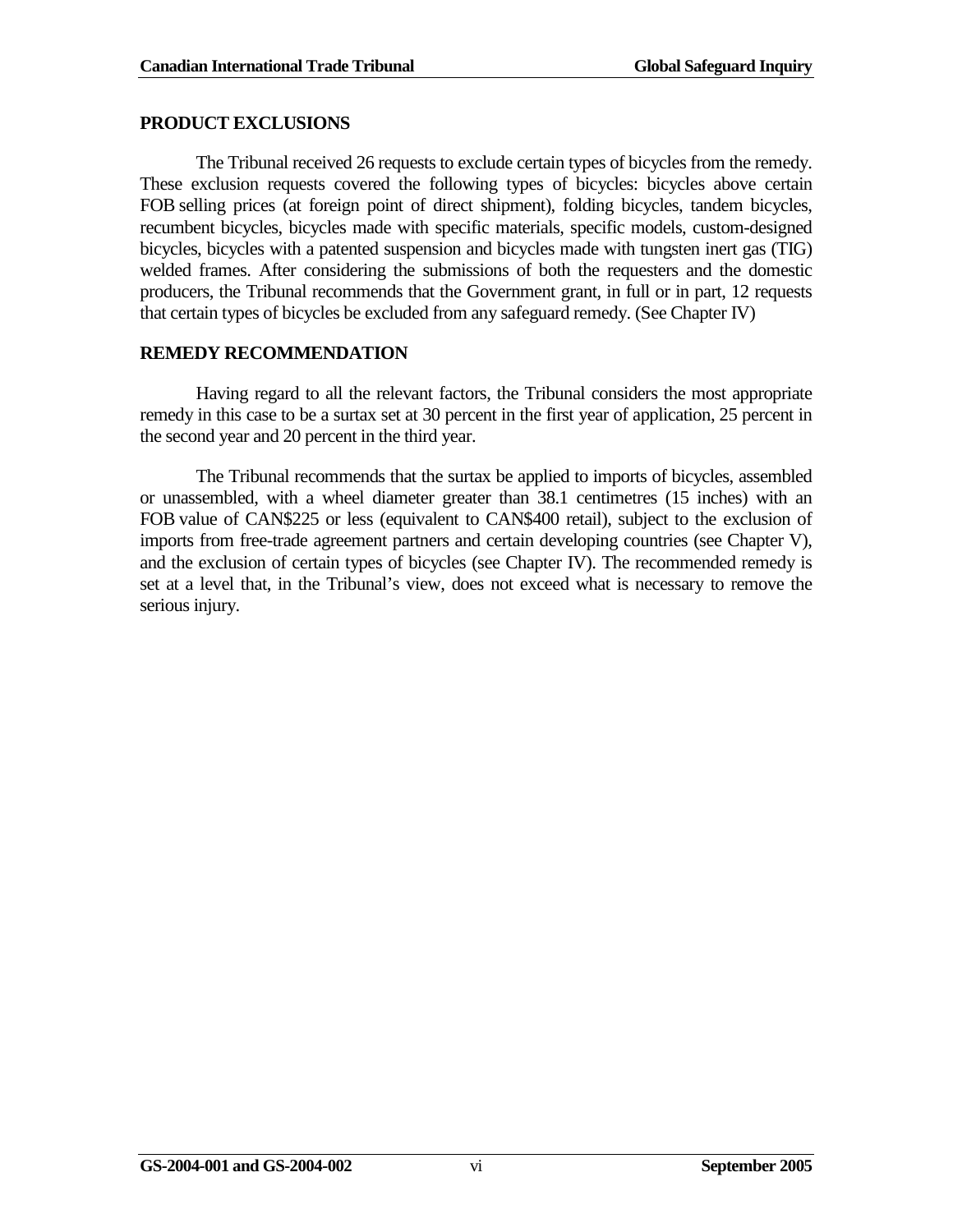## PRODUCT EXCLUSIONS

The Tribunal received 26 requests to exclude certain types of bicycles from the remedy. These exclusion requests covered the following types of bicycles: bicycles above certain FOB selling prices (at foreign point of direct shipment), folding bicycles, tandem bicycles, recumbent bicycles, bicycles made with specific materials, specific models, custom-designed bicycles, bicycles with a patented suspension and bicycles made with tungsten inert gas (TIG) welded frames. After considering the submissions of both the requesters and the domestic producers, the Tribunal recommends that the Government grant, in full or in part, 12 requests that certain types of bicycles be excluded from any safeguard remedy. (See Chapter IV)

## REMEDY RECOMMENDATION

Having regard to all the relevant factors, the Tribunal considers the most appropriate remedy in this case to be a surtax set at 30 percent in the first year of application, 25 percent in the second year and 20 percent in the third year.

The Tribunal recommends that the surtax be applied to imports of bicycles, assembled or unassembled, with a wheel diameter greater than 38.1 centimetres (15 inches) with an FOB value of CAN$225 or less (equivalent to CAN$400 retail), subject to the exclusion of imports from free-trade agreement partners and certain developing countries (see Chapter V), and the exclusion of certain types of bicycles (see Chapter IV). The recommended remedy is set at a level that, in the Tribunal's view, does not exceed what is necessary to remove the serious injury.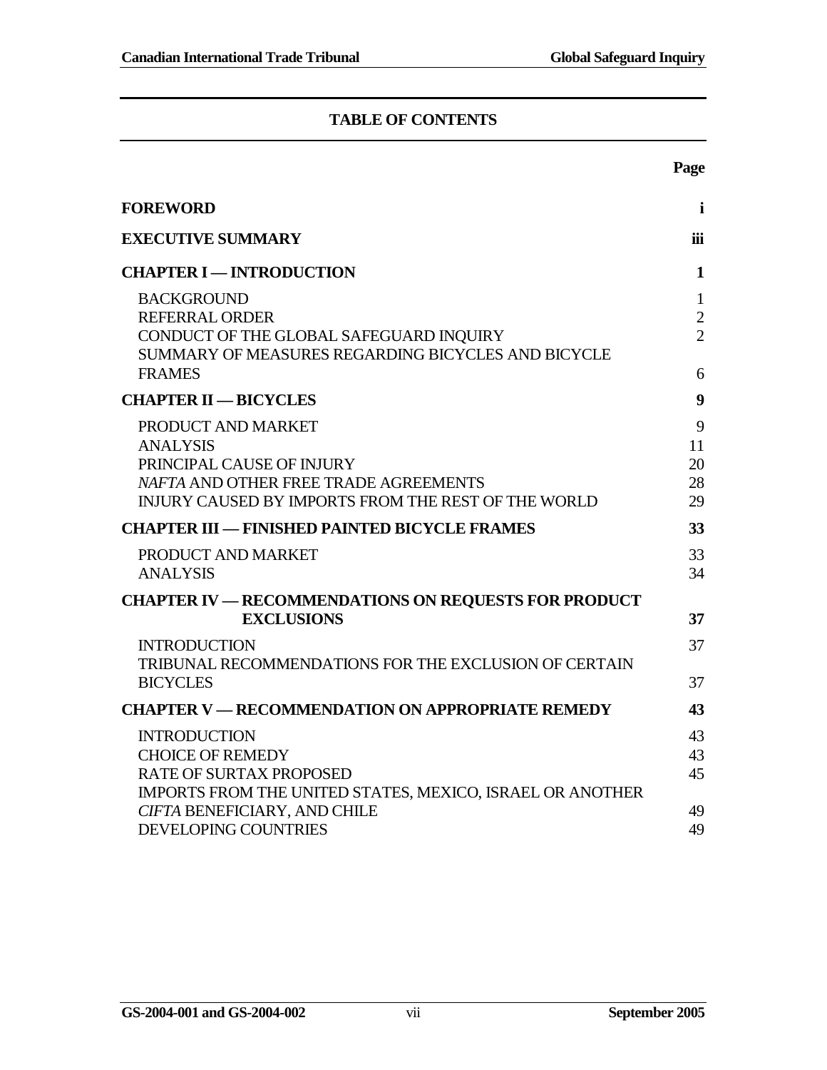## TABLE OF CONTENTS

| | Page |
|---|---|
| **FOREWORD** | **i** |
| **EXECUTIVE SUMMARY** | **iii** |
| **CHAPTER I — INTRODUCTION** | **1** |
| BACKGROUND | 1 |
| REFERRAL ORDER | 2 |
| CONDUCT OF THE GLOBAL SAFEGUARD INQUIRY | 2 |
| SUMMARY OF MEASURES REGARDING BICYCLES AND BICYCLE FRAMES | 6 |
| **CHAPTER II — BICYCLES** | **9** |
| PRODUCT AND MARKET | 9 |
| ANALYSIS | 11 |
| PRINCIPAL CAUSE OF INJURY | 20 |
| *NAFTA* AND OTHER FREE TRADE AGREEMENTS | 28 |
| INJURY CAUSED BY IMPORTS FROM THE REST OF THE WORLD | 29 |
| **CHAPTER III — FINISHED PAINTED BICYCLE FRAMES** | **33** |
| PRODUCT AND MARKET | 33 |
| ANALYSIS | 34 |
| **CHAPTER IV — RECOMMENDATIONS ON REQUESTS FOR PRODUCT EXCLUSIONS** | **37** |
| INTRODUCTION | 37 |
| TRIBUNAL RECOMMENDATIONS FOR THE EXCLUSION OF CERTAIN BICYCLES | 37 |
| **CHAPTER V — RECOMMENDATION ON APPROPRIATE REMEDY** | **43** |
| INTRODUCTION | 43 |
| CHOICE OF REMEDY | 43 |
| RATE OF SURTAX PROPOSED | 45 |
| IMPORTS FROM THE UNITED STATES, MEXICO, ISRAEL OR ANOTHER *CIFTA* BENEFICIARY, AND CHILE | 49 |
| DEVELOPING COUNTRIES | 49 |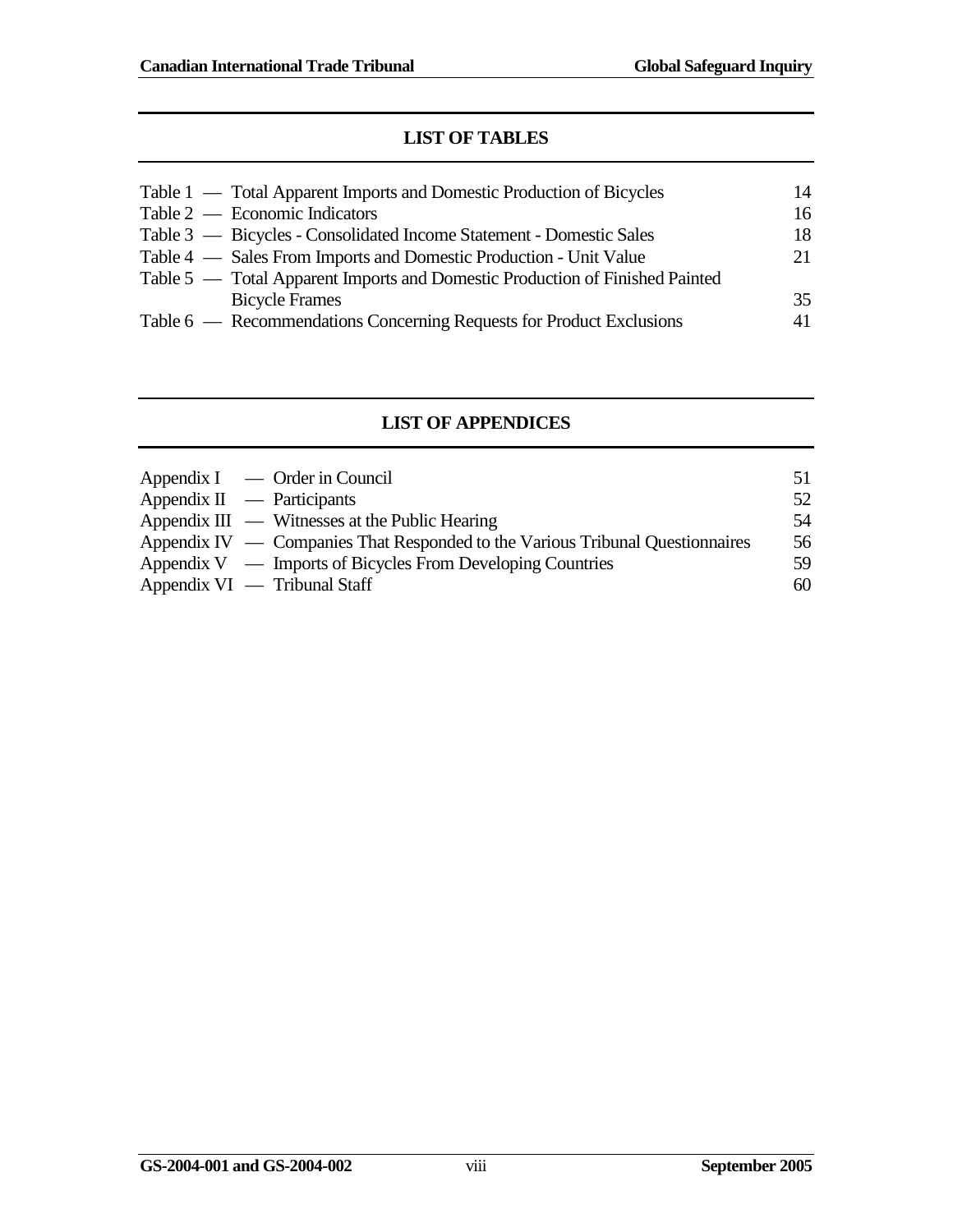## LIST OF TABLES

| | |
|---|---|
| Table 1 — Total Apparent Imports and Domestic Production of Bicycles | 14 |
| Table 2 — Economic Indicators | 16 |
| Table 3 — Bicycles - Consolidated Income Statement - Domestic Sales | 18 |
| Table 4 — Sales From Imports and Domestic Production - Unit Value | 21 |
| Table 5 — Total Apparent Imports and Domestic Production of Finished Painted Bicycle Frames | 35 |
| Table 6 — Recommendations Concerning Requests for Product Exclusions | 41 |

## LIST OF APPENDICES

| | |
|---|---|
| Appendix I — Order in Council | 51 |
| Appendix II — Participants | 52 |
| Appendix III — Witnesses at the Public Hearing | 54 |
| Appendix IV — Companies That Responded to the Various Tribunal Questionnaires | 56 |
| Appendix V — Imports of Bicycles From Developing Countries | 59 |
| Appendix VI — Tribunal Staff | 60 |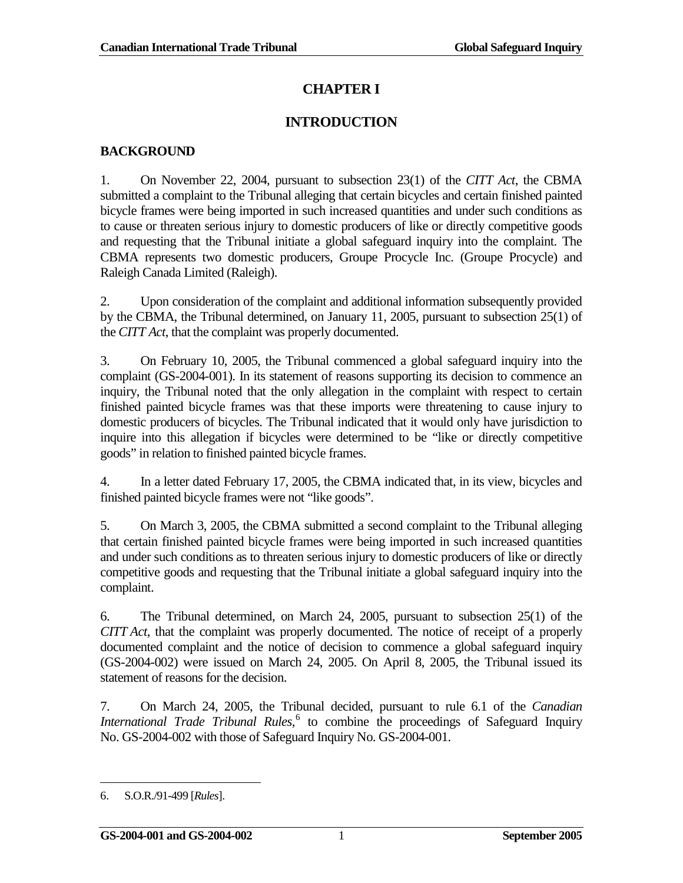# CHAPTER I

# INTRODUCTION

## BACKGROUND

1. On November 22, 2004, pursuant to subsection 23(1) of the *CITT Act*, the CBMA submitted a complaint to the Tribunal alleging that certain bicycles and certain finished painted bicycle frames were being imported in such increased quantities and under such conditions as to cause or threaten serious injury to domestic producers of like or directly competitive goods and requesting that the Tribunal initiate a global safeguard inquiry into the complaint. The CBMA represents two domestic producers, Groupe Procycle Inc. (Groupe Procycle) and Raleigh Canada Limited (Raleigh).

2. Upon consideration of the complaint and additional information subsequently provided by the CBMA, the Tribunal determined, on January 11, 2005, pursuant to subsection 25(1) of the *CITT Act*, that the complaint was properly documented.

3. On February 10, 2005, the Tribunal commenced a global safeguard inquiry into the complaint (GS-2004-001). In its statement of reasons supporting its decision to commence an inquiry, the Tribunal noted that the only allegation in the complaint with respect to certain finished painted bicycle frames was that these imports were threatening to cause injury to domestic producers of bicycles. The Tribunal indicated that it would only have jurisdiction to inquire into this allegation if bicycles were determined to be "like or directly competitive goods" in relation to finished painted bicycle frames.

4. In a letter dated February 17, 2005, the CBMA indicated that, in its view, bicycles and finished painted bicycle frames were not "like goods".

5. On March 3, 2005, the CBMA submitted a second complaint to the Tribunal alleging that certain finished painted bicycle frames were being imported in such increased quantities and under such conditions as to threaten serious injury to domestic producers of like or directly competitive goods and requesting that the Tribunal initiate a global safeguard inquiry into the complaint.

6. The Tribunal determined, on March 24, 2005, pursuant to subsection 25(1) of the *CITT Act*, that the complaint was properly documented. The notice of receipt of a properly documented complaint and the notice of decision to commence a global safeguard inquiry (GS-2004-002) were issued on March 24, 2005. On April 8, 2005, the Tribunal issued its statement of reasons for the decision.

7. On March 24, 2005, the Tribunal decided, pursuant to rule 6.1 of the *Canadian International Trade Tribunal Rules*,[6] to combine the proceedings of Safeguard Inquiry No. GS-2004-002 with those of Safeguard Inquiry No. GS-2004-001.

---

6. S.O.R./91-499 [*Rules*].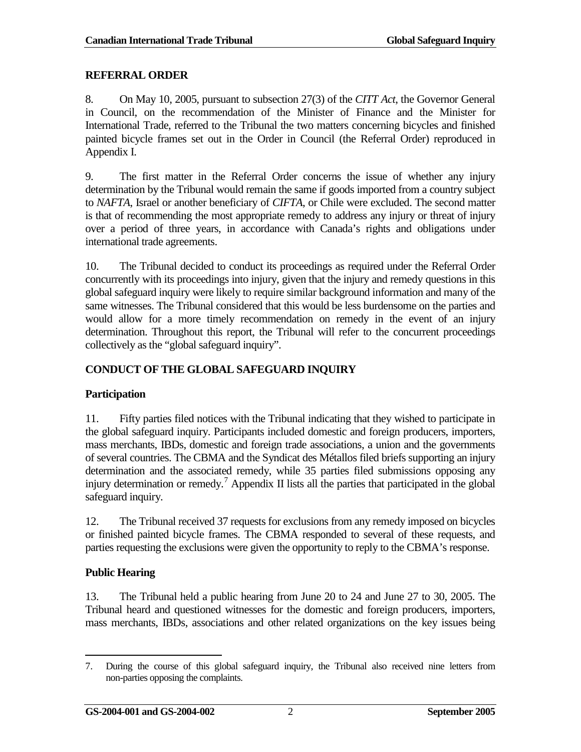## REFERRAL ORDER

8. On May 10, 2005, pursuant to subsection 27(3) of the *CITT Act*, the Governor General in Council, on the recommendation of the Minister of Finance and the Minister for International Trade, referred to the Tribunal the two matters concerning bicycles and finished painted bicycle frames set out in the Order in Council (the Referral Order) reproduced in Appendix I.

9. The first matter in the Referral Order concerns the issue of whether any injury determination by the Tribunal would remain the same if goods imported from a country subject to *NAFTA*, Israel or another beneficiary of *CIFTA*, or Chile were excluded. The second matter is that of recommending the most appropriate remedy to address any injury or threat of injury over a period of three years, in accordance with Canada's rights and obligations under international trade agreements.

10. The Tribunal decided to conduct its proceedings as required under the Referral Order concurrently with its proceedings into injury, given that the injury and remedy questions in this global safeguard inquiry were likely to require similar background information and many of the same witnesses. The Tribunal considered that this would be less burdensome on the parties and would allow for a more timely recommendation on remedy in the event of an injury determination. Throughout this report, the Tribunal will refer to the concurrent proceedings collectively as the "global safeguard inquiry".

## CONDUCT OF THE GLOBAL SAFEGUARD INQUIRY

### Participation

11. Fifty parties filed notices with the Tribunal indicating that they wished to participate in the global safeguard inquiry. Participants included domestic and foreign producers, importers, mass merchants, IBDs, domestic and foreign trade associations, a union and the governments of several countries. The CBMA and the Syndicat des Métallos filed briefs supporting an injury determination and the associated remedy, while 35 parties filed submissions opposing any injury determination or remedy.[7] Appendix II lists all the parties that participated in the global safeguard inquiry.

12. The Tribunal received 37 requests for exclusions from any remedy imposed on bicycles or finished painted bicycle frames. The CBMA responded to several of these requests, and parties requesting the exclusions were given the opportunity to reply to the CBMA's response.

### Public Hearing

13. The Tribunal held a public hearing from June 20 to 24 and June 27 to 30, 2005. The Tribunal heard and questioned witnesses for the domestic and foreign producers, importers, mass merchants, IBDs, associations and other related organizations on the key issues being

---

7. During the course of this global safeguard inquiry, the Tribunal also received nine letters from non-parties opposing the complaints.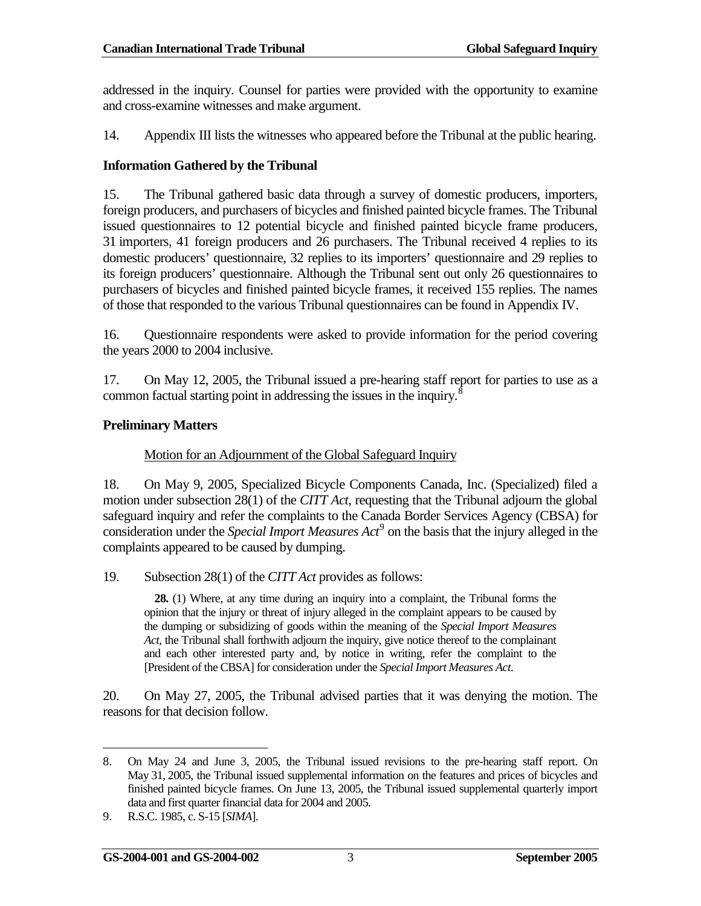addressed in the inquiry. Counsel for parties were provided with the opportunity to examine and cross-examine witnesses and make argument.

14. Appendix III lists the witnesses who appeared before the Tribunal at the public hearing.

**Information Gathered by the Tribunal**

15. The Tribunal gathered basic data through a survey of domestic producers, importers, foreign producers, and purchasers of bicycles and finished painted bicycle frames. The Tribunal issued questionnaires to 12 potential bicycle and finished painted bicycle frame producers, 31 importers, 41 foreign producers and 26 purchasers. The Tribunal received 4 replies to its domestic producers' questionnaire, 32 replies to its importers' questionnaire and 29 replies to its foreign producers' questionnaire. Although the Tribunal sent out only 26 questionnaires to purchasers of bicycles and finished painted bicycle frames, it received 155 replies. The names of those that responded to the various Tribunal questionnaires can be found in Appendix IV.

16. Questionnaire respondents were asked to provide information for the period covering the years 2000 to 2004 inclusive.

17. On May 12, 2005, the Tribunal issued a pre-hearing staff report for parties to use as a common factual starting point in addressing the issues in the inquiry.[8]

**Preliminary Matters**

Motion for an Adjournment of the Global Safeguard Inquiry

18. On May 9, 2005, Specialized Bicycle Components Canada, Inc. (Specialized) filed a motion under subsection 28(1) of the *CITT Act*, requesting that the Tribunal adjourn the global safeguard inquiry and refer the complaints to the Canada Border Services Agency (CBSA) for consideration under the *Special Import Measures Act*[9] on the basis that the injury alleged in the complaints appeared to be caused by dumping.

19. Subsection 28(1) of the *CITT Act* provides as follows:

> **28.** (1) Where, at any time during an inquiry into a complaint, the Tribunal forms the opinion that the injury or threat of injury alleged in the complaint appears to be caused by the dumping or subsidizing of goods within the meaning of the *Special Import Measures Act*, the Tribunal shall forthwith adjourn the inquiry, give notice thereof to the complainant and each other interested party and, by notice in writing, refer the complaint to the [President of the CBSA] for consideration under the *Special Import Measures Act*.

20. On May 27, 2005, the Tribunal advised parties that it was denying the motion. The reasons for that decision follow.

---

8. On May 24 and June 3, 2005, the Tribunal issued revisions to the pre-hearing staff report. On May 31, 2005, the Tribunal issued supplemental information on the features and prices of bicycles and finished painted bicycle frames. On June 13, 2005, the Tribunal issued supplemental quarterly import data and first quarter financial data for 2004 and 2005.

9. R.S.C. 1985, c. S-15 [*SIMA*].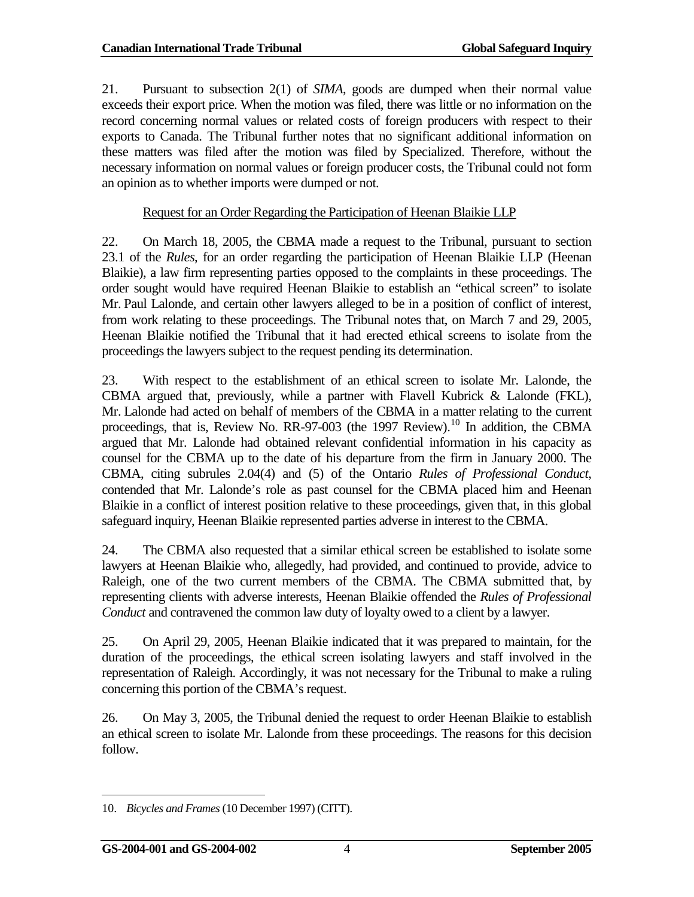21. Pursuant to subsection 2(1) of *SIMA*, goods are dumped when their normal value exceeds their export price. When the motion was filed, there was little or no information on the record concerning normal values or related costs of foreign producers with respect to their exports to Canada. The Tribunal further notes that no significant additional information on these matters was filed after the motion was filed by Specialized. Therefore, without the necessary information on normal values or foreign producer costs, the Tribunal could not form an opinion as to whether imports were dumped or not.

<u>Request for an Order Regarding the Participation of Heenan Blaikie LLP</u>

22. On March 18, 2005, the CBMA made a request to the Tribunal, pursuant to section 23.1 of the *Rules*, for an order regarding the participation of Heenan Blaikie LLP (Heenan Blaikie), a law firm representing parties opposed to the complaints in these proceedings. The order sought would have required Heenan Blaikie to establish an "ethical screen" to isolate Mr. Paul Lalonde, and certain other lawyers alleged to be in a position of conflict of interest, from work relating to these proceedings. The Tribunal notes that, on March 7 and 29, 2005, Heenan Blaikie notified the Tribunal that it had erected ethical screens to isolate from the proceedings the lawyers subject to the request pending its determination.

23. With respect to the establishment of an ethical screen to isolate Mr. Lalonde, the CBMA argued that, previously, while a partner with Flavell Kubrick & Lalonde (FKL), Mr. Lalonde had acted on behalf of members of the CBMA in a matter relating to the current proceedings, that is, Review No. RR-97-003 (the 1997 Review).[10] In addition, the CBMA argued that Mr. Lalonde had obtained relevant confidential information in his capacity as counsel for the CBMA up to the date of his departure from the firm in January 2000. The CBMA, citing subrules 2.04(4) and (5) of the Ontario *Rules of Professional Conduct*, contended that Mr. Lalonde's role as past counsel for the CBMA placed him and Heenan Blaikie in a conflict of interest position relative to these proceedings, given that, in this global safeguard inquiry, Heenan Blaikie represented parties adverse in interest to the CBMA.

24. The CBMA also requested that a similar ethical screen be established to isolate some lawyers at Heenan Blaikie who, allegedly, had provided, and continued to provide, advice to Raleigh, one of the two current members of the CBMA. The CBMA submitted that, by representing clients with adverse interests, Heenan Blaikie offended the *Rules of Professional Conduct* and contravened the common law duty of loyalty owed to a client by a lawyer.

25. On April 29, 2005, Heenan Blaikie indicated that it was prepared to maintain, for the duration of the proceedings, the ethical screen isolating lawyers and staff involved in the representation of Raleigh. Accordingly, it was not necessary for the Tribunal to make a ruling concerning this portion of the CBMA's request.

26. On May 3, 2005, the Tribunal denied the request to order Heenan Blaikie to establish an ethical screen to isolate Mr. Lalonde from these proceedings. The reasons for this decision follow.

---

10. *Bicycles and Frames* (10 December 1997) (CITT).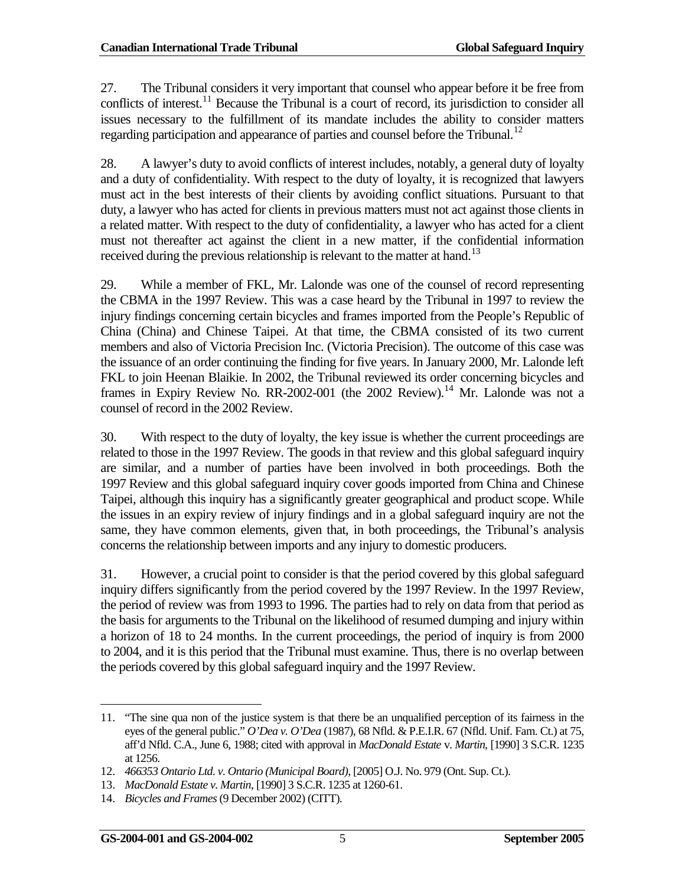27. The Tribunal considers it very important that counsel who appear before it be free from conflicts of interest.[11] Because the Tribunal is a court of record, its jurisdiction to consider all issues necessary to the fulfillment of its mandate includes the ability to consider matters regarding participation and appearance of parties and counsel before the Tribunal.[12]

28. A lawyer's duty to avoid conflicts of interest includes, notably, a general duty of loyalty and a duty of confidentiality. With respect to the duty of loyalty, it is recognized that lawyers must act in the best interests of their clients by avoiding conflict situations. Pursuant to that duty, a lawyer who has acted for clients in previous matters must not act against those clients in a related matter. With respect to the duty of confidentiality, a lawyer who has acted for a client must not thereafter act against the client in a new matter, if the confidential information received during the previous relationship is relevant to the matter at hand.[13]

29. While a member of FKL, Mr. Lalonde was one of the counsel of record representing the CBMA in the 1997 Review. This was a case heard by the Tribunal in 1997 to review the injury findings concerning certain bicycles and frames imported from the People's Republic of China (China) and Chinese Taipei. At that time, the CBMA consisted of its two current members and also of Victoria Precision Inc. (Victoria Precision). The outcome of this case was the issuance of an order continuing the finding for five years. In January 2000, Mr. Lalonde left FKL to join Heenan Blaikie. In 2002, the Tribunal reviewed its order concerning bicycles and frames in Expiry Review No. RR-2002-001 (the 2002 Review).[14] Mr. Lalonde was not a counsel of record in the 2002 Review.

30. With respect to the duty of loyalty, the key issue is whether the current proceedings are related to those in the 1997 Review. The goods in that review and this global safeguard inquiry are similar, and a number of parties have been involved in both proceedings. Both the 1997 Review and this global safeguard inquiry cover goods imported from China and Chinese Taipei, although this inquiry has a significantly greater geographical and product scope. While the issues in an expiry review of injury findings and in a global safeguard inquiry are not the same, they have common elements, given that, in both proceedings, the Tribunal's analysis concerns the relationship between imports and any injury to domestic producers.

31. However, a crucial point to consider is that the period covered by this global safeguard inquiry differs significantly from the period covered by the 1997 Review. In the 1997 Review, the period of review was from 1993 to 1996. The parties had to rely on data from that period as the basis for arguments to the Tribunal on the likelihood of resumed dumping and injury within a horizon of 18 to 24 months. In the current proceedings, the period of inquiry is from 2000 to 2004, and it is this period that the Tribunal must examine. Thus, there is no overlap between the periods covered by this global safeguard inquiry and the 1997 Review.

---

11. "The sine qua non of the justice system is that there be an unqualified perception of its fairness in the eyes of the general public." *O'Dea v. O'Dea* (1987), 68 Nfld. & P.E.I.R. 67 (Nfld. Unif. Fam. Ct.) at 75, aff'd Nfld. C.A., June 6, 1988; cited with approval in *MacDonald Estate* v. *Martin*, [1990] 3 S.C.R. 1235 at 1256.

12. *466353 Ontario Ltd. v. Ontario (Municipal Board)*, [2005] O.J. No. 979 (Ont. Sup. Ct.).

13. *MacDonald Estate v. Martin*, [1990] 3 S.C.R. 1235 at 1260-61.

14. *Bicycles and Frames* (9 December 2002) (CITT).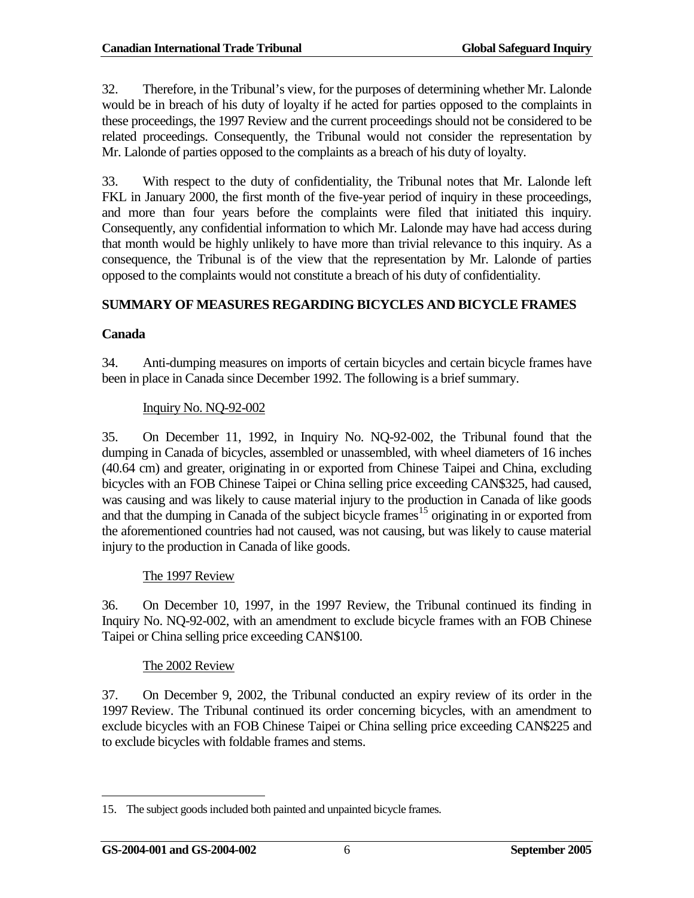32. Therefore, in the Tribunal's view, for the purposes of determining whether Mr. Lalonde would be in breach of his duty of loyalty if he acted for parties opposed to the complaints in these proceedings, the 1997 Review and the current proceedings should not be considered to be related proceedings. Consequently, the Tribunal would not consider the representation by Mr. Lalonde of parties opposed to the complaints as a breach of his duty of loyalty.

33. With respect to the duty of confidentiality, the Tribunal notes that Mr. Lalonde left FKL in January 2000, the first month of the five-year period of inquiry in these proceedings, and more than four years before the complaints were filed that initiated this inquiry. Consequently, any confidential information to which Mr. Lalonde may have had access during that month would be highly unlikely to have more than trivial relevance to this inquiry. As a consequence, the Tribunal is of the view that the representation by Mr. Lalonde of parties opposed to the complaints would not constitute a breach of his duty of confidentiality.

## SUMMARY OF MEASURES REGARDING BICYCLES AND BICYCLE FRAMES

### Canada

34. Anti-dumping measures on imports of certain bicycles and certain bicycle frames have been in place in Canada since December 1992. The following is a brief summary.

#### Inquiry No. NQ-92-002

35. On December 11, 1992, in Inquiry No. NQ-92-002, the Tribunal found that the dumping in Canada of bicycles, assembled or unassembled, with wheel diameters of 16 inches (40.64 cm) and greater, originating in or exported from Chinese Taipei and China, excluding bicycles with an FOB Chinese Taipei or China selling price exceeding CAN$325, had caused, was causing and was likely to cause material injury to the production in Canada of like goods and that the dumping in Canada of the subject bicycle frames[15] originating in or exported from the aforementioned countries had not caused, was not causing, but was likely to cause material injury to the production in Canada of like goods.

#### The 1997 Review

36. On December 10, 1997, in the 1997 Review, the Tribunal continued its finding in Inquiry No. NQ-92-002, with an amendment to exclude bicycle frames with an FOB Chinese Taipei or China selling price exceeding CAN$100.

#### The 2002 Review

37. On December 9, 2002, the Tribunal conducted an expiry review of its order in the 1997 Review. The Tribunal continued its order concerning bicycles, with an amendment to exclude bicycles with an FOB Chinese Taipei or China selling price exceeding CAN$225 and to exclude bicycles with foldable frames and stems.

---

15. The subject goods included both painted and unpainted bicycle frames.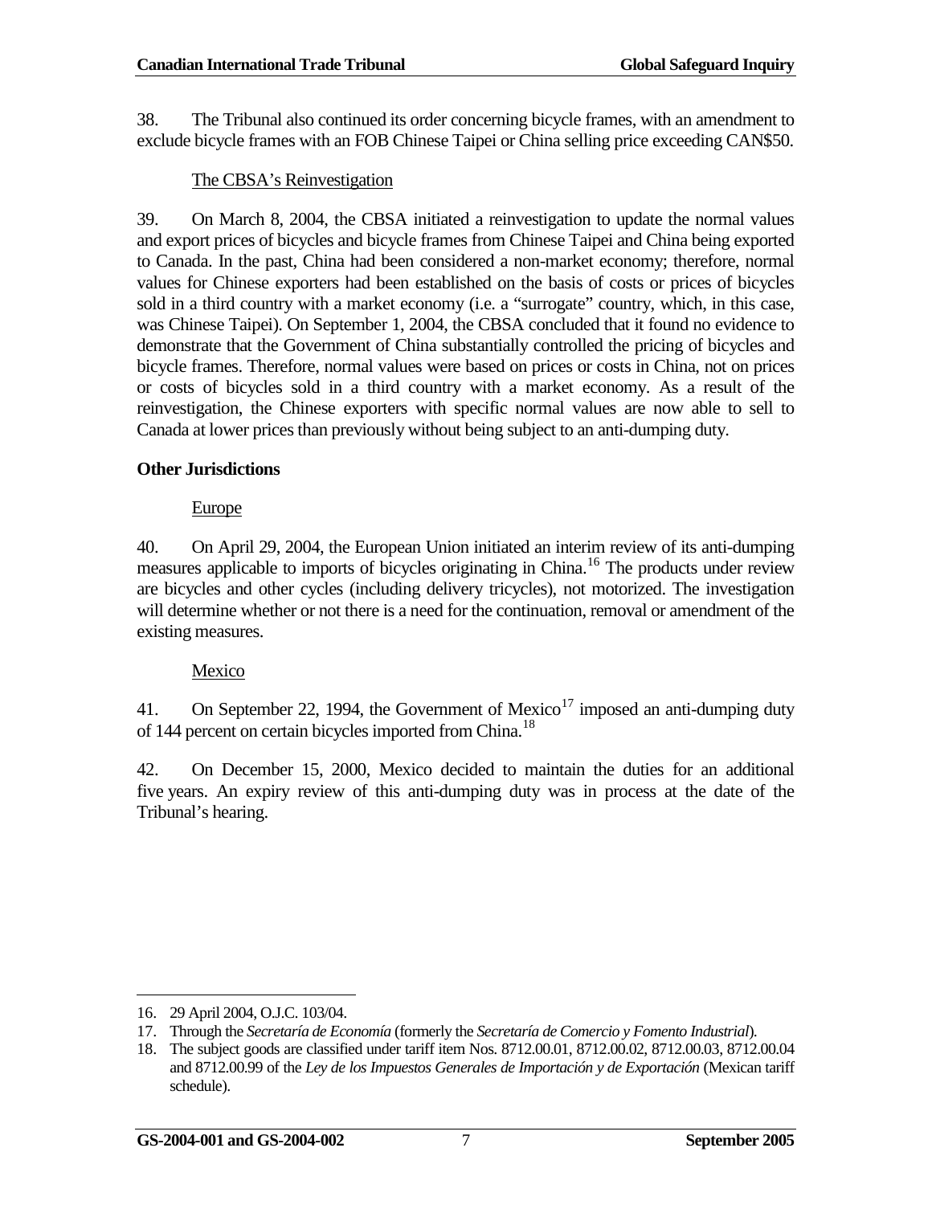38. The Tribunal also continued its order concerning bicycle frames, with an amendment to exclude bicycle frames with an FOB Chinese Taipei or China selling price exceeding CAN$50.

The CBSA's Reinvestigation

39. On March 8, 2004, the CBSA initiated a reinvestigation to update the normal values and export prices of bicycles and bicycle frames from Chinese Taipei and China being exported to Canada. In the past, China had been considered a non-market economy; therefore, normal values for Chinese exporters had been established on the basis of costs or prices of bicycles sold in a third country with a market economy (i.e. a "surrogate" country, which, in this case, was Chinese Taipei). On September 1, 2004, the CBSA concluded that it found no evidence to demonstrate that the Government of China substantially controlled the pricing of bicycles and bicycle frames. Therefore, normal values were based on prices or costs in China, not on prices or costs of bicycles sold in a third country with a market economy. As a result of the reinvestigation, the Chinese exporters with specific normal values are now able to sell to Canada at lower prices than previously without being subject to an anti-dumping duty.

**Other Jurisdictions**

Europe

40. On April 29, 2004, the European Union initiated an interim review of its anti-dumping measures applicable to imports of bicycles originating in China.[16] The products under review are bicycles and other cycles (including delivery tricycles), not motorized. The investigation will determine whether or not there is a need for the continuation, removal or amendment of the existing measures.

Mexico

41. On September 22, 1994, the Government of Mexico[17] imposed an anti-dumping duty of 144 percent on certain bicycles imported from China.[18]

42. On December 15, 2000, Mexico decided to maintain the duties for an additional five years. An expiry review of this anti-dumping duty was in process at the date of the Tribunal's hearing.

---

16. 29 April 2004, O.J.C. 103/04.

17. Through the *Secretaría de Economía* (formerly the *Secretaría de Comercio y Fomento Industrial*).

18. The subject goods are classified under tariff item Nos. 8712.00.01, 8712.00.02, 8712.00.03, 8712.00.04 and 8712.00.99 of the *Ley de los Impuestos Generales de Importación y de Exportación* (Mexican tariff schedule).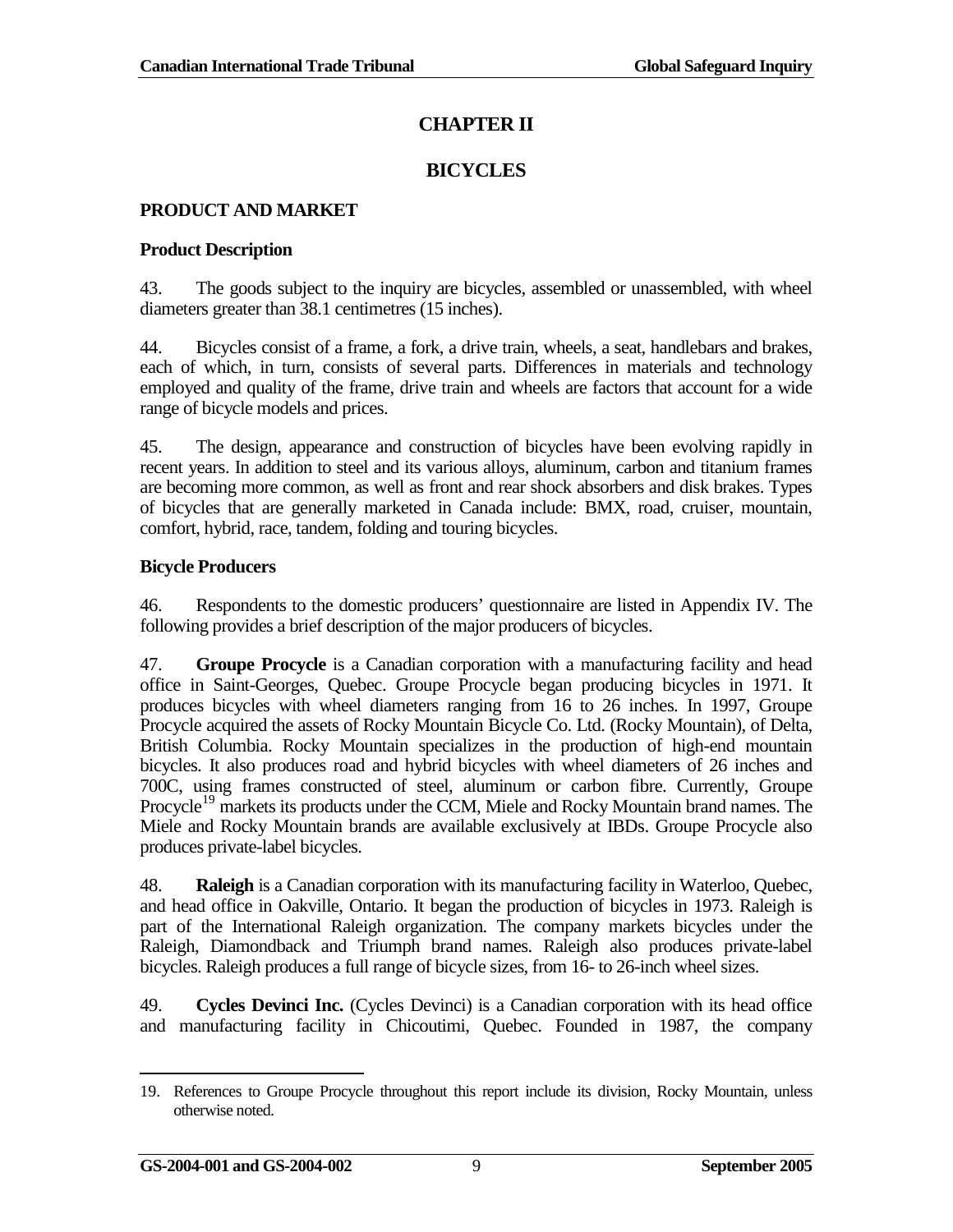# CHAPTER II

# BICYCLES

## PRODUCT AND MARKET

### Product Description

43. The goods subject to the inquiry are bicycles, assembled or unassembled, with wheel diameters greater than 38.1 centimetres (15 inches).

44. Bicycles consist of a frame, a fork, a drive train, wheels, a seat, handlebars and brakes, each of which, in turn, consists of several parts. Differences in materials and technology employed and quality of the frame, drive train and wheels are factors that account for a wide range of bicycle models and prices.

45. The design, appearance and construction of bicycles have been evolving rapidly in recent years. In addition to steel and its various alloys, aluminum, carbon and titanium frames are becoming more common, as well as front and rear shock absorbers and disk brakes. Types of bicycles that are generally marketed in Canada include: BMX, road, cruiser, mountain, comfort, hybrid, race, tandem, folding and touring bicycles.

### Bicycle Producers

46. Respondents to the domestic producers' questionnaire are listed in Appendix IV. The following provides a brief description of the major producers of bicycles.

47. **Groupe Procycle** is a Canadian corporation with a manufacturing facility and head office in Saint-Georges, Quebec. Groupe Procycle began producing bicycles in 1971. It produces bicycles with wheel diameters ranging from 16 to 26 inches. In 1997, Groupe Procycle acquired the assets of Rocky Mountain Bicycle Co. Ltd. (Rocky Mountain), of Delta, British Columbia. Rocky Mountain specializes in the production of high-end mountain bicycles. It also produces road and hybrid bicycles with wheel diameters of 26 inches and 700C, using frames constructed of steel, aluminum or carbon fibre. Currently, Groupe Procycle[19] markets its products under the CCM, Miele and Rocky Mountain brand names. The Miele and Rocky Mountain brands are available exclusively at IBDs. Groupe Procycle also produces private-label bicycles.

48. **Raleigh** is a Canadian corporation with its manufacturing facility in Waterloo, Quebec, and head office in Oakville, Ontario. It began the production of bicycles in 1973. Raleigh is part of the International Raleigh organization. The company markets bicycles under the Raleigh, Diamondback and Triumph brand names. Raleigh also produces private-label bicycles. Raleigh produces a full range of bicycle sizes, from 16- to 26-inch wheel sizes.

49. **Cycles Devinci Inc.** (Cycles Devinci) is a Canadian corporation with its head office and manufacturing facility in Chicoutimi, Quebec. Founded in 1987, the company

---

19. References to Groupe Procycle throughout this report include its division, Rocky Mountain, unless otherwise noted.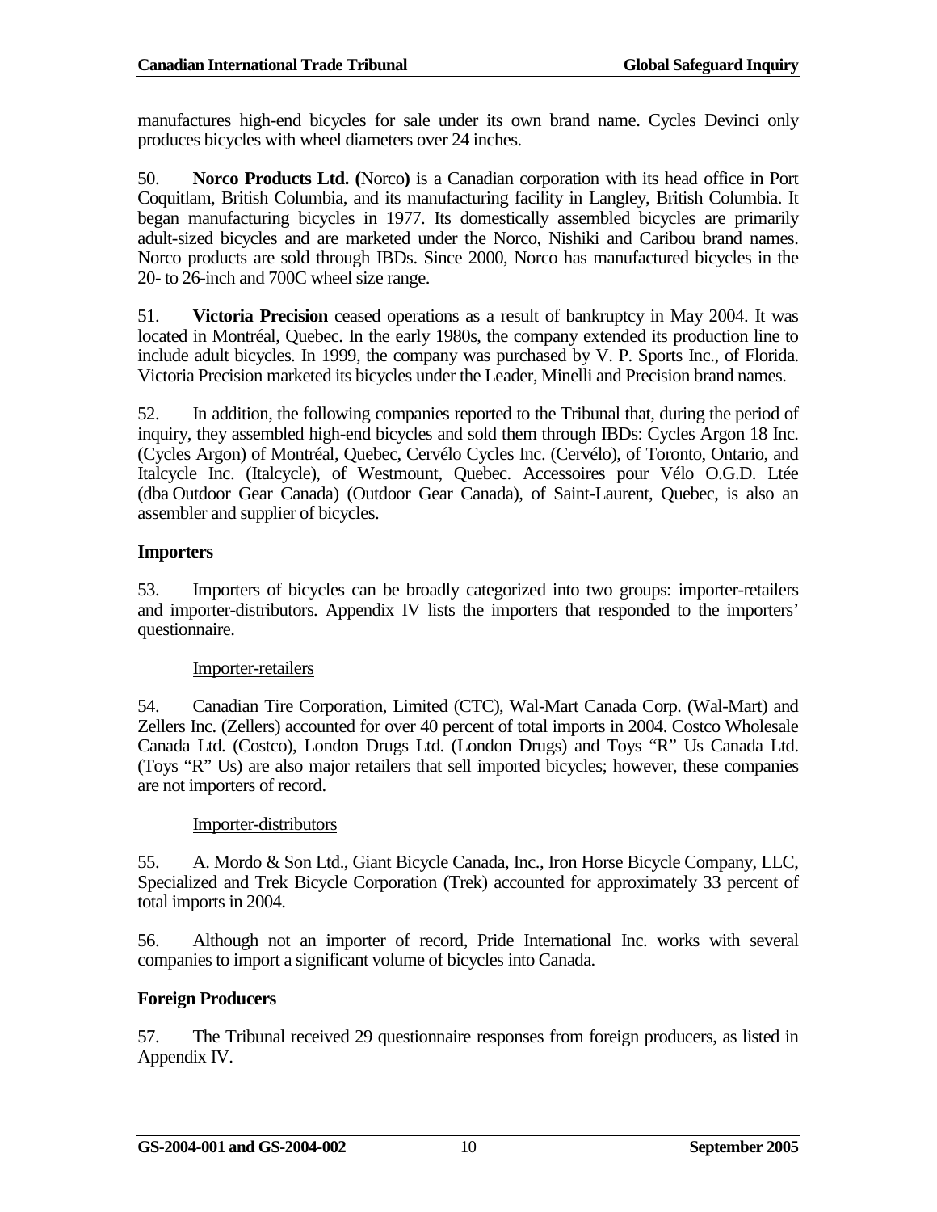manufactures high-end bicycles for sale under its own brand name. Cycles Devinci only produces bicycles with wheel diameters over 24 inches.

50. **Norco Products Ltd. (**Norco**)** is a Canadian corporation with its head office in Port Coquitlam, British Columbia, and its manufacturing facility in Langley, British Columbia. It began manufacturing bicycles in 1977. Its domestically assembled bicycles are primarily adult-sized bicycles and are marketed under the Norco, Nishiki and Caribou brand names. Norco products are sold through IBDs. Since 2000, Norco has manufactured bicycles in the 20- to 26-inch and 700C wheel size range.

51. **Victoria Precision** ceased operations as a result of bankruptcy in May 2004. It was located in Montréal, Quebec. In the early 1980s, the company extended its production line to include adult bicycles. In 1999, the company was purchased by V. P. Sports Inc., of Florida. Victoria Precision marketed its bicycles under the Leader, Minelli and Precision brand names.

52. In addition, the following companies reported to the Tribunal that, during the period of inquiry, they assembled high-end bicycles and sold them through IBDs: Cycles Argon 18 Inc. (Cycles Argon) of Montréal, Quebec, Cervélo Cycles Inc. (Cervélo), of Toronto, Ontario, and Italcycle Inc. (Italcycle), of Westmount, Quebec. Accessoires pour Vélo O.G.D. Ltée (dba Outdoor Gear Canada) (Outdoor Gear Canada), of Saint-Laurent, Quebec, is also an assembler and supplier of bicycles.

### Importers

53. Importers of bicycles can be broadly categorized into two groups: importer-retailers and importer-distributors. Appendix IV lists the importers that responded to the importers' questionnaire.

Importer-retailers

54. Canadian Tire Corporation, Limited (CTC), Wal-Mart Canada Corp. (Wal-Mart) and Zellers Inc. (Zellers) accounted for over 40 percent of total imports in 2004. Costco Wholesale Canada Ltd. (Costco), London Drugs Ltd. (London Drugs) and Toys "R" Us Canada Ltd. (Toys "R" Us) are also major retailers that sell imported bicycles; however, these companies are not importers of record.

Importer-distributors

55. A. Mordo & Son Ltd., Giant Bicycle Canada, Inc., Iron Horse Bicycle Company, LLC, Specialized and Trek Bicycle Corporation (Trek) accounted for approximately 33 percent of total imports in 2004.

56. Although not an importer of record, Pride International Inc. works with several companies to import a significant volume of bicycles into Canada.

### Foreign Producers

57. The Tribunal received 29 questionnaire responses from foreign producers, as listed in Appendix IV.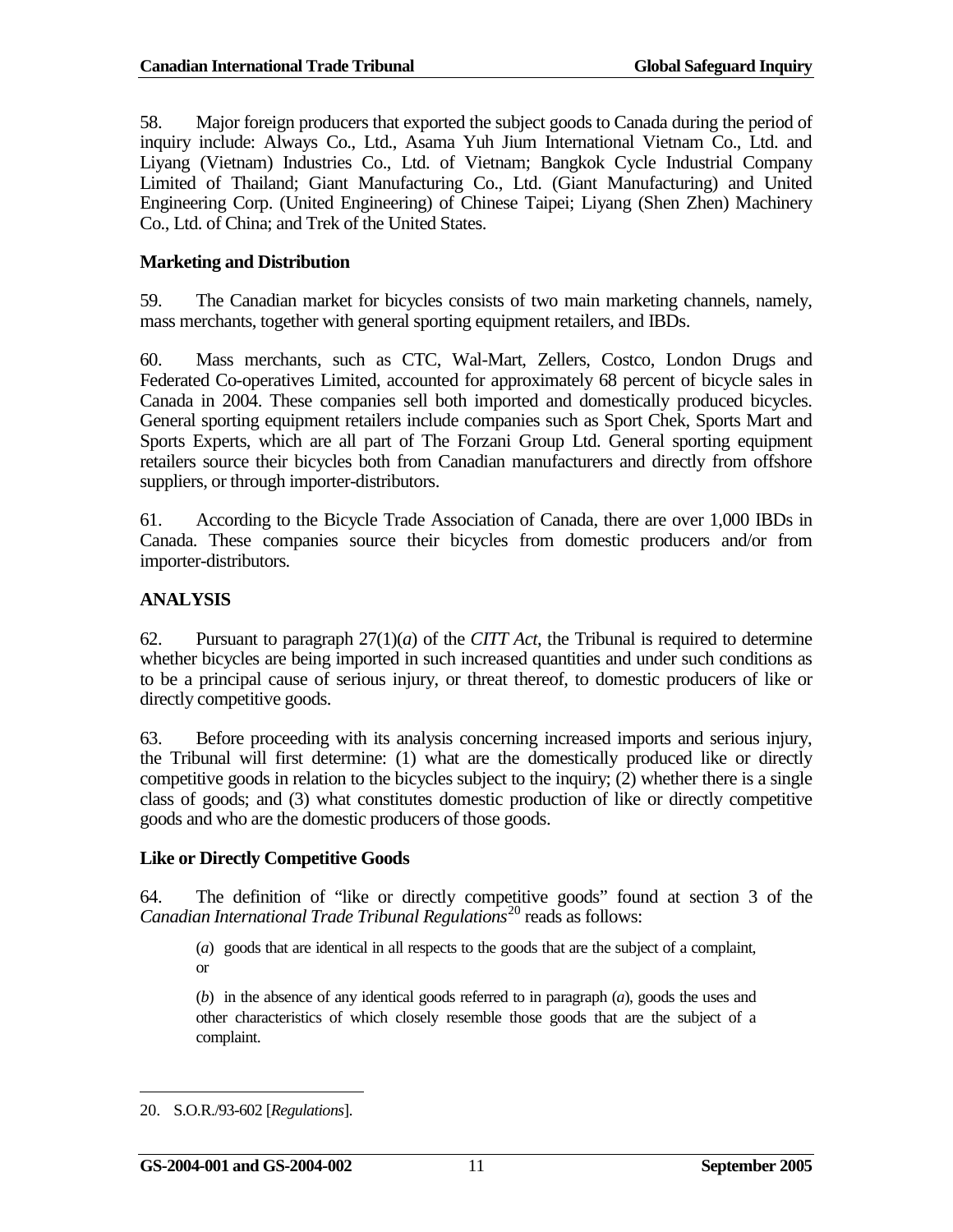58. Major foreign producers that exported the subject goods to Canada during the period of inquiry include: Always Co., Ltd., Asama Yuh Jium International Vietnam Co., Ltd. and Liyang (Vietnam) Industries Co., Ltd. of Vietnam; Bangkok Cycle Industrial Company Limited of Thailand; Giant Manufacturing Co., Ltd. (Giant Manufacturing) and United Engineering Corp. (United Engineering) of Chinese Taipei; Liyang (Shen Zhen) Machinery Co., Ltd. of China; and Trek of the United States.

### Marketing and Distribution

59. The Canadian market for bicycles consists of two main marketing channels, namely, mass merchants, together with general sporting equipment retailers, and IBDs.

60. Mass merchants, such as CTC, Wal-Mart, Zellers, Costco, London Drugs and Federated Co-operatives Limited, accounted for approximately 68 percent of bicycle sales in Canada in 2004. These companies sell both imported and domestically produced bicycles. General sporting equipment retailers include companies such as Sport Chek, Sports Mart and Sports Experts, which are all part of The Forzani Group Ltd. General sporting equipment retailers source their bicycles both from Canadian manufacturers and directly from offshore suppliers, or through importer-distributors.

61. According to the Bicycle Trade Association of Canada, there are over 1,000 IBDs in Canada. These companies source their bicycles from domestic producers and/or from importer-distributors.

## ANALYSIS

62. Pursuant to paragraph 27(1)(*a*) of the *CITT Act*, the Tribunal is required to determine whether bicycles are being imported in such increased quantities and under such conditions as to be a principal cause of serious injury, or threat thereof, to domestic producers of like or directly competitive goods.

63. Before proceeding with its analysis concerning increased imports and serious injury, the Tribunal will first determine: (1) what are the domestically produced like or directly competitive goods in relation to the bicycles subject to the inquiry; (2) whether there is a single class of goods; and (3) what constitutes domestic production of like or directly competitive goods and who are the domestic producers of those goods.

### Like or Directly Competitive Goods

64. The definition of "like or directly competitive goods" found at section 3 of the *Canadian International Trade Tribunal Regulations*[20] reads as follows:

> (*a*) goods that are identical in all respects to the goods that are the subject of a complaint, or
>
> (*b*) in the absence of any identical goods referred to in paragraph (*a*), goods the uses and other characteristics of which closely resemble those goods that are the subject of a complaint.

20. S.O.R./93-602 [*Regulations*].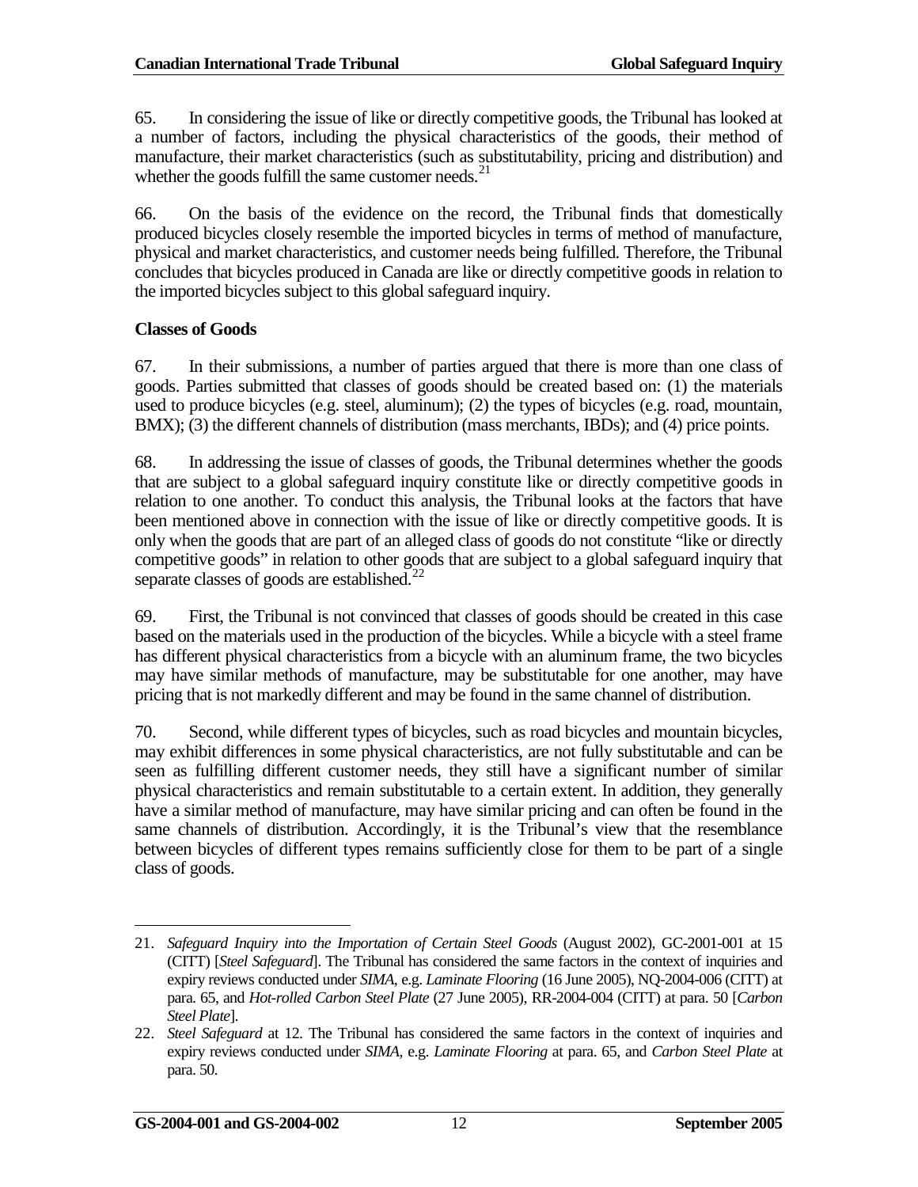65. In considering the issue of like or directly competitive goods, the Tribunal has looked at a number of factors, including the physical characteristics of the goods, their method of manufacture, their market characteristics (such as substitutability, pricing and distribution) and whether the goods fulfill the same customer needs.[21]

66. On the basis of the evidence on the record, the Tribunal finds that domestically produced bicycles closely resemble the imported bicycles in terms of method of manufacture, physical and market characteristics, and customer needs being fulfilled. Therefore, the Tribunal concludes that bicycles produced in Canada are like or directly competitive goods in relation to the imported bicycles subject to this global safeguard inquiry.

**Classes of Goods**

67. In their submissions, a number of parties argued that there is more than one class of goods. Parties submitted that classes of goods should be created based on: (1) the materials used to produce bicycles (e.g. steel, aluminum); (2) the types of bicycles (e.g. road, mountain, BMX); (3) the different channels of distribution (mass merchants, IBDs); and (4) price points.

68. In addressing the issue of classes of goods, the Tribunal determines whether the goods that are subject to a global safeguard inquiry constitute like or directly competitive goods in relation to one another. To conduct this analysis, the Tribunal looks at the factors that have been mentioned above in connection with the issue of like or directly competitive goods. It is only when the goods that are part of an alleged class of goods do not constitute "like or directly competitive goods" in relation to other goods that are subject to a global safeguard inquiry that separate classes of goods are established.[22]

69. First, the Tribunal is not convinced that classes of goods should be created in this case based on the materials used in the production of the bicycles. While a bicycle with a steel frame has different physical characteristics from a bicycle with an aluminum frame, the two bicycles may have similar methods of manufacture, may be substitutable for one another, may have pricing that is not markedly different and may be found in the same channel of distribution.

70. Second, while different types of bicycles, such as road bicycles and mountain bicycles, may exhibit differences in some physical characteristics, are not fully substitutable and can be seen as fulfilling different customer needs, they still have a significant number of similar physical characteristics and remain substitutable to a certain extent. In addition, they generally have a similar method of manufacture, may have similar pricing and can often be found in the same channels of distribution. Accordingly, it is the Tribunal's view that the resemblance between bicycles of different types remains sufficiently close for them to be part of a single class of goods.

---

21. *Safeguard Inquiry into the Importation of Certain Steel Goods* (August 2002), GC-2001-001 at 15 (CITT) [*Steel Safeguard*]. The Tribunal has considered the same factors in the context of inquiries and expiry reviews conducted under *SIMA*, e.g. *Laminate Flooring* (16 June 2005), NQ-2004-006 (CITT) at para. 65, and *Hot-rolled Carbon Steel Plate* (27 June 2005), RR-2004-004 (CITT) at para. 50 [*Carbon Steel Plate*].

22. *Steel Safeguard* at 12. The Tribunal has considered the same factors in the context of inquiries and expiry reviews conducted under *SIMA*, e.g. *Laminate Flooring* at para. 65, and *Carbon Steel Plate* at para. 50.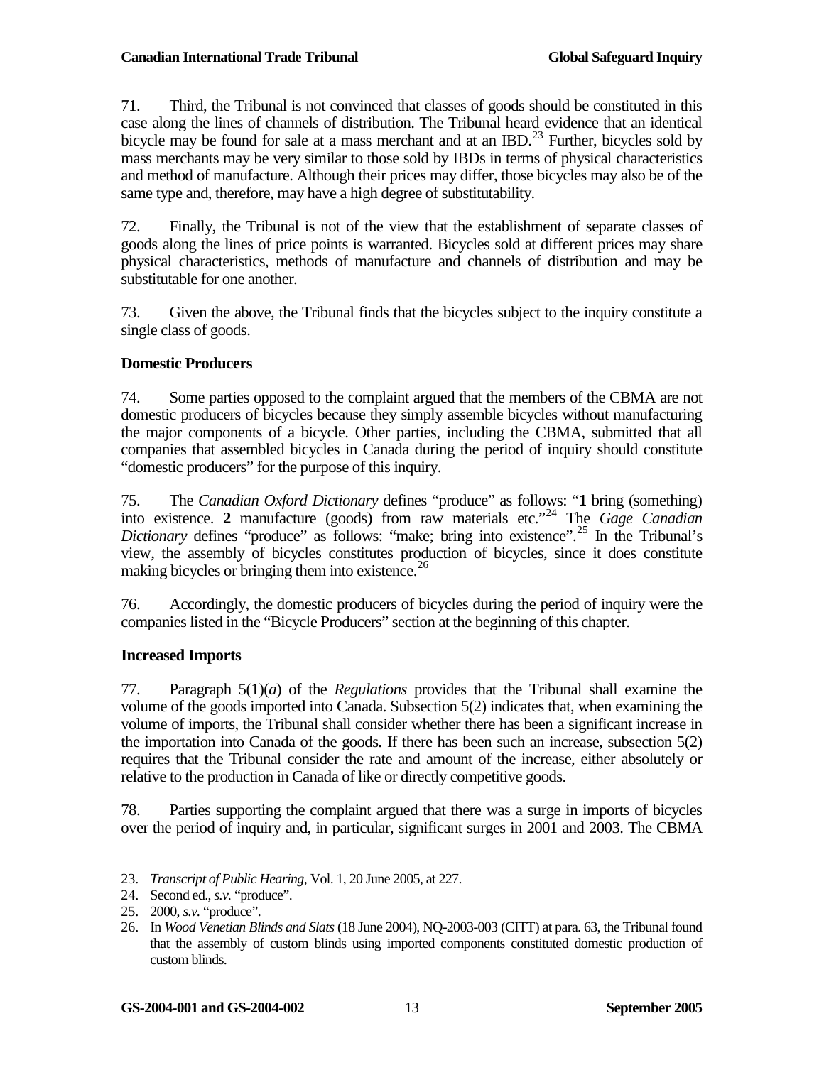71. Third, the Tribunal is not convinced that classes of goods should be constituted in this case along the lines of channels of distribution. The Tribunal heard evidence that an identical bicycle may be found for sale at a mass merchant and at an IBD.[23] Further, bicycles sold by mass merchants may be very similar to those sold by IBDs in terms of physical characteristics and method of manufacture. Although their prices may differ, those bicycles may also be of the same type and, therefore, may have a high degree of substitutability.

72. Finally, the Tribunal is not of the view that the establishment of separate classes of goods along the lines of price points is warranted. Bicycles sold at different prices may share physical characteristics, methods of manufacture and channels of distribution and may be substitutable for one another.

73. Given the above, the Tribunal finds that the bicycles subject to the inquiry constitute a single class of goods.

### Domestic Producers

74. Some parties opposed to the complaint argued that the members of the CBMA are not domestic producers of bicycles because they simply assemble bicycles without manufacturing the major components of a bicycle. Other parties, including the CBMA, submitted that all companies that assembled bicycles in Canada during the period of inquiry should constitute "domestic producers" for the purpose of this inquiry.

75. The *Canadian Oxford Dictionary* defines "produce" as follows: "**1** bring (something) into existence. **2** manufacture (goods) from raw materials etc."[24] The *Gage Canadian Dictionary* defines "produce" as follows: "make; bring into existence".[25] In the Tribunal's view, the assembly of bicycles constitutes production of bicycles, since it does constitute making bicycles or bringing them into existence.[26]

76. Accordingly, the domestic producers of bicycles during the period of inquiry were the companies listed in the "Bicycle Producers" section at the beginning of this chapter.

### Increased Imports

77. Paragraph 5(1)(*a*) of the *Regulations* provides that the Tribunal shall examine the volume of the goods imported into Canada. Subsection 5(2) indicates that, when examining the volume of imports, the Tribunal shall consider whether there has been a significant increase in the importation into Canada of the goods. If there has been such an increase, subsection 5(2) requires that the Tribunal consider the rate and amount of the increase, either absolutely or relative to the production in Canada of like or directly competitive goods.

78. Parties supporting the complaint argued that there was a surge in imports of bicycles over the period of inquiry and, in particular, significant surges in 2001 and 2003. The CBMA

---

23. *Transcript of Public Hearing*, Vol. 1, 20 June 2005, at 227.

24. Second ed., *s.v.* "produce".

25. 2000, *s.v.* "produce".

26. In *Wood Venetian Blinds and Slats* (18 June 2004), NQ-2003-003 (CITT) at para. 63, the Tribunal found that the assembly of custom blinds using imported components constituted domestic production of custom blinds.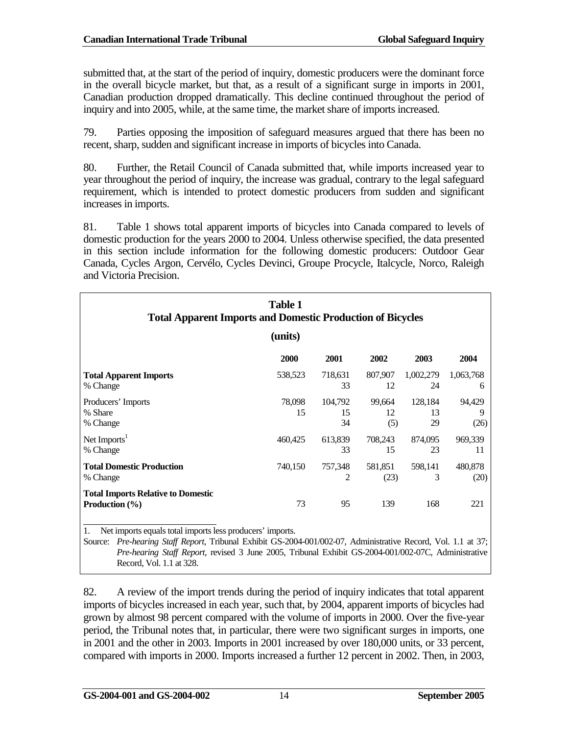submitted that, at the start of the period of inquiry, domestic producers were the dominant force in the overall bicycle market, but that, as a result of a significant surge in imports in 2001, Canadian production dropped dramatically. This decline continued throughout the period of inquiry and into 2005, while, at the same time, the market share of imports increased.

79. Parties opposing the imposition of safeguard measures argued that there has been no recent, sharp, sudden and significant increase in imports of bicycles into Canada.

80. Further, the Retail Council of Canada submitted that, while imports increased year to year throughout the period of inquiry, the increase was gradual, contrary to the legal safeguard requirement, which is intended to protect domestic producers from sudden and significant increases in imports.

81. Table 1 shows total apparent imports of bicycles into Canada compared to levels of domestic production for the years 2000 to 2004. Unless otherwise specified, the data presented in this section include information for the following domestic producers: Outdoor Gear Canada, Cycles Argon, Cervélo, Cycles Devinci, Groupe Procycle, Italcycle, Norco, Raleigh and Victoria Precision.

**Table 1**
**Total Apparent Imports and Domestic Production of Bicycles**
**(units)**

| | 2000 | 2001 | 2002 | 2003 | 2004 |
|---|---|---|---|---|---|
| **Total Apparent Imports** | 538,523 | 718,631 | 807,907 | 1,002,279 | 1,063,768 |
| % Change | | 33 | 12 | 24 | 6 |
| Producers' Imports | 78,098 | 104,792 | 99,664 | 128,184 | 94,429 |
| % Share | 15 | 15 | 12 | 13 | 9 |
| % Change | | 34 | (5) | 29 | (26) |
| Net Imports[1] | 460,425 | 613,839 | 708,243 | 874,095 | 969,339 |
| % Change | | 33 | 15 | 23 | 11 |
| **Total Domestic Production** | 740,150 | 757,348 | 581,851 | 598,141 | 480,878 |
| % Change | | 2 | (23) | 3 | (20) |
| **Total Imports Relative to Domestic Production (%)** | 73 | 95 | 139 | 168 | 221 |

1. Net imports equals total imports less producers' imports.

Source: *Pre-hearing Staff Report*, Tribunal Exhibit GS-2004-001/002-07, Administrative Record, Vol. 1.1 at 37; *Pre-hearing Staff Report*, revised 3 June 2005, Tribunal Exhibit GS-2004-001/002-07C, Administrative Record, Vol. 1.1 at 328.

82. A review of the import trends during the period of inquiry indicates that total apparent imports of bicycles increased in each year, such that, by 2004, apparent imports of bicycles had grown by almost 98 percent compared with the volume of imports in 2000. Over the five-year period, the Tribunal notes that, in particular, there were two significant surges in imports, one in 2001 and the other in 2003. Imports in 2001 increased by over 180,000 units, or 33 percent, compared with imports in 2000. Imports increased a further 12 percent in 2002. Then, in 2003,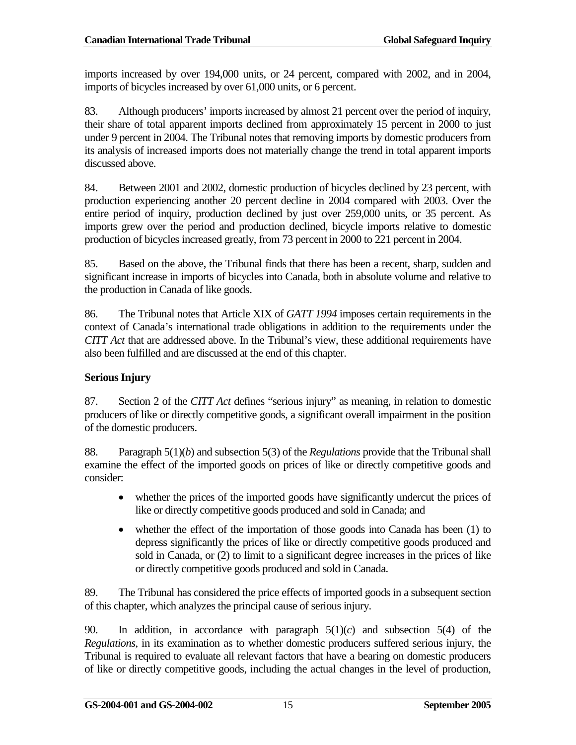imports increased by over 194,000 units, or 24 percent, compared with 2002, and in 2004, imports of bicycles increased by over 61,000 units, or 6 percent.

83. Although producers' imports increased by almost 21 percent over the period of inquiry, their share of total apparent imports declined from approximately 15 percent in 2000 to just under 9 percent in 2004. The Tribunal notes that removing imports by domestic producers from its analysis of increased imports does not materially change the trend in total apparent imports discussed above.

84. Between 2001 and 2002, domestic production of bicycles declined by 23 percent, with production experiencing another 20 percent decline in 2004 compared with 2003. Over the entire period of inquiry, production declined by just over 259,000 units, or 35 percent. As imports grew over the period and production declined, bicycle imports relative to domestic production of bicycles increased greatly, from 73 percent in 2000 to 221 percent in 2004.

85. Based on the above, the Tribunal finds that there has been a recent, sharp, sudden and significant increase in imports of bicycles into Canada, both in absolute volume and relative to the production in Canada of like goods.

86. The Tribunal notes that Article XIX of *GATT 1994* imposes certain requirements in the context of Canada's international trade obligations in addition to the requirements under the *CITT Act* that are addressed above. In the Tribunal's view, these additional requirements have also been fulfilled and are discussed at the end of this chapter.

**Serious Injury**

87. Section 2 of the *CITT Act* defines "serious injury" as meaning, in relation to domestic producers of like or directly competitive goods, a significant overall impairment in the position of the domestic producers.

88. Paragraph 5(1)(*b*) and subsection 5(3) of the *Regulations* provide that the Tribunal shall examine the effect of the imported goods on prices of like or directly competitive goods and consider:

- whether the prices of the imported goods have significantly undercut the prices of like or directly competitive goods produced and sold in Canada; and
- whether the effect of the importation of those goods into Canada has been (1) to depress significantly the prices of like or directly competitive goods produced and sold in Canada, or (2) to limit to a significant degree increases in the prices of like or directly competitive goods produced and sold in Canada.

89. The Tribunal has considered the price effects of imported goods in a subsequent section of this chapter, which analyzes the principal cause of serious injury.

90. In addition, in accordance with paragraph 5(1)(*c*) and subsection 5(4) of the *Regulations*, in its examination as to whether domestic producers suffered serious injury, the Tribunal is required to evaluate all relevant factors that have a bearing on domestic producers of like or directly competitive goods, including the actual changes in the level of production,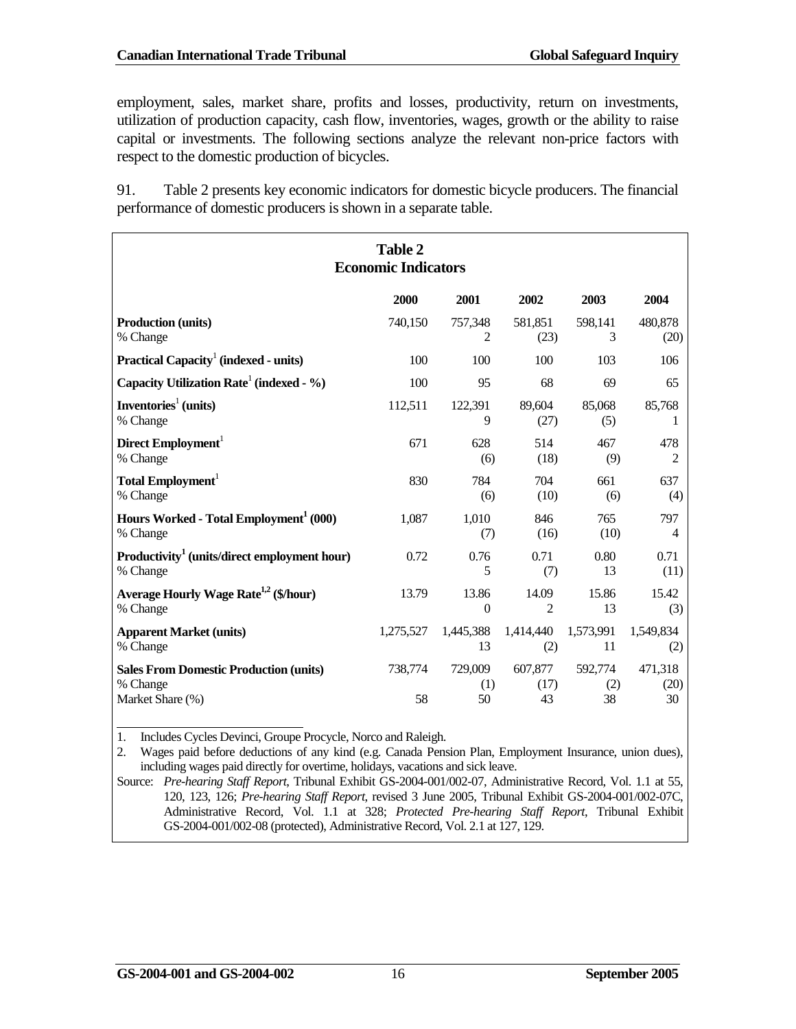employment, sales, market share, profits and losses, productivity, return on investments, utilization of production capacity, cash flow, inventories, wages, growth or the ability to raise capital or investments. The following sections analyze the relevant non-price factors with respect to the domestic production of bicycles.

91. Table 2 presents key economic indicators for domestic bicycle producers. The financial performance of domestic producers is shown in a separate table.

**Table 2**
**Economic Indicators**

| | 2000 | 2001 | 2002 | 2003 | 2004 |
|---|---|---|---|---|---|
| **Production (units)** | 740,150 | 757,348 | 581,851 | 598,141 | 480,878 |
| % Change | | 2 | (23) | 3 | (20) |
| **Practical Capacity[1] (indexed - units)** | 100 | 100 | 100 | 103 | 106 |
| **Capacity Utilization Rate[1] (indexed - %)** | 100 | 95 | 68 | 69 | 65 |
| **Inventories[1] (units)** | 112,511 | 122,391 | 89,604 | 85,068 | 85,768 |
| % Change | | 9 | (27) | (5) | 1 |
| **Direct Employment[1]** | 671 | 628 | 514 | 467 | 478 |
| % Change | | (6) | (18) | (9) | 2 |
| **Total Employment[1]** | 830 | 784 | 704 | 661 | 637 |
| % Change | | (6) | (10) | (6) | (4) |
| **Hours Worked - Total Employment[1] (000)** | 1,087 | 1,010 | 846 | 765 | 797 |
| % Change | | (7) | (16) | (10) | 4 |
| **Productivity[1] (units/direct employment hour)** | 0.72 | 0.76 | 0.71 | 0.80 | 0.71 |
| % Change | | 5 | (7) | 13 | (11) |
| **Average Hourly Wage Rate[1,2] ($/hour)** | 13.79 | 13.86 | 14.09 | 15.86 | 15.42 |
| % Change | | 0 | 2 | 13 | (3) |
| **Apparent Market (units)** | 1,275,527 | 1,445,388 | 1,414,440 | 1,573,991 | 1,549,834 |
| % Change | | 13 | (2) | 11 | (2) |
| **Sales From Domestic Production (units)** | 738,774 | 729,009 | 607,877 | 592,774 | 471,318 |
| % Change | | (1) | (17) | (2) | (20) |
| Market Share (%) | 58 | 50 | 43 | 38 | 30 |

1. Includes Cycles Devinci, Groupe Procycle, Norco and Raleigh.
2. Wages paid before deductions of any kind (e.g. Canada Pension Plan, Employment Insurance, union dues), including wages paid directly for overtime, holidays, vacations and sick leave.

Source: *Pre-hearing Staff Report*, Tribunal Exhibit GS-2004-001/002-07, Administrative Record, Vol. 1.1 at 55, 120, 123, 126; *Pre-hearing Staff Report*, revised 3 June 2005, Tribunal Exhibit GS-2004-001/002-07C, Administrative Record, Vol. 1.1 at 328; *Protected Pre-hearing Staff Report*, Tribunal Exhibit GS-2004-001/002-08 (protected), Administrative Record, Vol. 2.1 at 127, 129.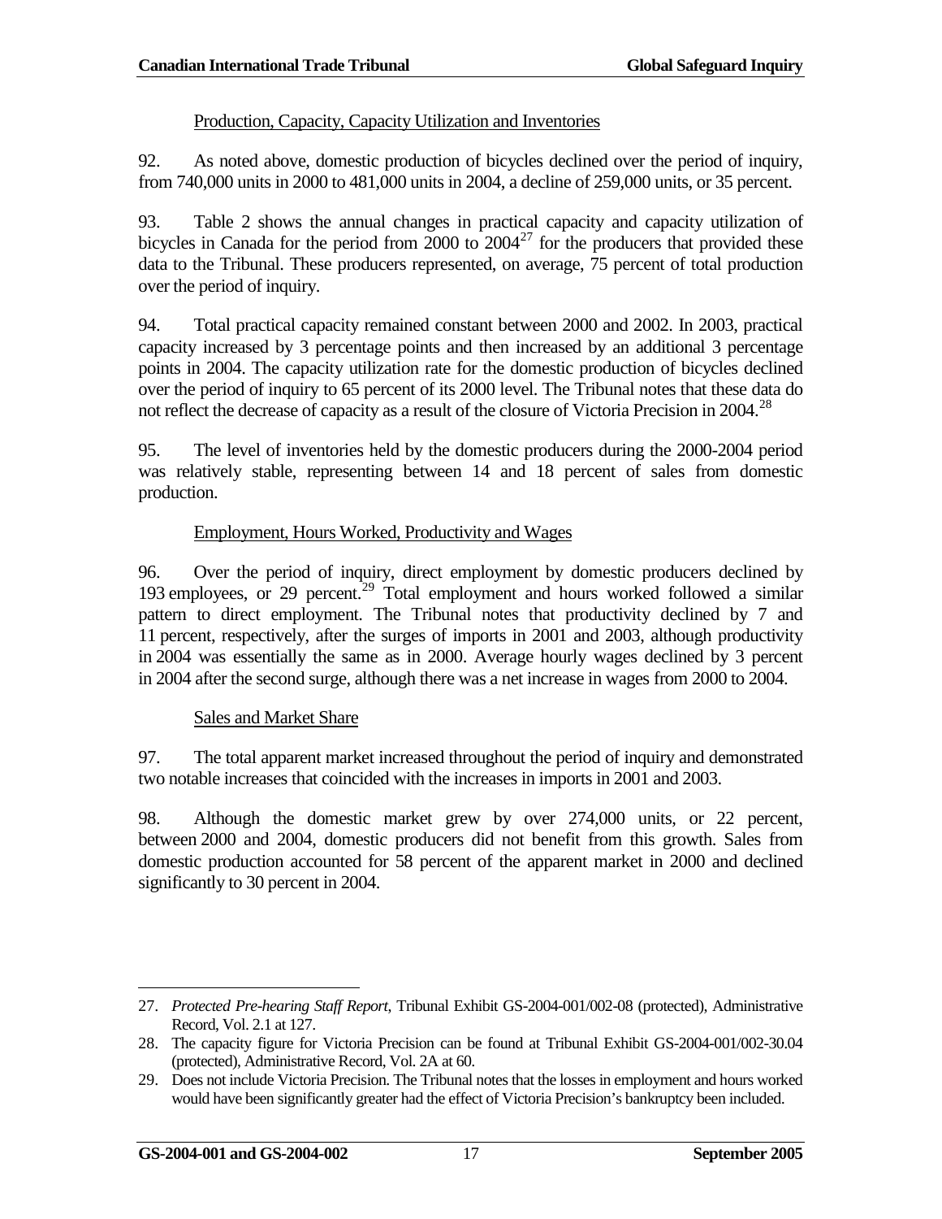Production, Capacity, Capacity Utilization and Inventories

92. As noted above, domestic production of bicycles declined over the period of inquiry, from 740,000 units in 2000 to 481,000 units in 2004, a decline of 259,000 units, or 35 percent.

93. Table 2 shows the annual changes in practical capacity and capacity utilization of bicycles in Canada for the period from 2000 to 2004[27] for the producers that provided these data to the Tribunal. These producers represented, on average, 75 percent of total production over the period of inquiry.

94. Total practical capacity remained constant between 2000 and 2002. In 2003, practical capacity increased by 3 percentage points and then increased by an additional 3 percentage points in 2004. The capacity utilization rate for the domestic production of bicycles declined over the period of inquiry to 65 percent of its 2000 level. The Tribunal notes that these data do not reflect the decrease of capacity as a result of the closure of Victoria Precision in 2004.[28]

95. The level of inventories held by the domestic producers during the 2000-2004 period was relatively stable, representing between 14 and 18 percent of sales from domestic production.

Employment, Hours Worked, Productivity and Wages

96. Over the period of inquiry, direct employment by domestic producers declined by 193 employees, or 29 percent.[29] Total employment and hours worked followed a similar pattern to direct employment. The Tribunal notes that productivity declined by 7 and 11 percent, respectively, after the surges of imports in 2001 and 2003, although productivity in 2004 was essentially the same as in 2000. Average hourly wages declined by 3 percent in 2004 after the second surge, although there was a net increase in wages from 2000 to 2004.

Sales and Market Share

97. The total apparent market increased throughout the period of inquiry and demonstrated two notable increases that coincided with the increases in imports in 2001 and 2003.

98. Although the domestic market grew by over 274,000 units, or 22 percent, between 2000 and 2004, domestic producers did not benefit from this growth. Sales from domestic production accounted for 58 percent of the apparent market in 2000 and declined significantly to 30 percent in 2004.

---

27. *Protected Pre-hearing Staff Report*, Tribunal Exhibit GS-2004-001/002-08 (protected), Administrative Record, Vol. 2.1 at 127.

28. The capacity figure for Victoria Precision can be found at Tribunal Exhibit GS-2004-001/002-30.04 (protected), Administrative Record, Vol. 2A at 60.

29. Does not include Victoria Precision. The Tribunal notes that the losses in employment and hours worked would have been significantly greater had the effect of Victoria Precision's bankruptcy been included.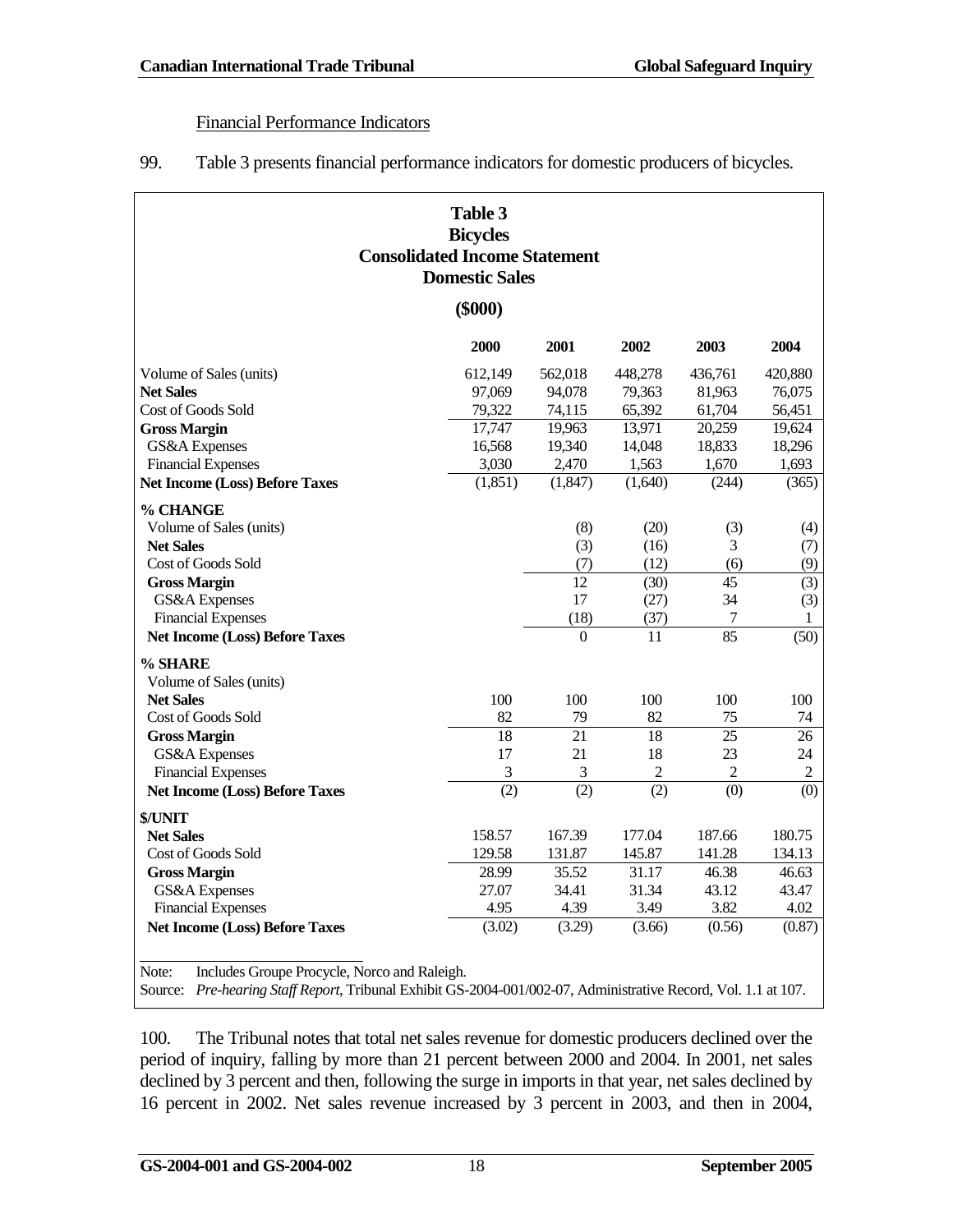Financial Performance Indicators

99. Table 3 presents financial performance indicators for domestic producers of bicycles.

**Table 3**
**Bicycles**
**Consolidated Income Statement**
**Domestic Sales**

**($000)**

| | 2000 | 2001 | 2002 | 2003 | 2004 |
|---|---|---|---|---|---|
| Volume of Sales (units) | 612,149 | 562,018 | 448,278 | 436,761 | 420,880 |
| **Net Sales** | 97,069 | 94,078 | 79,363 | 81,963 | 76,075 |
| Cost of Goods Sold | 79,322 | 74,115 | 65,392 | 61,704 | 56,451 |
| **Gross Margin** | 17,747 | 19,963 | 13,971 | 20,259 | 19,624 |
| GS&A Expenses | 16,568 | 19,340 | 14,048 | 18,833 | 18,296 |
| Financial Expenses | 3,030 | 2,470 | 1,563 | 1,670 | 1,693 |
| **Net Income (Loss) Before Taxes** | (1,851) | (1,847) | (1,640) | (244) | (365) |
| **% CHANGE** | | | | | |
| Volume of Sales (units) | | (8) | (20) | (3) | (4) |
| **Net Sales** | | (3) | (16) | 3 | (7) |
| Cost of Goods Sold | | (7) | (12) | (6) | (9) |
| **Gross Margin** | | 12 | (30) | 45 | (3) |
| GS&A Expenses | | 17 | (27) | 34 | (3) |
| Financial Expenses | | (18) | (37) | 7 | 1 |
| **Net Income (Loss) Before Taxes** | | 0 | 11 | 85 | (50) |
| **% SHARE** | | | | | |
| Volume of Sales (units) | | | | | |
| **Net Sales** | 100 | 100 | 100 | 100 | 100 |
| Cost of Goods Sold | 82 | 79 | 82 | 75 | 74 |
| **Gross Margin** | 18 | 21 | 18 | 25 | 26 |
| GS&A Expenses | 17 | 21 | 18 | 23 | 24 |
| Financial Expenses | 3 | 3 | 2 | 2 | 2 |
| **Net Income (Loss) Before Taxes** | (2) | (2) | (2) | (0) | (0) |
| **$/UNIT** | | | | | |
| **Net Sales** | 158.57 | 167.39 | 177.04 | 187.66 | 180.75 |
| Cost of Goods Sold | 129.58 | 131.87 | 145.87 | 141.28 | 134.13 |
| **Gross Margin** | 28.99 | 35.52 | 31.17 | 46.38 | 46.63 |
| GS&A Expenses | 27.07 | 34.41 | 31.34 | 43.12 | 43.47 |
| Financial Expenses | 4.95 | 4.39 | 3.49 | 3.82 | 4.02 |
| **Net Income (Loss) Before Taxes** | (3.02) | (3.29) | (3.66) | (0.56) | (0.87) |

Note: Includes Groupe Procycle, Norco and Raleigh.
Source: *Pre-hearing Staff Report*, Tribunal Exhibit GS-2004-001/002-07, Administrative Record, Vol. 1.1 at 107.

100. The Tribunal notes that total net sales revenue for domestic producers declined over the period of inquiry, falling by more than 21 percent between 2000 and 2004. In 2001, net sales declined by 3 percent and then, following the surge in imports in that year, net sales declined by 16 percent in 2002. Net sales revenue increased by 3 percent in 2003, and then in 2004,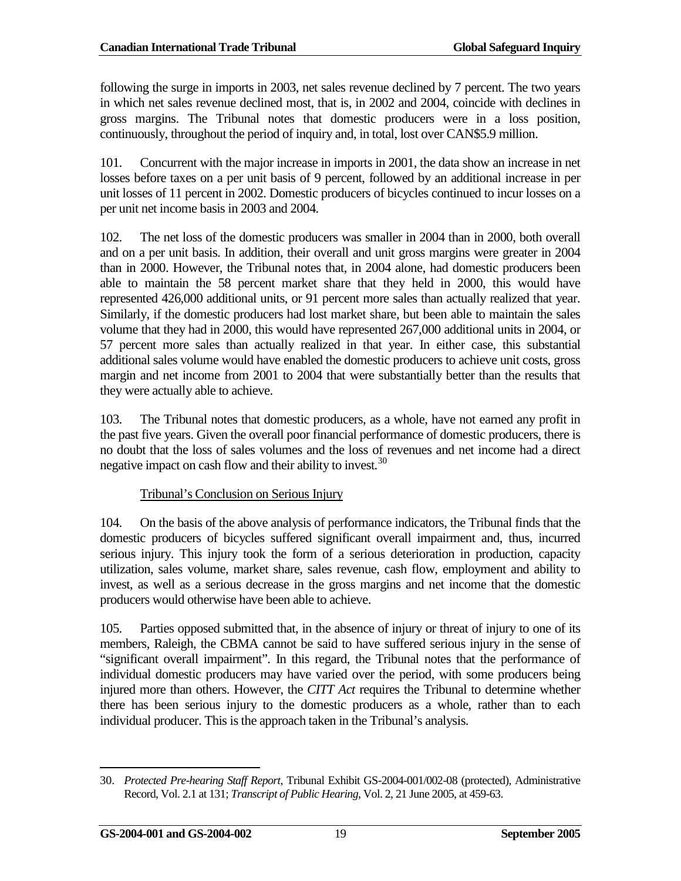following the surge in imports in 2003, net sales revenue declined by 7 percent. The two years in which net sales revenue declined most, that is, in 2002 and 2004, coincide with declines in gross margins. The Tribunal notes that domestic producers were in a loss position, continuously, throughout the period of inquiry and, in total, lost over CAN$5.9 million.

101. Concurrent with the major increase in imports in 2001, the data show an increase in net losses before taxes on a per unit basis of 9 percent, followed by an additional increase in per unit losses of 11 percent in 2002. Domestic producers of bicycles continued to incur losses on a per unit net income basis in 2003 and 2004.

102. The net loss of the domestic producers was smaller in 2004 than in 2000, both overall and on a per unit basis. In addition, their overall and unit gross margins were greater in 2004 than in 2000. However, the Tribunal notes that, in 2004 alone, had domestic producers been able to maintain the 58 percent market share that they held in 2000, this would have represented 426,000 additional units, or 91 percent more sales than actually realized that year. Similarly, if the domestic producers had lost market share, but been able to maintain the sales volume that they had in 2000, this would have represented 267,000 additional units in 2004, or 57 percent more sales than actually realized in that year. In either case, this substantial additional sales volume would have enabled the domestic producers to achieve unit costs, gross margin and net income from 2001 to 2004 that were substantially better than the results that they were actually able to achieve.

103. The Tribunal notes that domestic producers, as a whole, have not earned any profit in the past five years. Given the overall poor financial performance of domestic producers, there is no doubt that the loss of sales volumes and the loss of revenues and net income had a direct negative impact on cash flow and their ability to invest.[30]

Tribunal's Conclusion on Serious Injury

104. On the basis of the above analysis of performance indicators, the Tribunal finds that the domestic producers of bicycles suffered significant overall impairment and, thus, incurred serious injury. This injury took the form of a serious deterioration in production, capacity utilization, sales volume, market share, sales revenue, cash flow, employment and ability to invest, as well as a serious decrease in the gross margins and net income that the domestic producers would otherwise have been able to achieve.

105. Parties opposed submitted that, in the absence of injury or threat of injury to one of its members, Raleigh, the CBMA cannot be said to have suffered serious injury in the sense of "significant overall impairment". In this regard, the Tribunal notes that the performance of individual domestic producers may have varied over the period, with some producers being injured more than others. However, the *CITT Act* requires the Tribunal to determine whether there has been serious injury to the domestic producers as a whole, rather than to each individual producer. This is the approach taken in the Tribunal's analysis.

30. *Protected Pre-hearing Staff Report*, Tribunal Exhibit GS-2004-001/002-08 (protected), Administrative Record, Vol. 2.1 at 131; *Transcript of Public Hearing*, Vol. 2, 21 June 2005, at 459-63.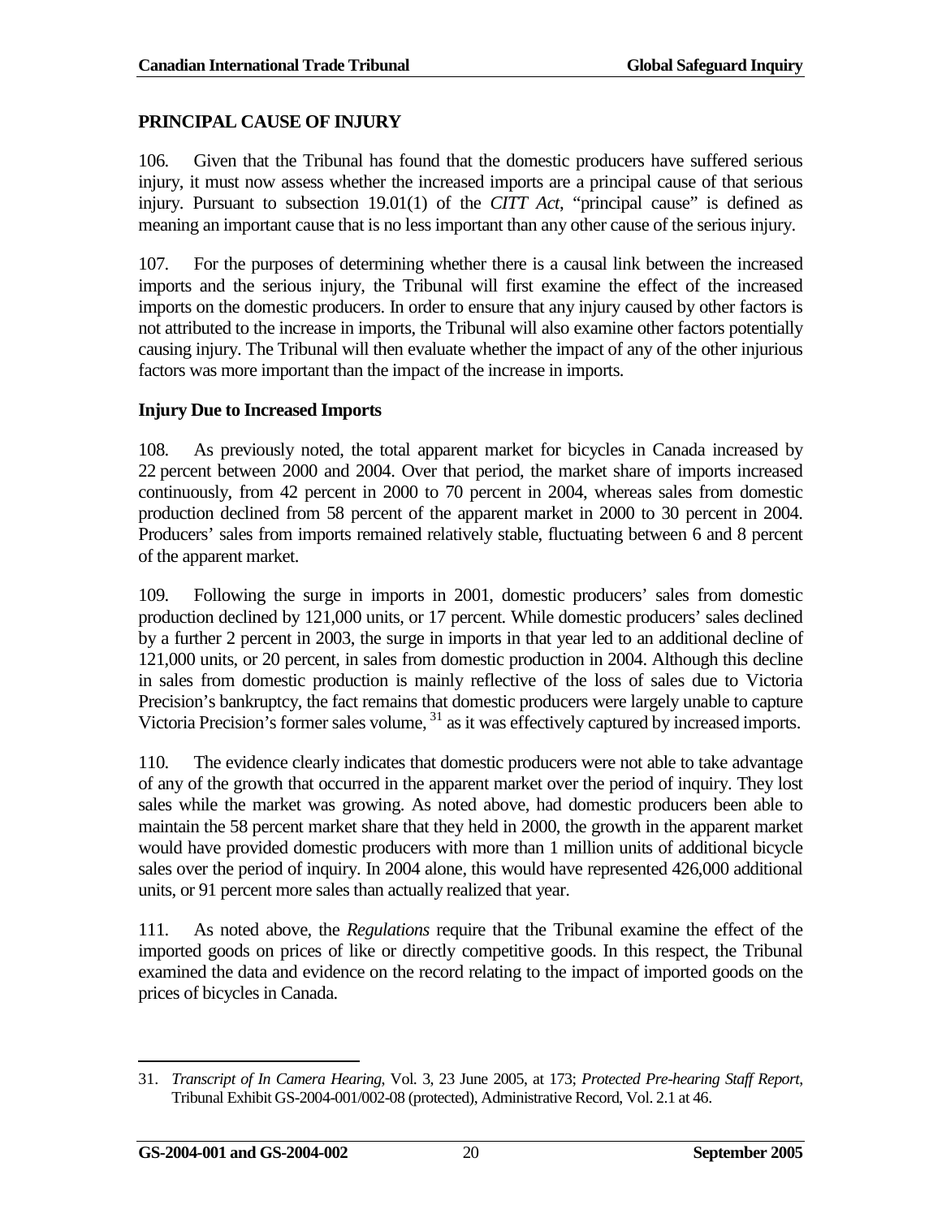## PRINCIPAL CAUSE OF INJURY

106. Given that the Tribunal has found that the domestic producers have suffered serious injury, it must now assess whether the increased imports are a principal cause of that serious injury. Pursuant to subsection 19.01(1) of the *CITT Act*, "principal cause" is defined as meaning an important cause that is no less important than any other cause of the serious injury.

107. For the purposes of determining whether there is a causal link between the increased imports and the serious injury, the Tribunal will first examine the effect of the increased imports on the domestic producers. In order to ensure that any injury caused by other factors is not attributed to the increase in imports, the Tribunal will also examine other factors potentially causing injury. The Tribunal will then evaluate whether the impact of any of the other injurious factors was more important than the impact of the increase in imports.

### Injury Due to Increased Imports

108. As previously noted, the total apparent market for bicycles in Canada increased by 22 percent between 2000 and 2004. Over that period, the market share of imports increased continuously, from 42 percent in 2000 to 70 percent in 2004, whereas sales from domestic production declined from 58 percent of the apparent market in 2000 to 30 percent in 2004. Producers' sales from imports remained relatively stable, fluctuating between 6 and 8 percent of the apparent market.

109. Following the surge in imports in 2001, domestic producers' sales from domestic production declined by 121,000 units, or 17 percent. While domestic producers' sales declined by a further 2 percent in 2003, the surge in imports in that year led to an additional decline of 121,000 units, or 20 percent, in sales from domestic production in 2004. Although this decline in sales from domestic production is mainly reflective of the loss of sales due to Victoria Precision's bankruptcy, the fact remains that domestic producers were largely unable to capture Victoria Precision's former sales volume, [31] as it was effectively captured by increased imports.

110. The evidence clearly indicates that domestic producers were not able to take advantage of any of the growth that occurred in the apparent market over the period of inquiry. They lost sales while the market was growing. As noted above, had domestic producers been able to maintain the 58 percent market share that they held in 2000, the growth in the apparent market would have provided domestic producers with more than 1 million units of additional bicycle sales over the period of inquiry. In 2004 alone, this would have represented 426,000 additional units, or 91 percent more sales than actually realized that year.

111. As noted above, the *Regulations* require that the Tribunal examine the effect of the imported goods on prices of like or directly competitive goods. In this respect, the Tribunal examined the data and evidence on the record relating to the impact of imported goods on the prices of bicycles in Canada.

---

31. *Transcript of In Camera Hearing*, Vol. 3, 23 June 2005, at 173; *Protected Pre-hearing Staff Report*, Tribunal Exhibit GS-2004-001/002-08 (protected), Administrative Record, Vol. 2.1 at 46.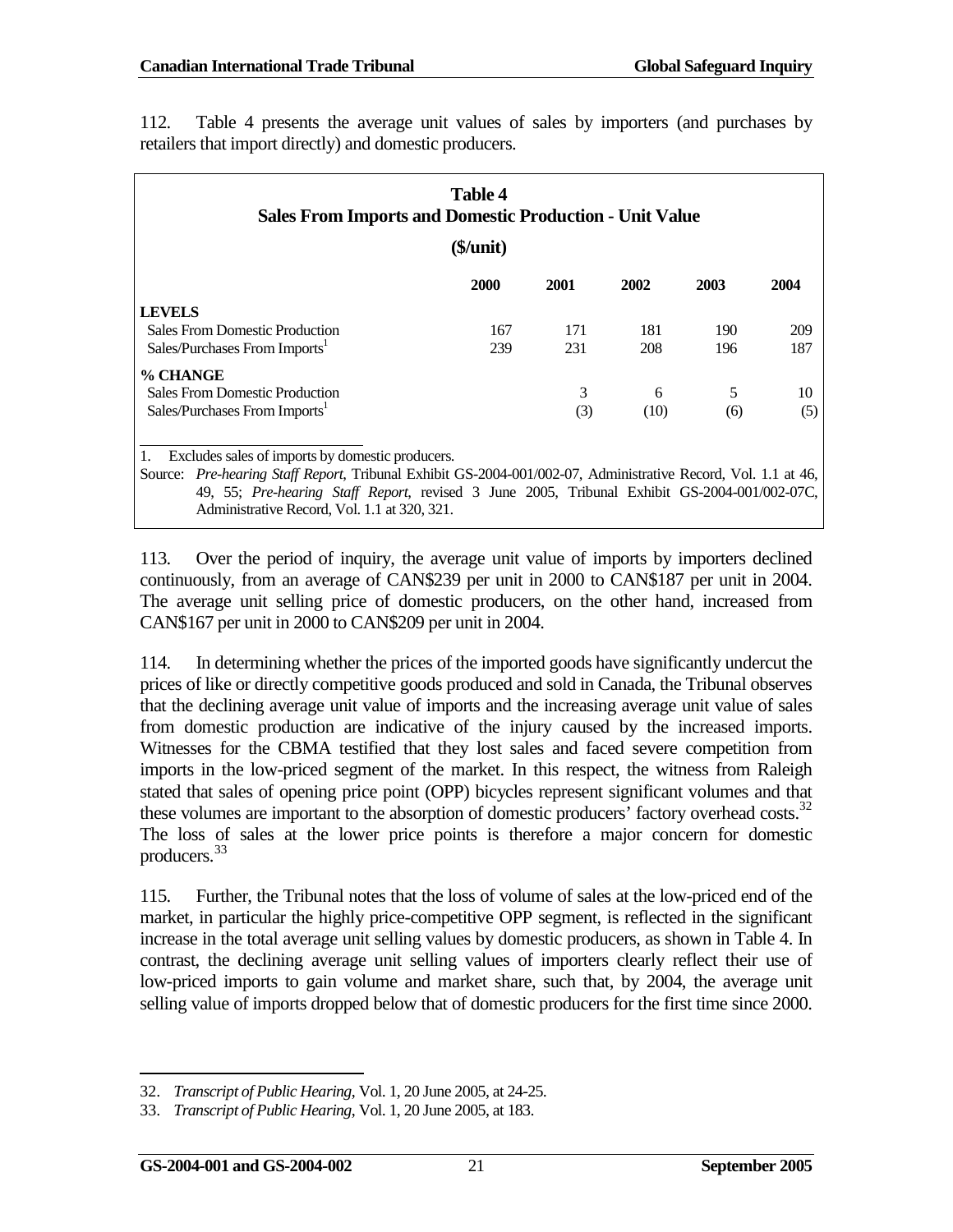112. Table 4 presents the average unit values of sales by importers (and purchases by retailers that import directly) and domestic producers.

**Table 4**
**Sales From Imports and Domestic Production - Unit Value**
**($/unit)**

| | 2000 | 2001 | 2002 | 2003 | 2004 |
|---|---|---|---|---|---|
| **LEVELS** | | | | | |
| Sales From Domestic Production | 167 | 171 | 181 | 190 | 209 |
| Sales/Purchases From Imports[1] | 239 | 231 | 208 | 196 | 187 |
| **% CHANGE** | | | | | |
| Sales From Domestic Production | | 3 | 6 | 5 | 10 |
| Sales/Purchases From Imports[1] | | (3) | (10) | (6) | (5) |

1. Excludes sales of imports by domestic producers.

Source: *Pre-hearing Staff Report*, Tribunal Exhibit GS-2004-001/002-07, Administrative Record, Vol. 1.1 at 46, 49, 55; *Pre-hearing Staff Report*, revised 3 June 2005, Tribunal Exhibit GS-2004-001/002-07C, Administrative Record, Vol. 1.1 at 320, 321.

113. Over the period of inquiry, the average unit value of imports by importers declined continuously, from an average of CAN$239 per unit in 2000 to CAN$187 per unit in 2004. The average unit selling price of domestic producers, on the other hand, increased from CAN$167 per unit in 2000 to CAN$209 per unit in 2004.

114. In determining whether the prices of the imported goods have significantly undercut the prices of like or directly competitive goods produced and sold in Canada, the Tribunal observes that the declining average unit value of imports and the increasing average unit value of sales from domestic production are indicative of the injury caused by the increased imports. Witnesses for the CBMA testified that they lost sales and faced severe competition from imports in the low-priced segment of the market. In this respect, the witness from Raleigh stated that sales of opening price point (OPP) bicycles represent significant volumes and that these volumes are important to the absorption of domestic producers' factory overhead costs.[32] The loss of sales at the lower price points is therefore a major concern for domestic producers.[33]

115. Further, the Tribunal notes that the loss of volume of sales at the low-priced end of the market, in particular the highly price-competitive OPP segment, is reflected in the significant increase in the total average unit selling values by domestic producers, as shown in Table 4. In contrast, the declining average unit selling values of importers clearly reflect their use of low-priced imports to gain volume and market share, such that, by 2004, the average unit selling value of imports dropped below that of domestic producers for the first time since 2000.

32. *Transcript of Public Hearing*, Vol. 1, 20 June 2005, at 24-25.

33. *Transcript of Public Hearing*, Vol. 1, 20 June 2005, at 183.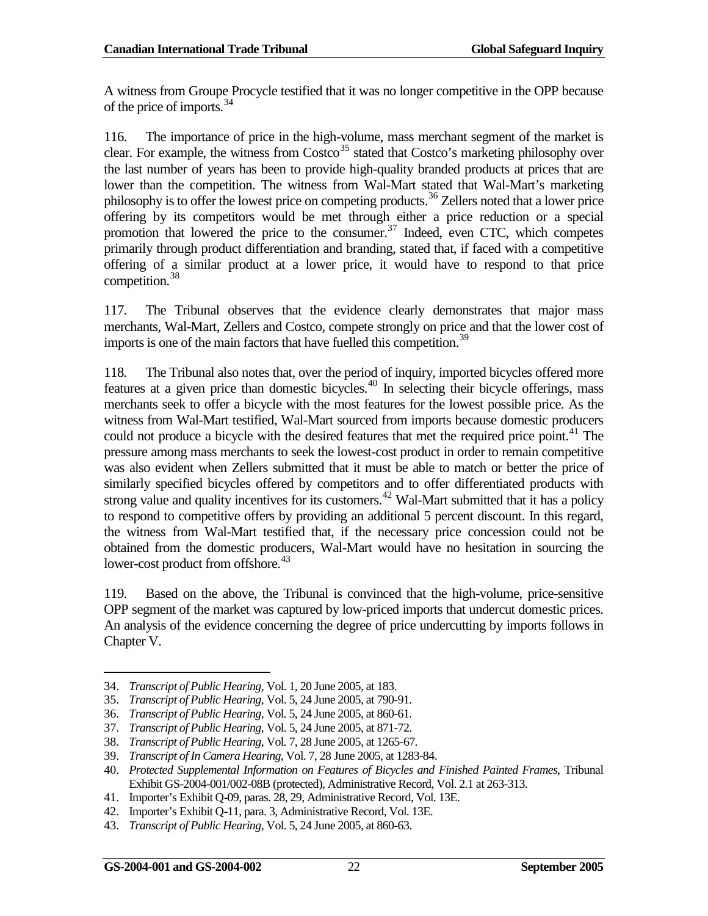A witness from Groupe Procycle testified that it was no longer competitive in the OPP because of the price of imports.[34]

116. The importance of price in the high-volume, mass merchant segment of the market is clear. For example, the witness from Costco[35] stated that Costco's marketing philosophy over the last number of years has been to provide high-quality branded products at prices that are lower than the competition. The witness from Wal-Mart stated that Wal-Mart's marketing philosophy is to offer the lowest price on competing products.[36] Zellers noted that a lower price offering by its competitors would be met through either a price reduction or a special promotion that lowered the price to the consumer.[37] Indeed, even CTC, which competes primarily through product differentiation and branding, stated that, if faced with a competitive offering of a similar product at a lower price, it would have to respond to that price competition.[38]

117. The Tribunal observes that the evidence clearly demonstrates that major mass merchants, Wal-Mart, Zellers and Costco, compete strongly on price and that the lower cost of imports is one of the main factors that have fuelled this competition.[39]

118. The Tribunal also notes that, over the period of inquiry, imported bicycles offered more features at a given price than domestic bicycles.[40] In selecting their bicycle offerings, mass merchants seek to offer a bicycle with the most features for the lowest possible price. As the witness from Wal-Mart testified, Wal-Mart sourced from imports because domestic producers could not produce a bicycle with the desired features that met the required price point.[41] The pressure among mass merchants to seek the lowest-cost product in order to remain competitive was also evident when Zellers submitted that it must be able to match or better the price of similarly specified bicycles offered by competitors and to offer differentiated products with strong value and quality incentives for its customers.[42] Wal-Mart submitted that it has a policy to respond to competitive offers by providing an additional 5 percent discount. In this regard, the witness from Wal-Mart testified that, if the necessary price concession could not be obtained from the domestic producers, Wal-Mart would have no hesitation in sourcing the lower-cost product from offshore.[43]

119. Based on the above, the Tribunal is convinced that the high-volume, price-sensitive OPP segment of the market was captured by low-priced imports that undercut domestic prices. An analysis of the evidence concerning the degree of price undercutting by imports follows in Chapter V.

---

34. *Transcript of Public Hearing*, Vol. 1, 20 June 2005, at 183.
35. *Transcript of Public Hearing*, Vol. 5, 24 June 2005, at 790-91.
36. *Transcript of Public Hearing*, Vol. 5, 24 June 2005, at 860-61.
37. *Transcript of Public Hearing*, Vol. 5, 24 June 2005, at 871-72.
38. *Transcript of Public Hearing*, Vol. 7, 28 June 2005, at 1265-67.
39. *Transcript of In Camera Hearing*, Vol. 7, 28 June 2005, at 1283-84.
40. *Protected Supplemental Information on Features of Bicycles and Finished Painted Frames*, Tribunal Exhibit GS-2004-001/002-08B (protected), Administrative Record, Vol. 2.1 at 263-313.
41. Importer's Exhibit Q-09, paras. 28, 29, Administrative Record, Vol. 13E.
42. Importer's Exhibit Q-11, para. 3, Administrative Record, Vol. 13E.
43. *Transcript of Public Hearing*, Vol. 5, 24 June 2005, at 860-63.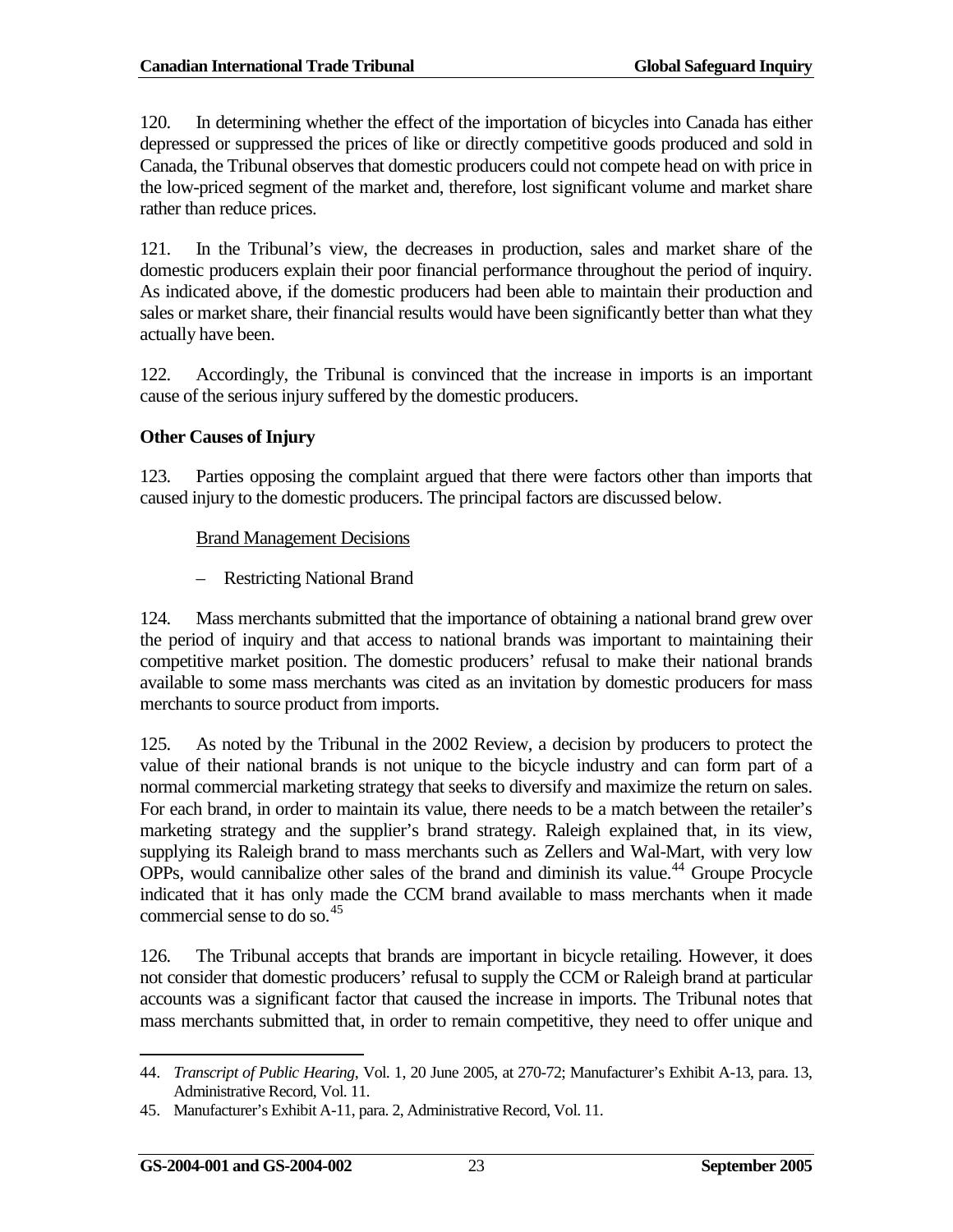120. In determining whether the effect of the importation of bicycles into Canada has either depressed or suppressed the prices of like or directly competitive goods produced and sold in Canada, the Tribunal observes that domestic producers could not compete head on with price in the low-priced segment of the market and, therefore, lost significant volume and market share rather than reduce prices.

121. In the Tribunal's view, the decreases in production, sales and market share of the domestic producers explain their poor financial performance throughout the period of inquiry. As indicated above, if the domestic producers had been able to maintain their production and sales or market share, their financial results would have been significantly better than what they actually have been.

122. Accordingly, the Tribunal is convinced that the increase in imports is an important cause of the serious injury suffered by the domestic producers.

**Other Causes of Injury**

123. Parties opposing the complaint argued that there were factors other than imports that caused injury to the domestic producers. The principal factors are discussed below.

Brand Management Decisions

– Restricting National Brand

124. Mass merchants submitted that the importance of obtaining a national brand grew over the period of inquiry and that access to national brands was important to maintaining their competitive market position. The domestic producers' refusal to make their national brands available to some mass merchants was cited as an invitation by domestic producers for mass merchants to source product from imports.

125. As noted by the Tribunal in the 2002 Review, a decision by producers to protect the value of their national brands is not unique to the bicycle industry and can form part of a normal commercial marketing strategy that seeks to diversify and maximize the return on sales. For each brand, in order to maintain its value, there needs to be a match between the retailer's marketing strategy and the supplier's brand strategy. Raleigh explained that, in its view, supplying its Raleigh brand to mass merchants such as Zellers and Wal-Mart, with very low OPPs, would cannibalize other sales of the brand and diminish its value.[44] Groupe Procycle indicated that it has only made the CCM brand available to mass merchants when it made commercial sense to do so.[45]

126. The Tribunal accepts that brands are important in bicycle retailing. However, it does not consider that domestic producers' refusal to supply the CCM or Raleigh brand at particular accounts was a significant factor that caused the increase in imports. The Tribunal notes that mass merchants submitted that, in order to remain competitive, they need to offer unique and

44. *Transcript of Public Hearing*, Vol. 1, 20 June 2005, at 270-72; Manufacturer's Exhibit A-13, para. 13, Administrative Record, Vol. 11.

45. Manufacturer's Exhibit A-11, para. 2, Administrative Record, Vol. 11.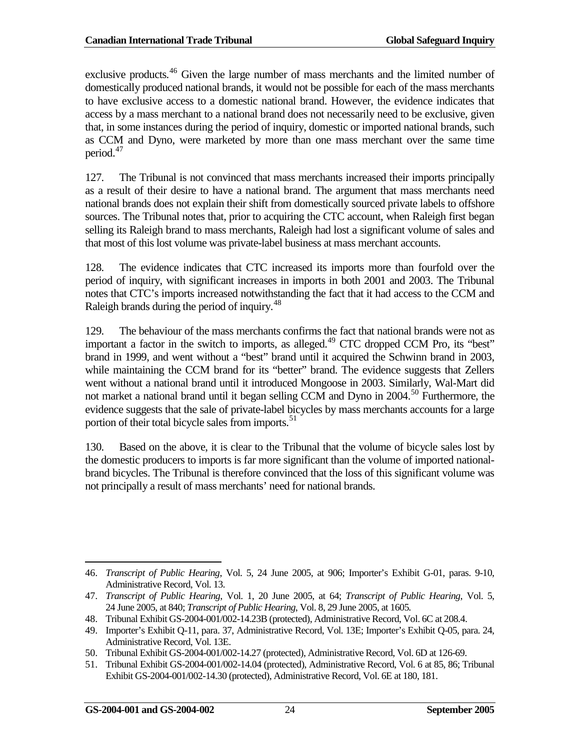exclusive products.[46] Given the large number of mass merchants and the limited number of domestically produced national brands, it would not be possible for each of the mass merchants to have exclusive access to a domestic national brand. However, the evidence indicates that access by a mass merchant to a national brand does not necessarily need to be exclusive, given that, in some instances during the period of inquiry, domestic or imported national brands, such as CCM and Dyno, were marketed by more than one mass merchant over the same time period.[47]

127. The Tribunal is not convinced that mass merchants increased their imports principally as a result of their desire to have a national brand. The argument that mass merchants need national brands does not explain their shift from domestically sourced private labels to offshore sources. The Tribunal notes that, prior to acquiring the CTC account, when Raleigh first began selling its Raleigh brand to mass merchants, Raleigh had lost a significant volume of sales and that most of this lost volume was private-label business at mass merchant accounts.

128. The evidence indicates that CTC increased its imports more than fourfold over the period of inquiry, with significant increases in imports in both 2001 and 2003. The Tribunal notes that CTC's imports increased notwithstanding the fact that it had access to the CCM and Raleigh brands during the period of inquiry.[48]

129. The behaviour of the mass merchants confirms the fact that national brands were not as important a factor in the switch to imports, as alleged.[49] CTC dropped CCM Pro, its "best" brand in 1999, and went without a "best" brand until it acquired the Schwinn brand in 2003, while maintaining the CCM brand for its "better" brand. The evidence suggests that Zellers went without a national brand until it introduced Mongoose in 2003. Similarly, Wal-Mart did not market a national brand until it began selling CCM and Dyno in 2004.[50] Furthermore, the evidence suggests that the sale of private-label bicycles by mass merchants accounts for a large portion of their total bicycle sales from imports.[51]

130. Based on the above, it is clear to the Tribunal that the volume of bicycle sales lost by the domestic producers to imports is far more significant than the volume of imported national-brand bicycles. The Tribunal is therefore convinced that the loss of this significant volume was not principally a result of mass merchants' need for national brands.

---

46. *Transcript of Public Hearing*, Vol. 5, 24 June 2005, at 906; Importer's Exhibit G-01, paras. 9-10, Administrative Record, Vol. 13.

47. *Transcript of Public Hearing*, Vol. 1, 20 June 2005, at 64; *Transcript of Public Hearing*, Vol. 5, 24 June 2005, at 840; *Transcript of Public Hearing*, Vol. 8, 29 June 2005, at 1605.

48. Tribunal Exhibit GS-2004-001/002-14.23B (protected), Administrative Record, Vol. 6C at 208.4.

49. Importer's Exhibit Q-11, para. 37, Administrative Record, Vol. 13E; Importer's Exhibit Q-05, para. 24, Administrative Record, Vol. 13E.

50. Tribunal Exhibit GS-2004-001/002-14.27 (protected), Administrative Record, Vol. 6D at 126-69.

51. Tribunal Exhibit GS-2004-001/002-14.04 (protected), Administrative Record, Vol. 6 at 85, 86; Tribunal Exhibit GS-2004-001/002-14.30 (protected), Administrative Record, Vol. 6E at 180, 181.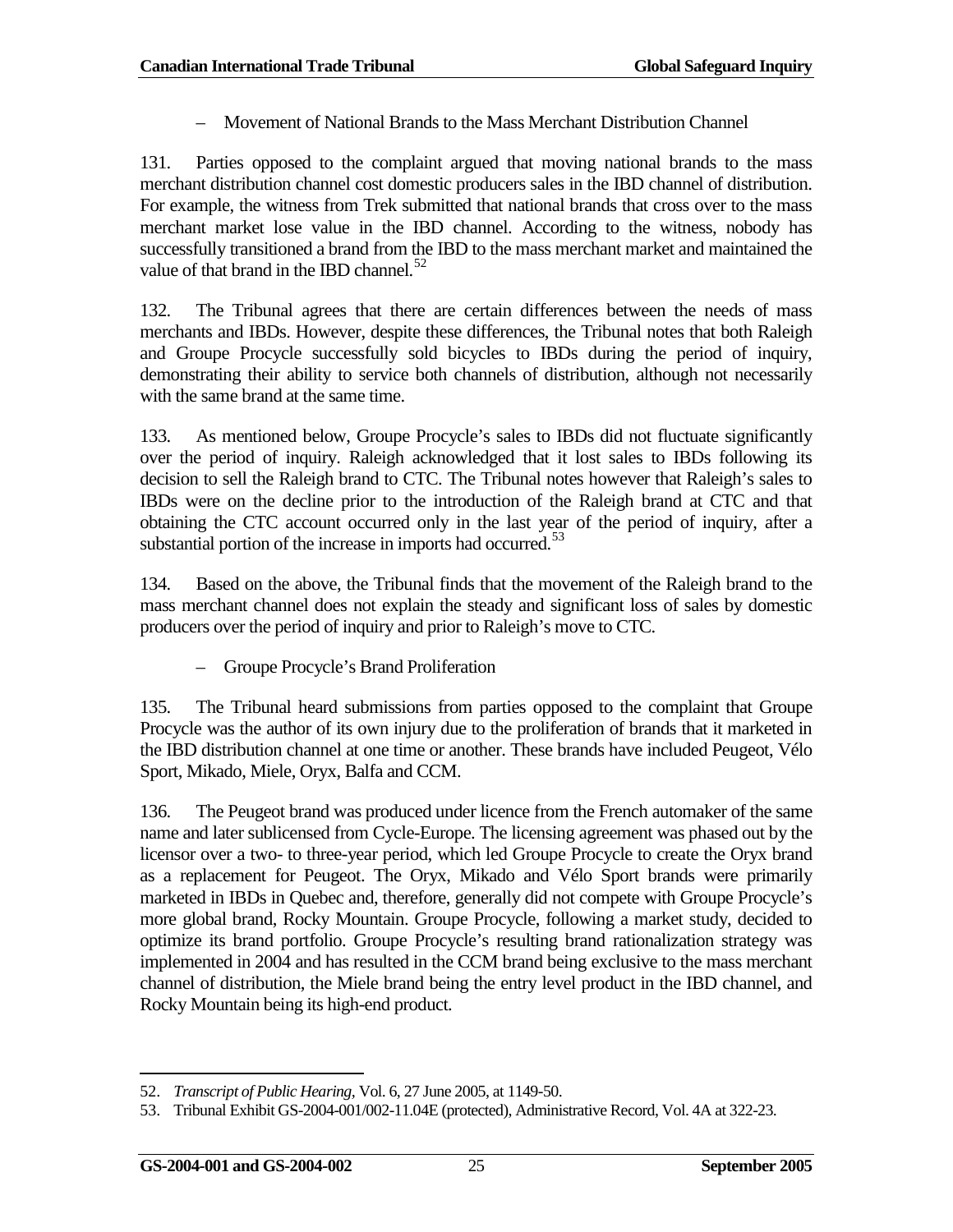– Movement of National Brands to the Mass Merchant Distribution Channel

131. Parties opposed to the complaint argued that moving national brands to the mass merchant distribution channel cost domestic producers sales in the IBD channel of distribution. For example, the witness from Trek submitted that national brands that cross over to the mass merchant market lose value in the IBD channel. According to the witness, nobody has successfully transitioned a brand from the IBD to the mass merchant market and maintained the value of that brand in the IBD channel.[52]

132. The Tribunal agrees that there are certain differences between the needs of mass merchants and IBDs. However, despite these differences, the Tribunal notes that both Raleigh and Groupe Procycle successfully sold bicycles to IBDs during the period of inquiry, demonstrating their ability to service both channels of distribution, although not necessarily with the same brand at the same time.

133. As mentioned below, Groupe Procycle's sales to IBDs did not fluctuate significantly over the period of inquiry. Raleigh acknowledged that it lost sales to IBDs following its decision to sell the Raleigh brand to CTC. The Tribunal notes however that Raleigh's sales to IBDs were on the decline prior to the introduction of the Raleigh brand at CTC and that obtaining the CTC account occurred only in the last year of the period of inquiry, after a substantial portion of the increase in imports had occurred.[53]

134. Based on the above, the Tribunal finds that the movement of the Raleigh brand to the mass merchant channel does not explain the steady and significant loss of sales by domestic producers over the period of inquiry and prior to Raleigh's move to CTC.

– Groupe Procycle's Brand Proliferation

135. The Tribunal heard submissions from parties opposed to the complaint that Groupe Procycle was the author of its own injury due to the proliferation of brands that it marketed in the IBD distribution channel at one time or another. These brands have included Peugeot, Vélo Sport, Mikado, Miele, Oryx, Balfa and CCM.

136. The Peugeot brand was produced under licence from the French automaker of the same name and later sublicensed from Cycle-Europe. The licensing agreement was phased out by the licensor over a two- to three-year period, which led Groupe Procycle to create the Oryx brand as a replacement for Peugeot. The Oryx, Mikado and Vélo Sport brands were primarily marketed in IBDs in Quebec and, therefore, generally did not compete with Groupe Procycle's more global brand, Rocky Mountain. Groupe Procycle, following a market study, decided to optimize its brand portfolio. Groupe Procycle's resulting brand rationalization strategy was implemented in 2004 and has resulted in the CCM brand being exclusive to the mass merchant channel of distribution, the Miele brand being the entry level product in the IBD channel, and Rocky Mountain being its high-end product.

---

52. *Transcript of Public Hearing*, Vol. 6, 27 June 2005, at 1149-50.

53. Tribunal Exhibit GS-2004-001/002-11.04E (protected), Administrative Record, Vol. 4A at 322-23.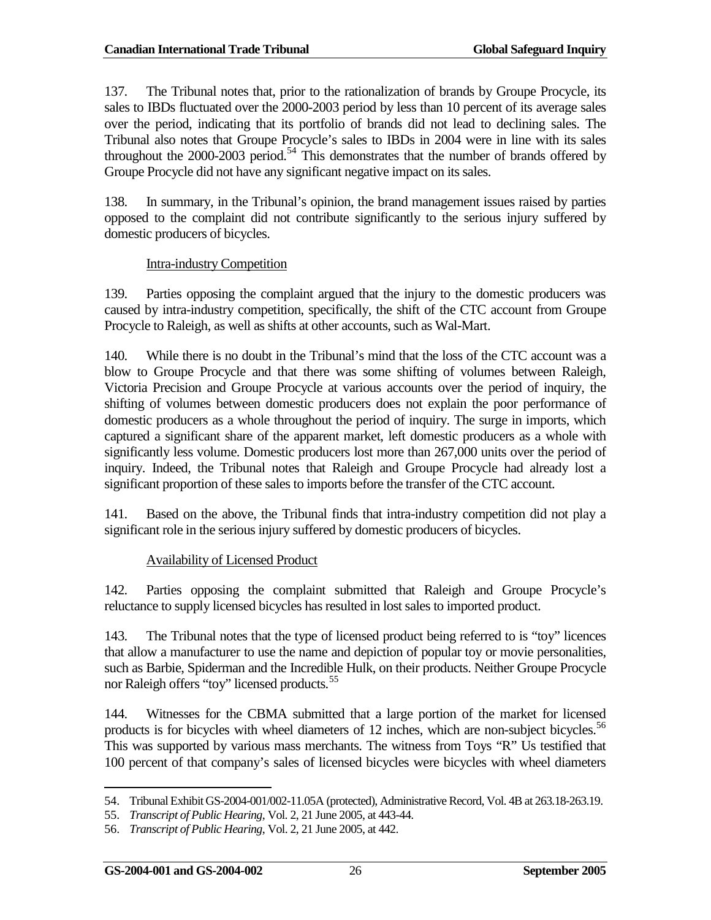137. The Tribunal notes that, prior to the rationalization of brands by Groupe Procycle, its sales to IBDs fluctuated over the 2000-2003 period by less than 10 percent of its average sales over the period, indicating that its portfolio of brands did not lead to declining sales. The Tribunal also notes that Groupe Procycle's sales to IBDs in 2004 were in line with its sales throughout the 2000-2003 period.[54] This demonstrates that the number of brands offered by Groupe Procycle did not have any significant negative impact on its sales.

138. In summary, in the Tribunal's opinion, the brand management issues raised by parties opposed to the complaint did not contribute significantly to the serious injury suffered by domestic producers of bicycles.

<u>Intra-industry Competition</u>

139. Parties opposing the complaint argued that the injury to the domestic producers was caused by intra-industry competition, specifically, the shift of the CTC account from Groupe Procycle to Raleigh, as well as shifts at other accounts, such as Wal-Mart.

140. While there is no doubt in the Tribunal's mind that the loss of the CTC account was a blow to Groupe Procycle and that there was some shifting of volumes between Raleigh, Victoria Precision and Groupe Procycle at various accounts over the period of inquiry, the shifting of volumes between domestic producers does not explain the poor performance of domestic producers as a whole throughout the period of inquiry. The surge in imports, which captured a significant share of the apparent market, left domestic producers as a whole with significantly less volume. Domestic producers lost more than 267,000 units over the period of inquiry. Indeed, the Tribunal notes that Raleigh and Groupe Procycle had already lost a significant proportion of these sales to imports before the transfer of the CTC account.

141. Based on the above, the Tribunal finds that intra-industry competition did not play a significant role in the serious injury suffered by domestic producers of bicycles.

<u>Availability of Licensed Product</u>

142. Parties opposing the complaint submitted that Raleigh and Groupe Procycle's reluctance to supply licensed bicycles has resulted in lost sales to imported product.

143. The Tribunal notes that the type of licensed product being referred to is "toy" licences that allow a manufacturer to use the name and depiction of popular toy or movie personalities, such as Barbie, Spiderman and the Incredible Hulk, on their products. Neither Groupe Procycle nor Raleigh offers "toy" licensed products.[55]

144. Witnesses for the CBMA submitted that a large portion of the market for licensed products is for bicycles with wheel diameters of 12 inches, which are non-subject bicycles.[56] This was supported by various mass merchants. The witness from Toys "R" Us testified that 100 percent of that company's sales of licensed bicycles were bicycles with wheel diameters

---

54. Tribunal Exhibit GS-2004-001/002-11.05A (protected), Administrative Record, Vol. 4B at 263.18-263.19.

55. *Transcript of Public Hearing*, Vol. 2, 21 June 2005, at 443-44.

56. *Transcript of Public Hearing*, Vol. 2, 21 June 2005, at 442.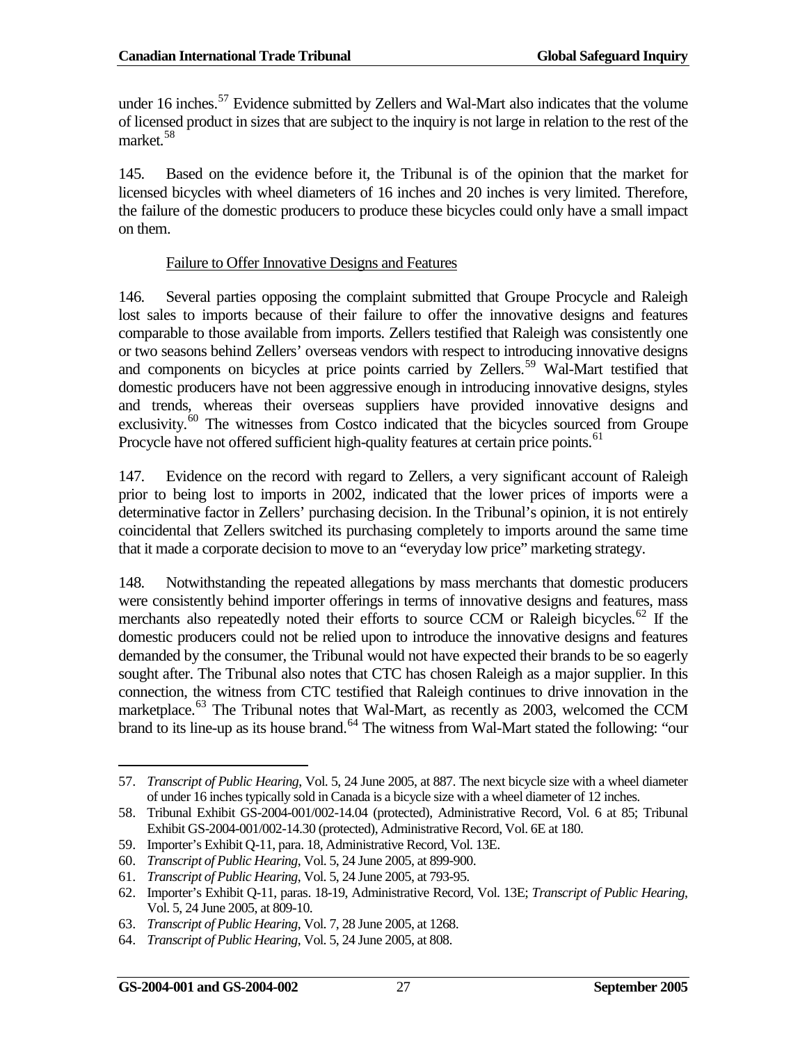under 16 inches.[57] Evidence submitted by Zellers and Wal-Mart also indicates that the volume of licensed product in sizes that are subject to the inquiry is not large in relation to the rest of the market.[58]

145. Based on the evidence before it, the Tribunal is of the opinion that the market for licensed bicycles with wheel diameters of 16 inches and 20 inches is very limited. Therefore, the failure of the domestic producers to produce these bicycles could only have a small impact on them.

Failure to Offer Innovative Designs and Features

146. Several parties opposing the complaint submitted that Groupe Procycle and Raleigh lost sales to imports because of their failure to offer the innovative designs and features comparable to those available from imports. Zellers testified that Raleigh was consistently one or two seasons behind Zellers' overseas vendors with respect to introducing innovative designs and components on bicycles at price points carried by Zellers.[59] Wal-Mart testified that domestic producers have not been aggressive enough in introducing innovative designs, styles and trends, whereas their overseas suppliers have provided innovative designs and exclusivity.[60] The witnesses from Costco indicated that the bicycles sourced from Groupe Procycle have not offered sufficient high-quality features at certain price points.[61]

147. Evidence on the record with regard to Zellers, a very significant account of Raleigh prior to being lost to imports in 2002, indicated that the lower prices of imports were a determinative factor in Zellers' purchasing decision. In the Tribunal's opinion, it is not entirely coincidental that Zellers switched its purchasing completely to imports around the same time that it made a corporate decision to move to an "everyday low price" marketing strategy.

148. Notwithstanding the repeated allegations by mass merchants that domestic producers were consistently behind importer offerings in terms of innovative designs and features, mass merchants also repeatedly noted their efforts to source CCM or Raleigh bicycles.[62] If the domestic producers could not be relied upon to introduce the innovative designs and features demanded by the consumer, the Tribunal would not have expected their brands to be so eagerly sought after. The Tribunal also notes that CTC has chosen Raleigh as a major supplier. In this connection, the witness from CTC testified that Raleigh continues to drive innovation in the marketplace.[63] The Tribunal notes that Wal-Mart, as recently as 2003, welcomed the CCM brand to its line-up as its house brand.[64] The witness from Wal-Mart stated the following: "our

---

57. *Transcript of Public Hearing*, Vol. 5, 24 June 2005, at 887. The next bicycle size with a wheel diameter of under 16 inches typically sold in Canada is a bicycle size with a wheel diameter of 12 inches.
58. Tribunal Exhibit GS-2004-001/002-14.04 (protected), Administrative Record, Vol. 6 at 85; Tribunal Exhibit GS-2004-001/002-14.30 (protected), Administrative Record, Vol. 6E at 180.
59. Importer's Exhibit Q-11, para. 18, Administrative Record, Vol. 13E.
60. *Transcript of Public Hearing*, Vol. 5, 24 June 2005, at 899-900.
61. *Transcript of Public Hearing*, Vol. 5, 24 June 2005, at 793-95.
62. Importer's Exhibit Q-11, paras. 18-19, Administrative Record, Vol. 13E; *Transcript of Public Hearing*, Vol. 5, 24 June 2005, at 809-10.
63. *Transcript of Public Hearing*, Vol. 7, 28 June 2005, at 1268.
64. *Transcript of Public Hearing*, Vol. 5, 24 June 2005, at 808.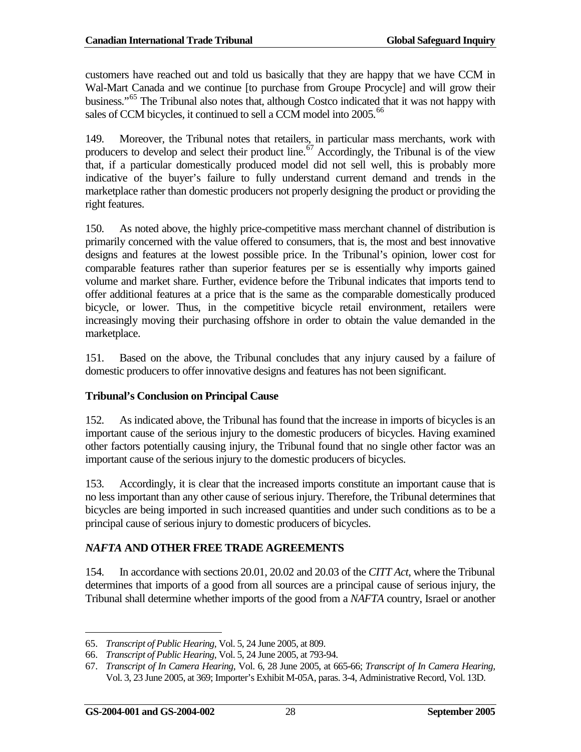customers have reached out and told us basically that they are happy that we have CCM in Wal-Mart Canada and we continue [to purchase from Groupe Procycle] and will grow their business."[65] The Tribunal also notes that, although Costco indicated that it was not happy with sales of CCM bicycles, it continued to sell a CCM model into 2005.[66]

149. Moreover, the Tribunal notes that retailers, in particular mass merchants, work with producers to develop and select their product line.[67] Accordingly, the Tribunal is of the view that, if a particular domestically produced model did not sell well, this is probably more indicative of the buyer's failure to fully understand current demand and trends in the marketplace rather than domestic producers not properly designing the product or providing the right features.

150. As noted above, the highly price-competitive mass merchant channel of distribution is primarily concerned with the value offered to consumers, that is, the most and best innovative designs and features at the lowest possible price. In the Tribunal's opinion, lower cost for comparable features rather than superior features per se is essentially why imports gained volume and market share. Further, evidence before the Tribunal indicates that imports tend to offer additional features at a price that is the same as the comparable domestically produced bicycle, or lower. Thus, in the competitive bicycle retail environment, retailers were increasingly moving their purchasing offshore in order to obtain the value demanded in the marketplace.

151. Based on the above, the Tribunal concludes that any injury caused by a failure of domestic producers to offer innovative designs and features has not been significant.

### Tribunal's Conclusion on Principal Cause

152. As indicated above, the Tribunal has found that the increase in imports of bicycles is an important cause of the serious injury to the domestic producers of bicycles. Having examined other factors potentially causing injury, the Tribunal found that no single other factor was an important cause of the serious injury to the domestic producers of bicycles.

153. Accordingly, it is clear that the increased imports constitute an important cause that is no less important than any other cause of serious injury. Therefore, the Tribunal determines that bicycles are being imported in such increased quantities and under such conditions as to be a principal cause of serious injury to domestic producers of bicycles.

## *NAFTA* AND OTHER FREE TRADE AGREEMENTS

154. In accordance with sections 20.01, 20.02 and 20.03 of the *CITT Act*, where the Tribunal determines that imports of a good from all sources are a principal cause of serious injury, the Tribunal shall determine whether imports of the good from a *NAFTA* country, Israel or another

---

65. *Transcript of Public Hearing*, Vol. 5, 24 June 2005, at 809.

66. *Transcript of Public Hearing*, Vol. 5, 24 June 2005, at 793-94.

67. *Transcript of In Camera Hearing*, Vol. 6, 28 June 2005, at 665-66; *Transcript of In Camera Hearing*, Vol. 3, 23 June 2005, at 369; Importer's Exhibit M-05A, paras. 3-4, Administrative Record, Vol. 13D.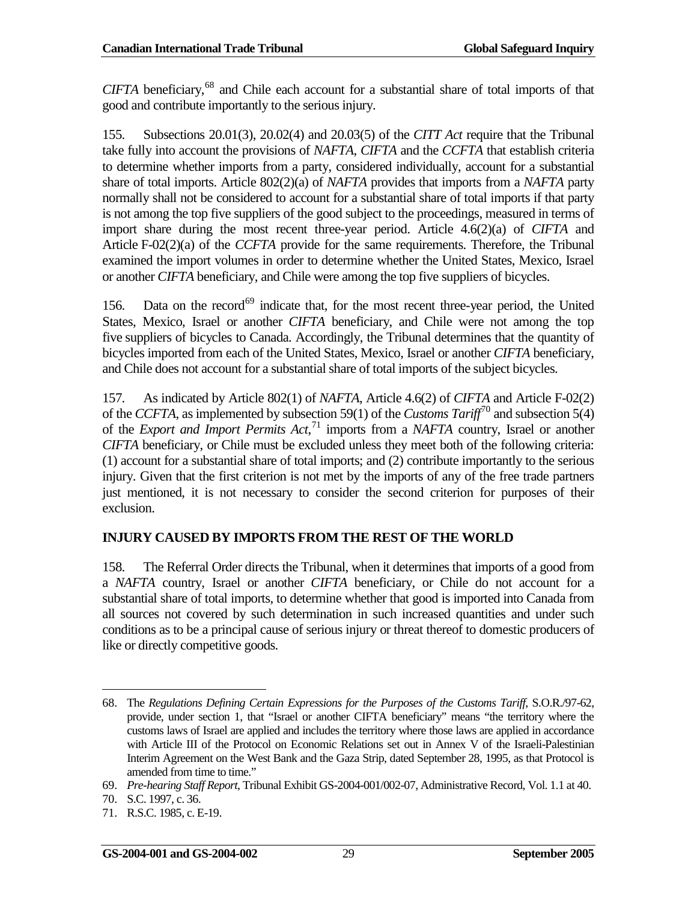*CIFTA* beneficiary,[68] and Chile each account for a substantial share of total imports of that good and contribute importantly to the serious injury.

155. Subsections 20.01(3), 20.02(4) and 20.03(5) of the *CITT Act* require that the Tribunal take fully into account the provisions of *NAFTA*, *CIFTA* and the *CCFTA* that establish criteria to determine whether imports from a party, considered individually, account for a substantial share of total imports. Article 802(2)(a) of *NAFTA* provides that imports from a *NAFTA* party normally shall not be considered to account for a substantial share of total imports if that party is not among the top five suppliers of the good subject to the proceedings, measured in terms of import share during the most recent three-year period. Article 4.6(2)(a) of *CIFTA* and Article F-02(2)(a) of the *CCFTA* provide for the same requirements. Therefore, the Tribunal examined the import volumes in order to determine whether the United States, Mexico, Israel or another *CIFTA* beneficiary, and Chile were among the top five suppliers of bicycles.

156. Data on the record[69] indicate that, for the most recent three-year period, the United States, Mexico, Israel or another *CIFTA* beneficiary, and Chile were not among the top five suppliers of bicycles to Canada. Accordingly, the Tribunal determines that the quantity of bicycles imported from each of the United States, Mexico, Israel or another *CIFTA* beneficiary, and Chile does not account for a substantial share of total imports of the subject bicycles.

157. As indicated by Article 802(1) of *NAFTA*, Article 4.6(2) of *CIFTA* and Article F-02(2) of the *CCFTA*, as implemented by subsection 59(1) of the *Customs Tariff*[70] and subsection 5(4) of the *Export and Import Permits Act*,[71] imports from a *NAFTA* country, Israel or another *CIFTA* beneficiary, or Chile must be excluded unless they meet both of the following criteria: (1) account for a substantial share of total imports; and (2) contribute importantly to the serious injury. Given that the first criterion is not met by the imports of any of the free trade partners just mentioned, it is not necessary to consider the second criterion for purposes of their exclusion.

## INJURY CAUSED BY IMPORTS FROM THE REST OF THE WORLD

158. The Referral Order directs the Tribunal, when it determines that imports of a good from a *NAFTA* country, Israel or another *CIFTA* beneficiary, or Chile do not account for a substantial share of total imports, to determine whether that good is imported into Canada from all sources not covered by such determination in such increased quantities and under such conditions as to be a principal cause of serious injury or threat thereof to domestic producers of like or directly competitive goods.

---

68. The *Regulations Defining Certain Expressions for the Purposes of the Customs Tariff*, S.O.R./97-62, provide, under section 1, that "Israel or another CIFTA beneficiary" means "the territory where the customs laws of Israel are applied and includes the territory where those laws are applied in accordance with Article III of the Protocol on Economic Relations set out in Annex V of the Israeli-Palestinian Interim Agreement on the West Bank and the Gaza Strip, dated September 28, 1995, as that Protocol is amended from time to time."

69. *Pre-hearing Staff Report*, Tribunal Exhibit GS-2004-001/002-07, Administrative Record, Vol. 1.1 at 40.

70. S.C. 1997, c. 36.

71. R.S.C. 1985, c. E-19.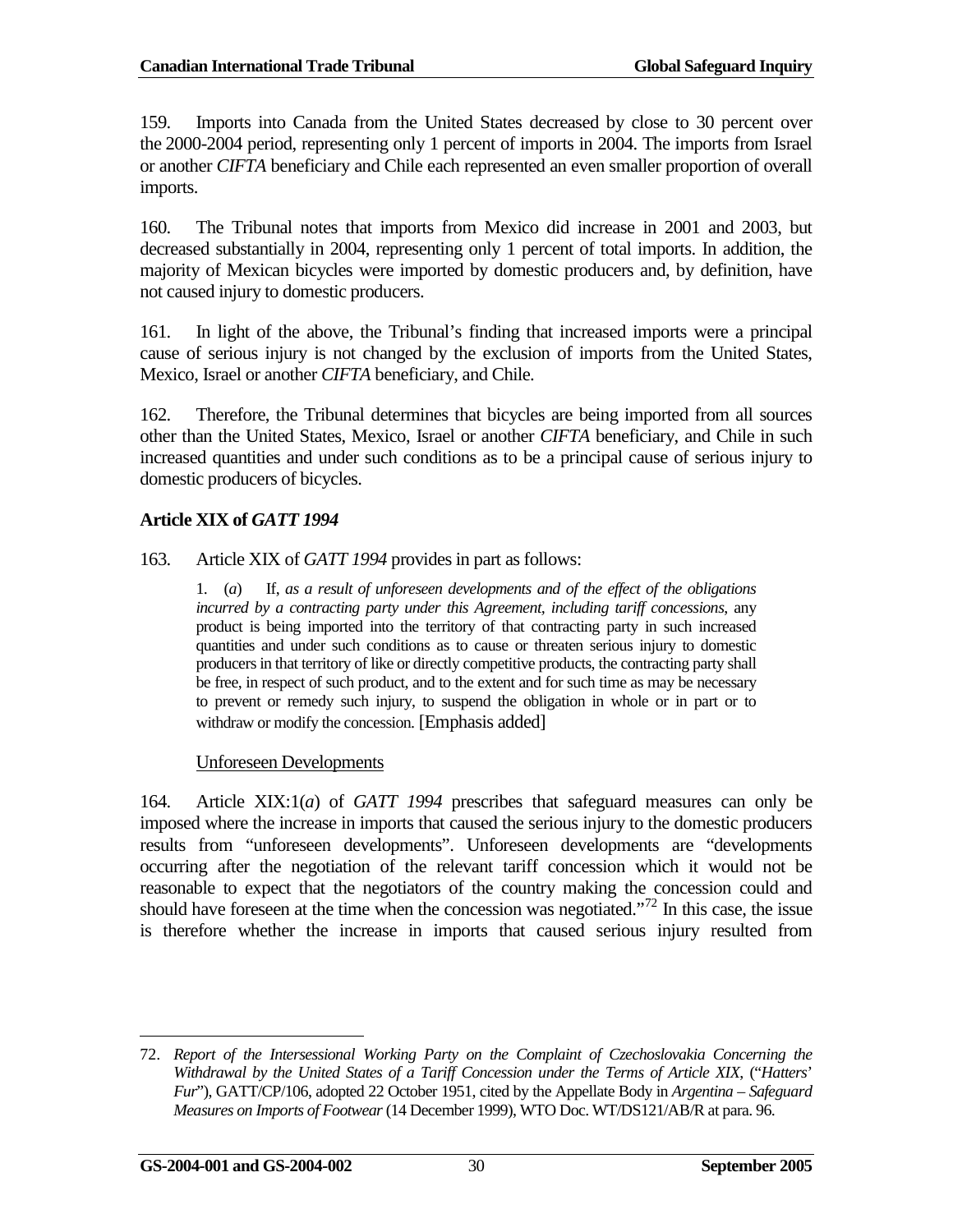159. Imports into Canada from the United States decreased by close to 30 percent over the 2000-2004 period, representing only 1 percent of imports in 2004. The imports from Israel or another *CIFTA* beneficiary and Chile each represented an even smaller proportion of overall imports.

160. The Tribunal notes that imports from Mexico did increase in 2001 and 2003, but decreased substantially in 2004, representing only 1 percent of total imports. In addition, the majority of Mexican bicycles were imported by domestic producers and, by definition, have not caused injury to domestic producers.

161. In light of the above, the Tribunal's finding that increased imports were a principal cause of serious injury is not changed by the exclusion of imports from the United States, Mexico, Israel or another *CIFTA* beneficiary, and Chile.

162. Therefore, the Tribunal determines that bicycles are being imported from all sources other than the United States, Mexico, Israel or another *CIFTA* beneficiary, and Chile in such increased quantities and under such conditions as to be a principal cause of serious injury to domestic producers of bicycles.

### Article XIX of *GATT 1994*

163. Article XIX of *GATT 1994* provides in part as follows:

> 1. (*a*) If, *as a result of unforeseen developments and of the effect of the obligations incurred by a contracting party under this Agreement, including tariff concessions*, any product is being imported into the territory of that contracting party in such increased quantities and under such conditions as to cause or threaten serious injury to domestic producers in that territory of like or directly competitive products, the contracting party shall be free, in respect of such product, and to the extent and for such time as may be necessary to prevent or remedy such injury, to suspend the obligation in whole or in part or to withdraw or modify the concession. [Emphasis added]

Unforeseen Developments

164. Article XIX:1(*a*) of *GATT 1994* prescribes that safeguard measures can only be imposed where the increase in imports that caused the serious injury to the domestic producers results from "unforeseen developments". Unforeseen developments are "developments occurring after the negotiation of the relevant tariff concession which it would not be reasonable to expect that the negotiators of the country making the concession could and should have foreseen at the time when the concession was negotiated."[72] In this case, the issue is therefore whether the increase in imports that caused serious injury resulted from

---

72. *Report of the Intersessional Working Party on the Complaint of Czechoslovakia Concerning the Withdrawal by the United States of a Tariff Concession under the Terms of Article XIX*, ("*Hatters' Fur*"), GATT/CP/106, adopted 22 October 1951, cited by the Appellate Body in *Argentina – Safeguard Measures on Imports of Footwear* (14 December 1999), WTO Doc. WT/DS121/AB/R at para. 96.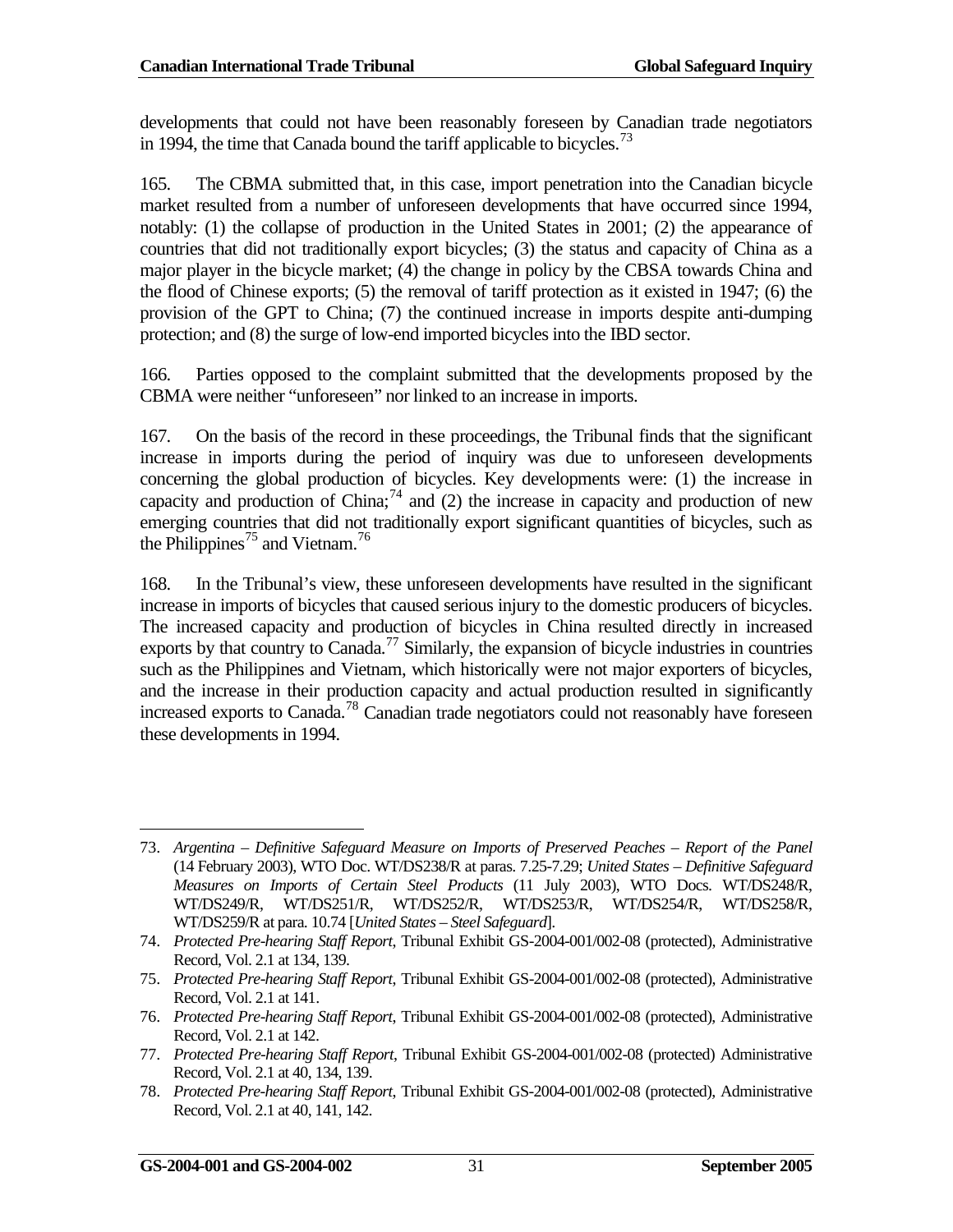developments that could not have been reasonably foreseen by Canadian trade negotiators in 1994, the time that Canada bound the tariff applicable to bicycles.[73]

165. The CBMA submitted that, in this case, import penetration into the Canadian bicycle market resulted from a number of unforeseen developments that have occurred since 1994, notably: (1) the collapse of production in the United States in 2001; (2) the appearance of countries that did not traditionally export bicycles; (3) the status and capacity of China as a major player in the bicycle market; (4) the change in policy by the CBSA towards China and the flood of Chinese exports; (5) the removal of tariff protection as it existed in 1947; (6) the provision of the GPT to China; (7) the continued increase in imports despite anti-dumping protection; and (8) the surge of low-end imported bicycles into the IBD sector.

166. Parties opposed to the complaint submitted that the developments proposed by the CBMA were neither "unforeseen" nor linked to an increase in imports.

167. On the basis of the record in these proceedings, the Tribunal finds that the significant increase in imports during the period of inquiry was due to unforeseen developments concerning the global production of bicycles. Key developments were: (1) the increase in capacity and production of China;[74] and (2) the increase in capacity and production of new emerging countries that did not traditionally export significant quantities of bicycles, such as the Philippines[75] and Vietnam.[76]

168. In the Tribunal's view, these unforeseen developments have resulted in the significant increase in imports of bicycles that caused serious injury to the domestic producers of bicycles. The increased capacity and production of bicycles in China resulted directly in increased exports by that country to Canada.[77] Similarly, the expansion of bicycle industries in countries such as the Philippines and Vietnam, which historically were not major exporters of bicycles, and the increase in their production capacity and actual production resulted in significantly increased exports to Canada.[78] Canadian trade negotiators could not reasonably have foreseen these developments in 1994.

---

73. *Argentina – Definitive Safeguard Measure on Imports of Preserved Peaches – Report of the Panel* (14 February 2003), WTO Doc. WT/DS238/R at paras. 7.25-7.29; *United States – Definitive Safeguard Measures on Imports of Certain Steel Products* (11 July 2003), WTO Docs. WT/DS248/R, WT/DS249/R, WT/DS251/R, WT/DS252/R, WT/DS253/R, WT/DS254/R, WT/DS258/R, WT/DS259/R at para. 10.74 [*United States – Steel Safeguard*].

74. *Protected Pre-hearing Staff Report*, Tribunal Exhibit GS-2004-001/002-08 (protected), Administrative Record, Vol. 2.1 at 134, 139.

75. *Protected Pre-hearing Staff Report*, Tribunal Exhibit GS-2004-001/002-08 (protected), Administrative Record, Vol. 2.1 at 141.

76. *Protected Pre-hearing Staff Report*, Tribunal Exhibit GS-2004-001/002-08 (protected), Administrative Record, Vol. 2.1 at 142.

77. *Protected Pre-hearing Staff Report*, Tribunal Exhibit GS-2004-001/002-08 (protected) Administrative Record, Vol. 2.1 at 40, 134, 139.

78. *Protected Pre-hearing Staff Report*, Tribunal Exhibit GS-2004-001/002-08 (protected), Administrative Record, Vol. 2.1 at 40, 141, 142.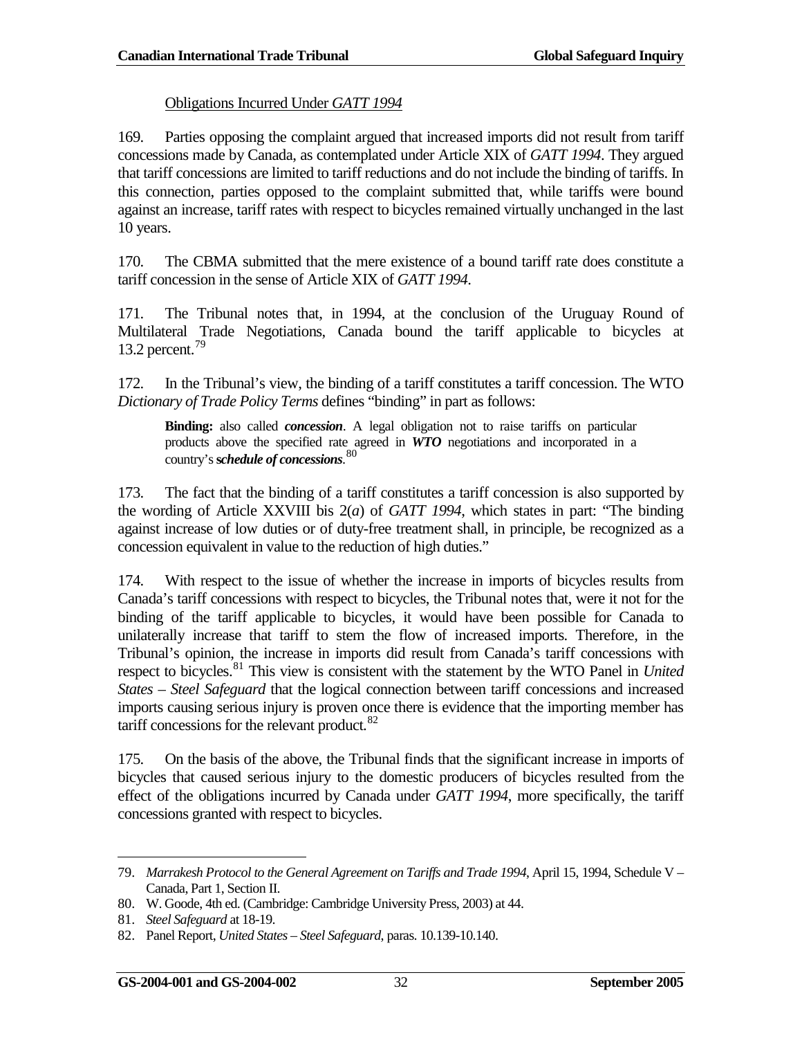### Obligations Incurred Under *GATT 1994*

169. Parties opposing the complaint argued that increased imports did not result from tariff concessions made by Canada, as contemplated under Article XIX of *GATT 1994*. They argued that tariff concessions are limited to tariff reductions and do not include the binding of tariffs. In this connection, parties opposed to the complaint submitted that, while tariffs were bound against an increase, tariff rates with respect to bicycles remained virtually unchanged in the last 10 years.

170. The CBMA submitted that the mere existence of a bound tariff rate does constitute a tariff concession in the sense of Article XIX of *GATT 1994*.

171. The Tribunal notes that, in 1994, at the conclusion of the Uruguay Round of Multilateral Trade Negotiations, Canada bound the tariff applicable to bicycles at 13.2 percent.[79]

172. In the Tribunal's view, the binding of a tariff constitutes a tariff concession. The WTO *Dictionary of Trade Policy Terms* defines "binding" in part as follows:

> **Binding:** also called ***concession***. A legal obligation not to raise tariffs on particular products above the specified rate agreed in ***WTO*** negotiations and incorporated in a country's ***schedule of concessions***.[80]

173. The fact that the binding of a tariff constitutes a tariff concession is also supported by the wording of Article XXVIII bis 2(*a*) of *GATT 1994*, which states in part: "The binding against increase of low duties or of duty-free treatment shall, in principle, be recognized as a concession equivalent in value to the reduction of high duties."

174. With respect to the issue of whether the increase in imports of bicycles results from Canada's tariff concessions with respect to bicycles, the Tribunal notes that, were it not for the binding of the tariff applicable to bicycles, it would have been possible for Canada to unilaterally increase that tariff to stem the flow of increased imports. Therefore, in the Tribunal's opinion, the increase in imports did result from Canada's tariff concessions with respect to bicycles.[81] This view is consistent with the statement by the WTO Panel in *United States – Steel Safeguard* that the logical connection between tariff concessions and increased imports causing serious injury is proven once there is evidence that the importing member has tariff concessions for the relevant product.[82]

175. On the basis of the above, the Tribunal finds that the significant increase in imports of bicycles that caused serious injury to the domestic producers of bicycles resulted from the effect of the obligations incurred by Canada under *GATT 1994*, more specifically, the tariff concessions granted with respect to bicycles.

---

79. *Marrakesh Protocol to the General Agreement on Tariffs and Trade 1994*, April 15, 1994, Schedule V – Canada, Part 1, Section II.

80. W. Goode, 4th ed. (Cambridge: Cambridge University Press, 2003) at 44.

81. *Steel Safeguard* at 18-19.

82. Panel Report, *United States – Steel Safeguard*, paras. 10.139-10.140.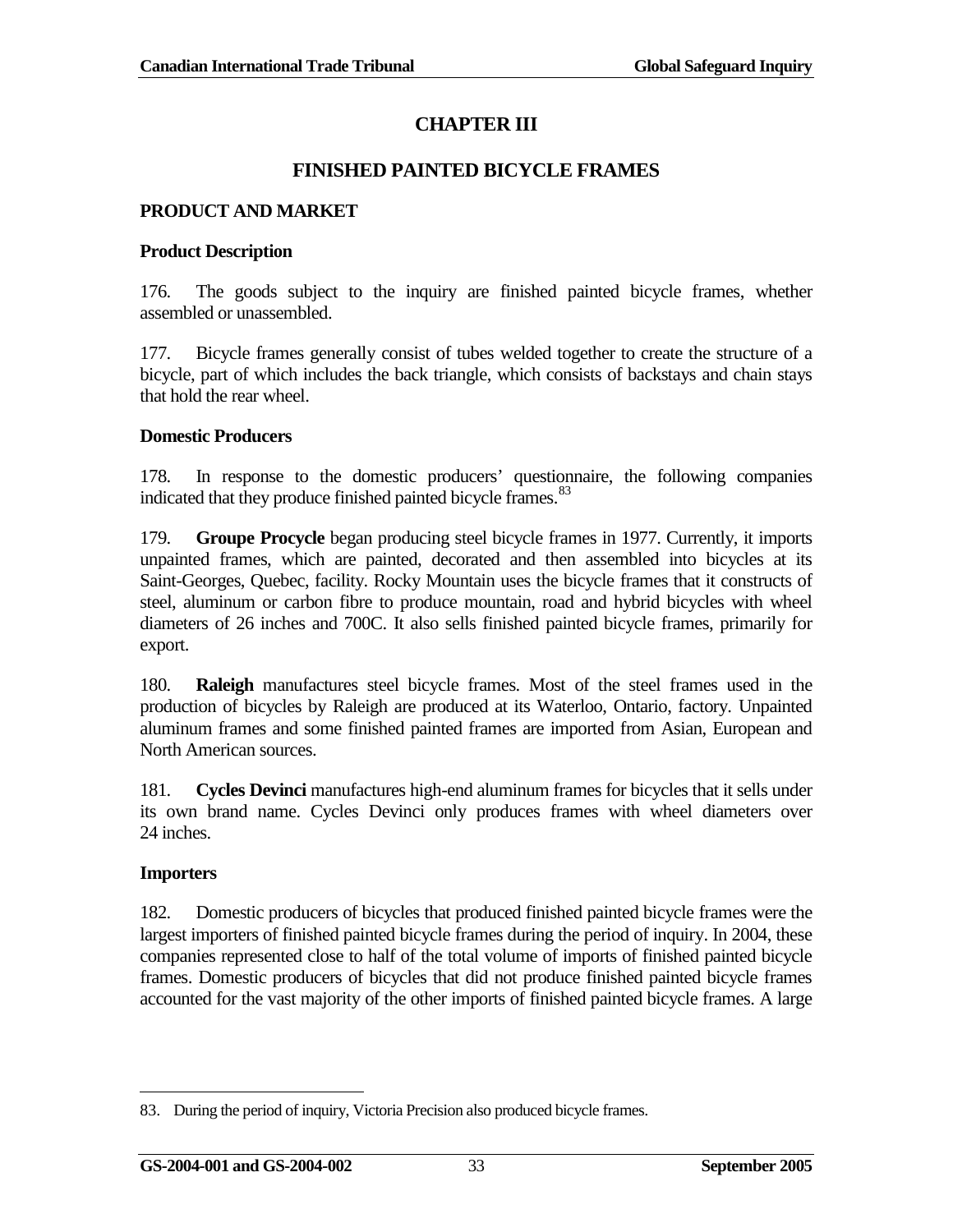# CHAPTER III

## FINISHED PAINTED BICYCLE FRAMES

### PRODUCT AND MARKET

#### Product Description

176. The goods subject to the inquiry are finished painted bicycle frames, whether assembled or unassembled.

177. Bicycle frames generally consist of tubes welded together to create the structure of a bicycle, part of which includes the back triangle, which consists of backstays and chain stays that hold the rear wheel.

#### Domestic Producers

178. In response to the domestic producers' questionnaire, the following companies indicated that they produce finished painted bicycle frames.[83]

179. **Groupe Procycle** began producing steel bicycle frames in 1977. Currently, it imports unpainted frames, which are painted, decorated and then assembled into bicycles at its Saint-Georges, Quebec, facility. Rocky Mountain uses the bicycle frames that it constructs of steel, aluminum or carbon fibre to produce mountain, road and hybrid bicycles with wheel diameters of 26 inches and 700C. It also sells finished painted bicycle frames, primarily for export.

180. **Raleigh** manufactures steel bicycle frames. Most of the steel frames used in the production of bicycles by Raleigh are produced at its Waterloo, Ontario, factory. Unpainted aluminum frames and some finished painted frames are imported from Asian, European and North American sources.

181. **Cycles Devinci** manufactures high-end aluminum frames for bicycles that it sells under its own brand name. Cycles Devinci only produces frames with wheel diameters over 24 inches.

#### Importers

182. Domestic producers of bicycles that produced finished painted bicycle frames were the largest importers of finished painted bicycle frames during the period of inquiry. In 2004, these companies represented close to half of the total volume of imports of finished painted bicycle frames. Domestic producers of bicycles that did not produce finished painted bicycle frames accounted for the vast majority of the other imports of finished painted bicycle frames. A large

83. During the period of inquiry, Victoria Precision also produced bicycle frames.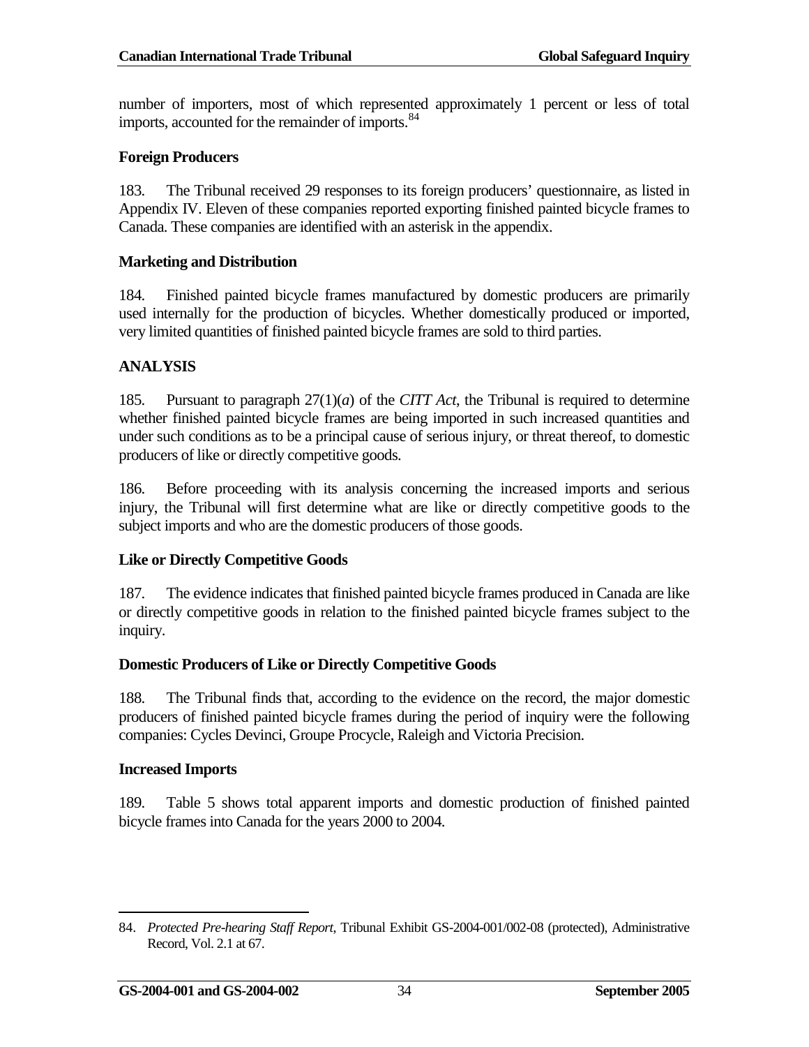number of importers, most of which represented approximately 1 percent or less of total imports, accounted for the remainder of imports.[84]

**Foreign Producers**

183. The Tribunal received 29 responses to its foreign producers' questionnaire, as listed in Appendix IV. Eleven of these companies reported exporting finished painted bicycle frames to Canada. These companies are identified with an asterisk in the appendix.

**Marketing and Distribution**

184. Finished painted bicycle frames manufactured by domestic producers are primarily used internally for the production of bicycles. Whether domestically produced or imported, very limited quantities of finished painted bicycle frames are sold to third parties.

**ANALYSIS**

185. Pursuant to paragraph 27(1)(*a*) of the *CITT Act*, the Tribunal is required to determine whether finished painted bicycle frames are being imported in such increased quantities and under such conditions as to be a principal cause of serious injury, or threat thereof, to domestic producers of like or directly competitive goods.

186. Before proceeding with its analysis concerning the increased imports and serious injury, the Tribunal will first determine what are like or directly competitive goods to the subject imports and who are the domestic producers of those goods.

**Like or Directly Competitive Goods**

187. The evidence indicates that finished painted bicycle frames produced in Canada are like or directly competitive goods in relation to the finished painted bicycle frames subject to the inquiry.

**Domestic Producers of Like or Directly Competitive Goods**

188. The Tribunal finds that, according to the evidence on the record, the major domestic producers of finished painted bicycle frames during the period of inquiry were the following companies: Cycles Devinci, Groupe Procycle, Raleigh and Victoria Precision.

**Increased Imports**

189. Table 5 shows total apparent imports and domestic production of finished painted bicycle frames into Canada for the years 2000 to 2004.

---

84. *Protected Pre-hearing Staff Report*, Tribunal Exhibit GS-2004-001/002-08 (protected), Administrative Record, Vol. 2.1 at 67.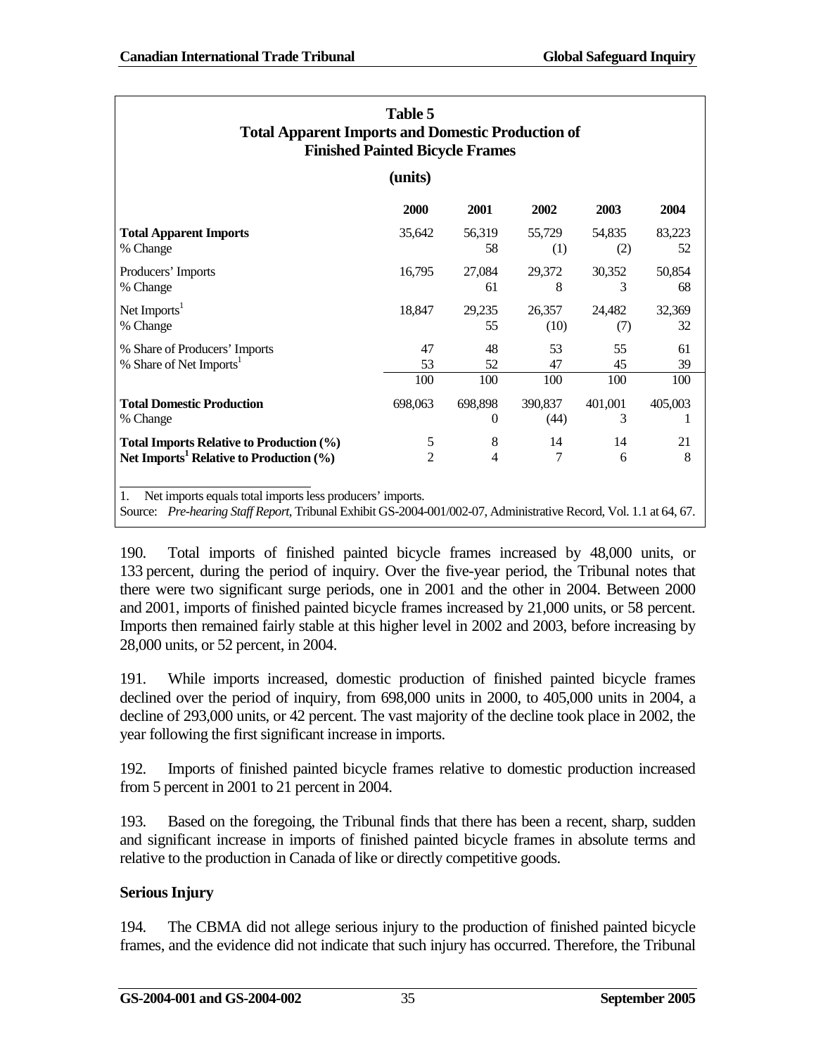**Table 5**
**Total Apparent Imports and Domestic Production of Finished Painted Bicycle Frames**

**(units)**

| | 2000 | 2001 | 2002 | 2003 | 2004 |
|---|---|---|---|---|---|
| **Total Apparent Imports** | 35,642 | 56,319 | 55,729 | 54,835 | 83,223 |
| % Change | | 58 | (1) | (2) | 52 |
| Producers' Imports | 16,795 | 27,084 | 29,372 | 30,352 | 50,854 |
| % Change | | 61 | 8 | 3 | 68 |
| Net Imports[1] | 18,847 | 29,235 | 26,357 | 24,482 | 32,369 |
| % Change | | 55 | (10) | (7) | 32 |
| % Share of Producers' Imports | 47 | 48 | 53 | 55 | 61 |
| % Share of Net Imports[1] | 53 | 52 | 47 | 45 | 39 |
| | 100 | 100 | 100 | 100 | 100 |
| **Total Domestic Production** | 698,063 | 698,898 | 390,837 | 401,001 | 405,003 |
| % Change | | 0 | (44) | 3 | 1 |
| **Total Imports Relative to Production (%)** | 5 | 8 | 14 | 14 | 21 |
| **Net Imports[1] Relative to Production (%)** | 2 | 4 | 7 | 6 | 8 |

1. Net imports equals total imports less producers' imports.

Source: *Pre-hearing Staff Report*, Tribunal Exhibit GS-2004-001/002-07, Administrative Record, Vol. 1.1 at 64, 67.

190. Total imports of finished painted bicycle frames increased by 48,000 units, or 133 percent, during the period of inquiry. Over the five-year period, the Tribunal notes that there were two significant surge periods, one in 2001 and the other in 2004. Between 2000 and 2001, imports of finished painted bicycle frames increased by 21,000 units, or 58 percent. Imports then remained fairly stable at this higher level in 2002 and 2003, before increasing by 28,000 units, or 52 percent, in 2004.

191. While imports increased, domestic production of finished painted bicycle frames declined over the period of inquiry, from 698,000 units in 2000, to 405,000 units in 2004, a decline of 293,000 units, or 42 percent. The vast majority of the decline took place in 2002, the year following the first significant increase in imports.

192. Imports of finished painted bicycle frames relative to domestic production increased from 5 percent in 2001 to 21 percent in 2004.

193. Based on the foregoing, the Tribunal finds that there has been a recent, sharp, sudden and significant increase in imports of finished painted bicycle frames in absolute terms and relative to the production in Canada of like or directly competitive goods.

**Serious Injury**

194. The CBMA did not allege serious injury to the production of finished painted bicycle frames, and the evidence did not indicate that such injury has occurred. Therefore, the Tribunal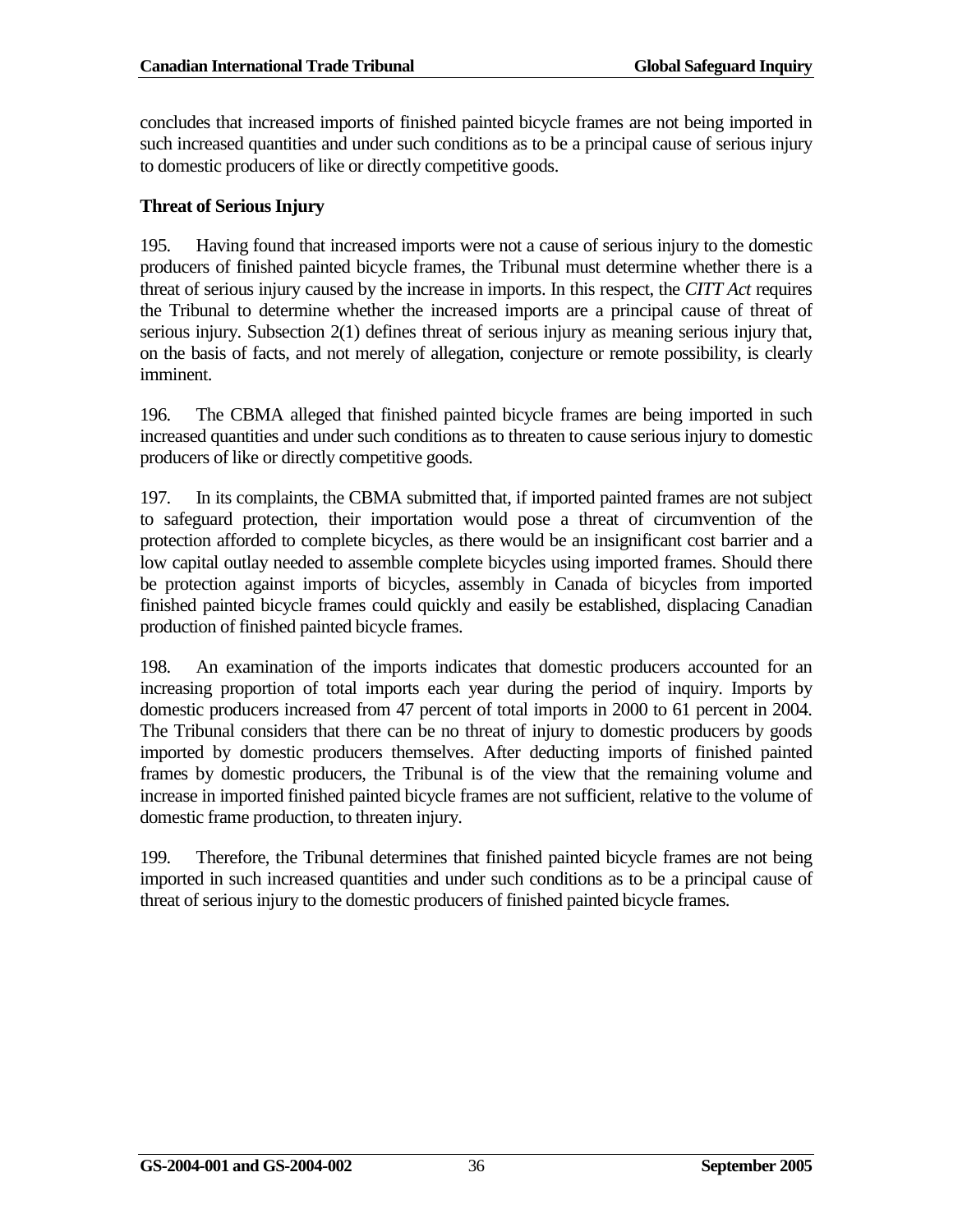concludes that increased imports of finished painted bicycle frames are not being imported in such increased quantities and under such conditions as to be a principal cause of serious injury to domestic producers of like or directly competitive goods.

**Threat of Serious Injury**

195. Having found that increased imports were not a cause of serious injury to the domestic producers of finished painted bicycle frames, the Tribunal must determine whether there is a threat of serious injury caused by the increase in imports. In this respect, the *CITT Act* requires the Tribunal to determine whether the increased imports are a principal cause of threat of serious injury. Subsection 2(1) defines threat of serious injury as meaning serious injury that, on the basis of facts, and not merely of allegation, conjecture or remote possibility, is clearly imminent.

196. The CBMA alleged that finished painted bicycle frames are being imported in such increased quantities and under such conditions as to threaten to cause serious injury to domestic producers of like or directly competitive goods.

197. In its complaints, the CBMA submitted that, if imported painted frames are not subject to safeguard protection, their importation would pose a threat of circumvention of the protection afforded to complete bicycles, as there would be an insignificant cost barrier and a low capital outlay needed to assemble complete bicycles using imported frames. Should there be protection against imports of bicycles, assembly in Canada of bicycles from imported finished painted bicycle frames could quickly and easily be established, displacing Canadian production of finished painted bicycle frames.

198. An examination of the imports indicates that domestic producers accounted for an increasing proportion of total imports each year during the period of inquiry. Imports by domestic producers increased from 47 percent of total imports in 2000 to 61 percent in 2004. The Tribunal considers that there can be no threat of injury to domestic producers by goods imported by domestic producers themselves. After deducting imports of finished painted frames by domestic producers, the Tribunal is of the view that the remaining volume and increase in imported finished painted bicycle frames are not sufficient, relative to the volume of domestic frame production, to threaten injury.

199. Therefore, the Tribunal determines that finished painted bicycle frames are not being imported in such increased quantities and under such conditions as to be a principal cause of threat of serious injury to the domestic producers of finished painted bicycle frames.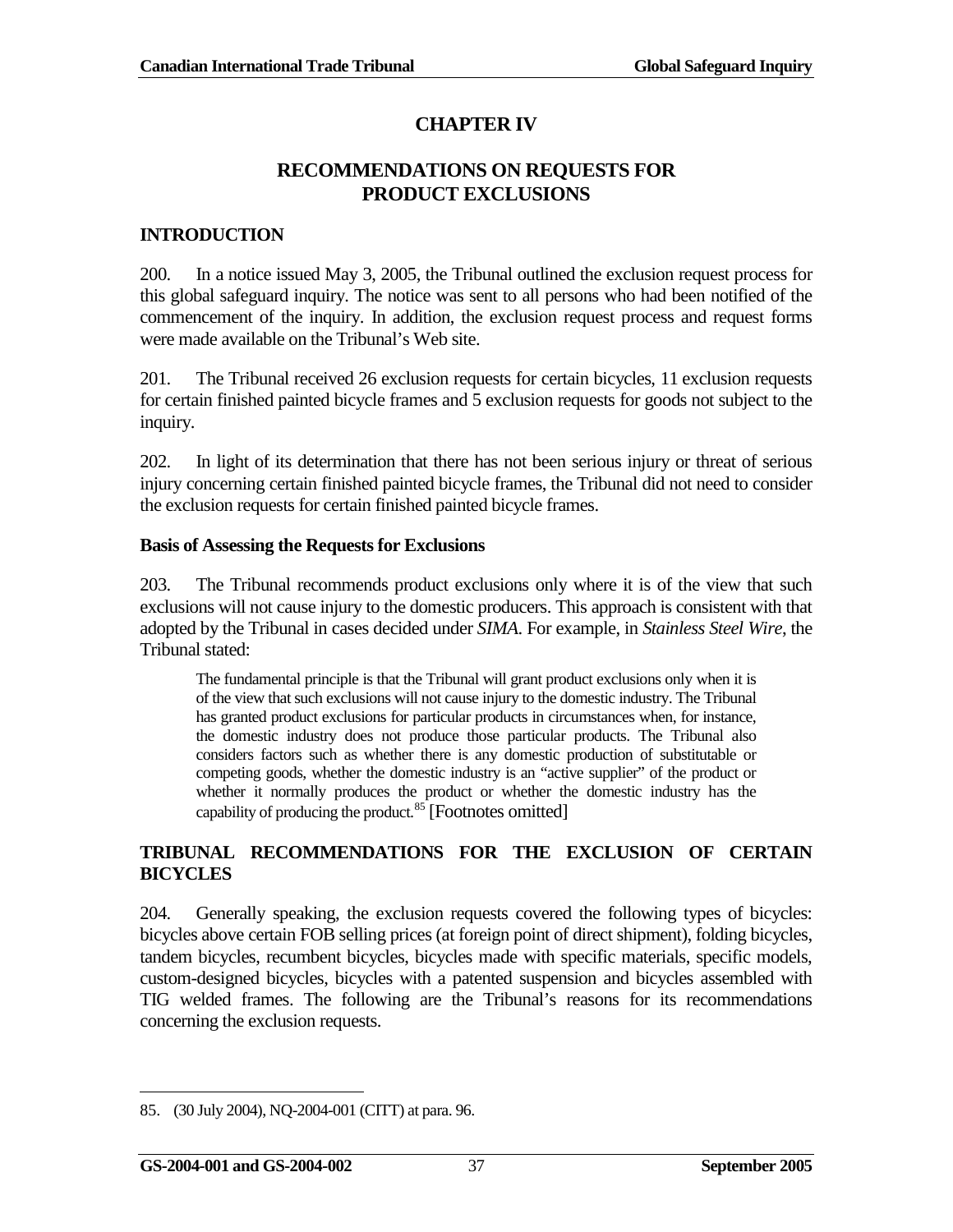# CHAPTER IV

## RECOMMENDATIONS ON REQUESTS FOR PRODUCT EXCLUSIONS

### INTRODUCTION

200. In a notice issued May 3, 2005, the Tribunal outlined the exclusion request process for this global safeguard inquiry. The notice was sent to all persons who had been notified of the commencement of the inquiry. In addition, the exclusion request process and request forms were made available on the Tribunal's Web site.

201. The Tribunal received 26 exclusion requests for certain bicycles, 11 exclusion requests for certain finished painted bicycle frames and 5 exclusion requests for goods not subject to the inquiry.

202. In light of its determination that there has not been serious injury or threat of serious injury concerning certain finished painted bicycle frames, the Tribunal did not need to consider the exclusion requests for certain finished painted bicycle frames.

#### Basis of Assessing the Requests for Exclusions

203. The Tribunal recommends product exclusions only where it is of the view that such exclusions will not cause injury to the domestic producers. This approach is consistent with that adopted by the Tribunal in cases decided under *SIMA*. For example, in *Stainless Steel Wire*, the Tribunal stated:

> The fundamental principle is that the Tribunal will grant product exclusions only when it is of the view that such exclusions will not cause injury to the domestic industry. The Tribunal has granted product exclusions for particular products in circumstances when, for instance, the domestic industry does not produce those particular products. The Tribunal also considers factors such as whether there is any domestic production of substitutable or competing goods, whether the domestic industry is an "active supplier" of the product or whether it normally produces the product or whether the domestic industry has the capability of producing the product.[85] [Footnotes omitted]

### TRIBUNAL RECOMMENDATIONS FOR THE EXCLUSION OF CERTAIN BICYCLES

204. Generally speaking, the exclusion requests covered the following types of bicycles: bicycles above certain FOB selling prices (at foreign point of direct shipment), folding bicycles, tandem bicycles, recumbent bicycles, bicycles made with specific materials, specific models, custom-designed bicycles, bicycles with a patented suspension and bicycles assembled with TIG welded frames. The following are the Tribunal's reasons for its recommendations concerning the exclusion requests.

---

85. (30 July 2004), NQ-2004-001 (CITT) at para. 96.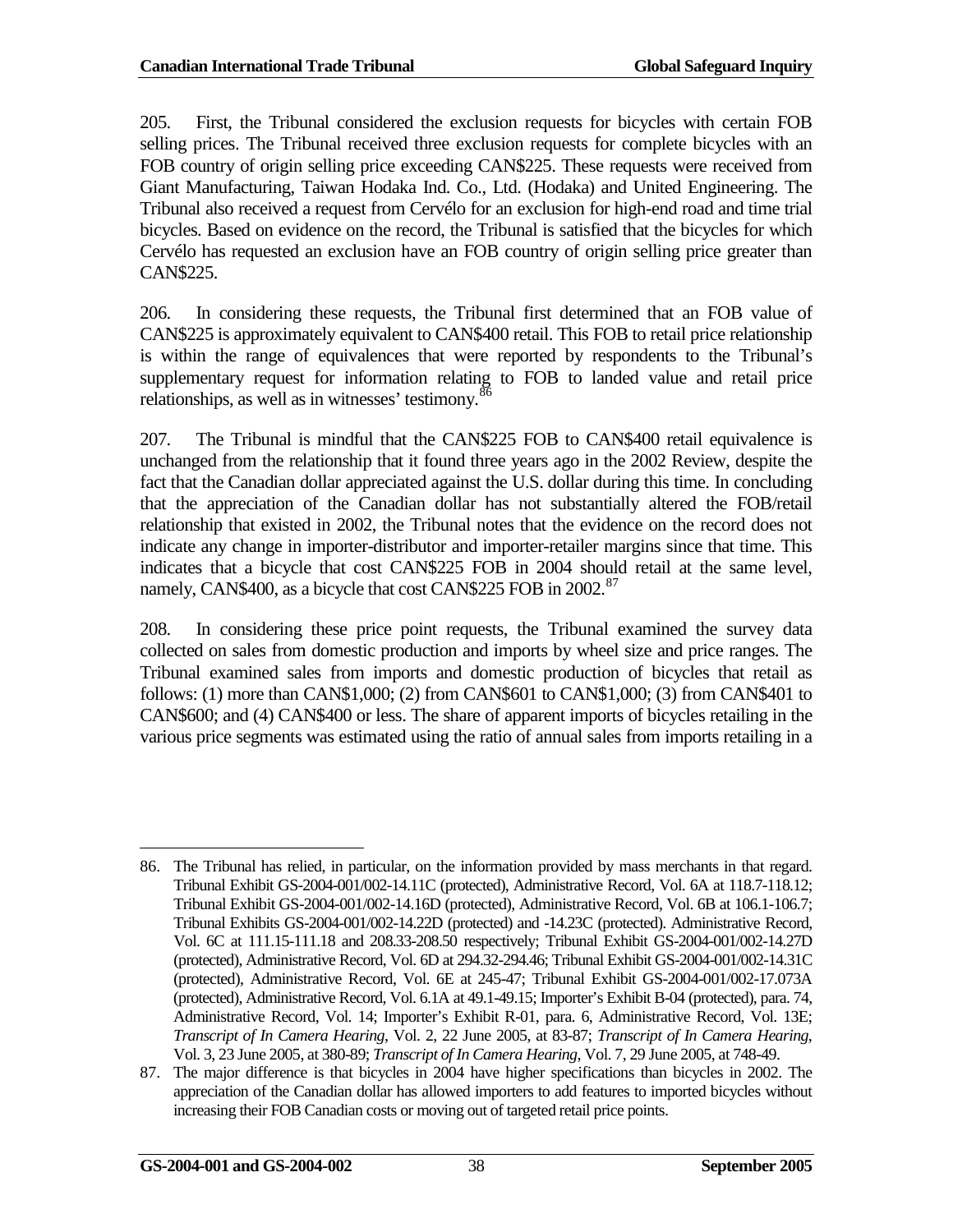205. First, the Tribunal considered the exclusion requests for bicycles with certain FOB selling prices. The Tribunal received three exclusion requests for complete bicycles with an FOB country of origin selling price exceeding CAN$225. These requests were received from Giant Manufacturing, Taiwan Hodaka Ind. Co., Ltd. (Hodaka) and United Engineering. The Tribunal also received a request from Cervélo for an exclusion for high-end road and time trial bicycles. Based on evidence on the record, the Tribunal is satisfied that the bicycles for which Cervélo has requested an exclusion have an FOB country of origin selling price greater than CAN$225.

206. In considering these requests, the Tribunal first determined that an FOB value of CAN$225 is approximately equivalent to CAN$400 retail. This FOB to retail price relationship is within the range of equivalences that were reported by respondents to the Tribunal's supplementary request for information relating to FOB to landed value and retail price relationships, as well as in witnesses' testimony.[86]

207. The Tribunal is mindful that the CAN$225 FOB to CAN$400 retail equivalence is unchanged from the relationship that it found three years ago in the 2002 Review, despite the fact that the Canadian dollar appreciated against the U.S. dollar during this time. In concluding that the appreciation of the Canadian dollar has not substantially altered the FOB/retail relationship that existed in 2002, the Tribunal notes that the evidence on the record does not indicate any change in importer-distributor and importer-retailer margins since that time. This indicates that a bicycle that cost CAN$225 FOB in 2004 should retail at the same level, namely, CAN$400, as a bicycle that cost CAN$225 FOB in 2002.[87]

208. In considering these price point requests, the Tribunal examined the survey data collected on sales from domestic production and imports by wheel size and price ranges. The Tribunal examined sales from imports and domestic production of bicycles that retail as follows: (1) more than CAN$1,000; (2) from CAN$601 to CAN$1,000; (3) from CAN$401 to CAN$600; and (4) CAN$400 or less. The share of apparent imports of bicycles retailing in the various price segments was estimated using the ratio of annual sales from imports retailing in a

---

86. The Tribunal has relied, in particular, on the information provided by mass merchants in that regard. Tribunal Exhibit GS-2004-001/002-14.11C (protected), Administrative Record, Vol. 6A at 118.7-118.12; Tribunal Exhibit GS-2004-001/002-14.16D (protected), Administrative Record, Vol. 6B at 106.1-106.7; Tribunal Exhibits GS-2004-001/002-14.22D (protected) and -14.23C (protected). Administrative Record, Vol. 6C at 111.15-111.18 and 208.33-208.50 respectively; Tribunal Exhibit GS-2004-001/002-14.27D (protected), Administrative Record, Vol. 6D at 294.32-294.46; Tribunal Exhibit GS-2004-001/002-14.31C (protected), Administrative Record, Vol. 6E at 245-47; Tribunal Exhibit GS-2004-001/002-17.073A (protected), Administrative Record, Vol. 6.1A at 49.1-49.15; Importer's Exhibit B-04 (protected), para. 74, Administrative Record, Vol. 14; Importer's Exhibit R-01, para. 6, Administrative Record, Vol. 13E; *Transcript of In Camera Hearing*, Vol. 2, 22 June 2005, at 83-87; *Transcript of In Camera Hearing*, Vol. 3, 23 June 2005, at 380-89; *Transcript of In Camera Hearing*, Vol. 7, 29 June 2005, at 748-49.

87. The major difference is that bicycles in 2004 have higher specifications than bicycles in 2002. The appreciation of the Canadian dollar has allowed importers to add features to imported bicycles without increasing their FOB Canadian costs or moving out of targeted retail price points.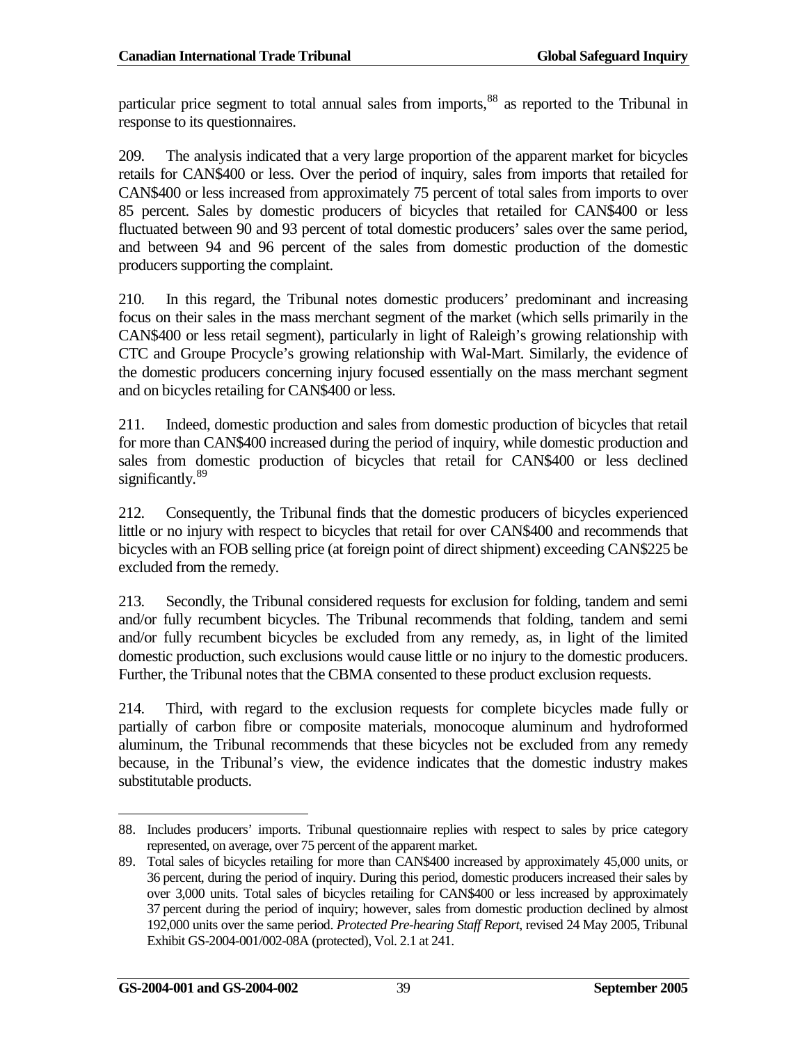particular price segment to total annual sales from imports,[88] as reported to the Tribunal in response to its questionnaires.

209. The analysis indicated that a very large proportion of the apparent market for bicycles retails for CAN$400 or less. Over the period of inquiry, sales from imports that retailed for CAN$400 or less increased from approximately 75 percent of total sales from imports to over 85 percent. Sales by domestic producers of bicycles that retailed for CAN$400 or less fluctuated between 90 and 93 percent of total domestic producers' sales over the same period, and between 94 and 96 percent of the sales from domestic production of the domestic producers supporting the complaint.

210. In this regard, the Tribunal notes domestic producers' predominant and increasing focus on their sales in the mass merchant segment of the market (which sells primarily in the CAN$400 or less retail segment), particularly in light of Raleigh's growing relationship with CTC and Groupe Procycle's growing relationship with Wal-Mart. Similarly, the evidence of the domestic producers concerning injury focused essentially on the mass merchant segment and on bicycles retailing for CAN$400 or less.

211. Indeed, domestic production and sales from domestic production of bicycles that retail for more than CAN$400 increased during the period of inquiry, while domestic production and sales from domestic production of bicycles that retail for CAN$400 or less declined significantly.[89]

212. Consequently, the Tribunal finds that the domestic producers of bicycles experienced little or no injury with respect to bicycles that retail for over CAN$400 and recommends that bicycles with an FOB selling price (at foreign point of direct shipment) exceeding CAN$225 be excluded from the remedy.

213. Secondly, the Tribunal considered requests for exclusion for folding, tandem and semi and/or fully recumbent bicycles. The Tribunal recommends that folding, tandem and semi and/or fully recumbent bicycles be excluded from any remedy, as, in light of the limited domestic production, such exclusions would cause little or no injury to the domestic producers. Further, the Tribunal notes that the CBMA consented to these product exclusion requests.

214. Third, with regard to the exclusion requests for complete bicycles made fully or partially of carbon fibre or composite materials, monocoque aluminum and hydroformed aluminum, the Tribunal recommends that these bicycles not be excluded from any remedy because, in the Tribunal's view, the evidence indicates that the domestic industry makes substitutable products.

---

88. Includes producers' imports. Tribunal questionnaire replies with respect to sales by price category represented, on average, over 75 percent of the apparent market.

89. Total sales of bicycles retailing for more than CAN$400 increased by approximately 45,000 units, or 36 percent, during the period of inquiry. During this period, domestic producers increased their sales by over 3,000 units. Total sales of bicycles retailing for CAN$400 or less increased by approximately 37 percent during the period of inquiry; however, sales from domestic production declined by almost 192,000 units over the same period. *Protected Pre-hearing Staff Report*, revised 24 May 2005, Tribunal Exhibit GS-2004-001/002-08A (protected), Vol. 2.1 at 241.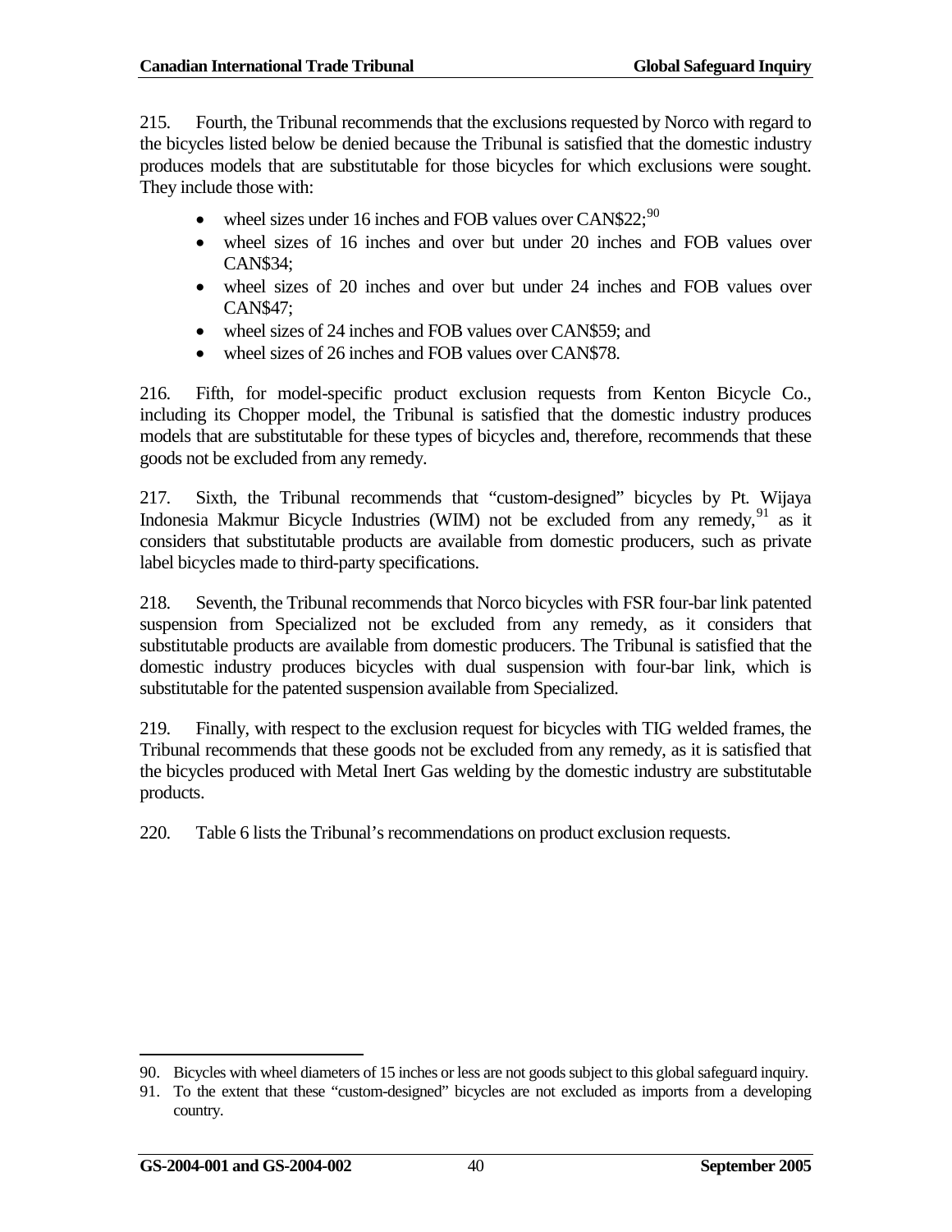215. Fourth, the Tribunal recommends that the exclusions requested by Norco with regard to the bicycles listed below be denied because the Tribunal is satisfied that the domestic industry produces models that are substitutable for those bicycles for which exclusions were sought. They include those with:

- wheel sizes under 16 inches and FOB values over CAN$22;[90]
- wheel sizes of 16 inches and over but under 20 inches and FOB values over CAN$34;
- wheel sizes of 20 inches and over but under 24 inches and FOB values over CAN$47;
- wheel sizes of 24 inches and FOB values over CAN$59; and
- wheel sizes of 26 inches and FOB values over CAN$78.

216. Fifth, for model-specific product exclusion requests from Kenton Bicycle Co., including its Chopper model, the Tribunal is satisfied that the domestic industry produces models that are substitutable for these types of bicycles and, therefore, recommends that these goods not be excluded from any remedy.

217. Sixth, the Tribunal recommends that "custom-designed" bicycles by Pt. Wijaya Indonesia Makmur Bicycle Industries (WIM) not be excluded from any remedy,[91] as it considers that substitutable products are available from domestic producers, such as private label bicycles made to third-party specifications.

218. Seventh, the Tribunal recommends that Norco bicycles with FSR four-bar link patented suspension from Specialized not be excluded from any remedy, as it considers that substitutable products are available from domestic producers. The Tribunal is satisfied that the domestic industry produces bicycles with dual suspension with four-bar link, which is substitutable for the patented suspension available from Specialized.

219. Finally, with respect to the exclusion request for bicycles with TIG welded frames, the Tribunal recommends that these goods not be excluded from any remedy, as it is satisfied that the bicycles produced with Metal Inert Gas welding by the domestic industry are substitutable products.

220. Table 6 lists the Tribunal's recommendations on product exclusion requests.

---

90. Bicycles with wheel diameters of 15 inches or less are not goods subject to this global safeguard inquiry.

91. To the extent that these "custom-designed" bicycles are not excluded as imports from a developing country.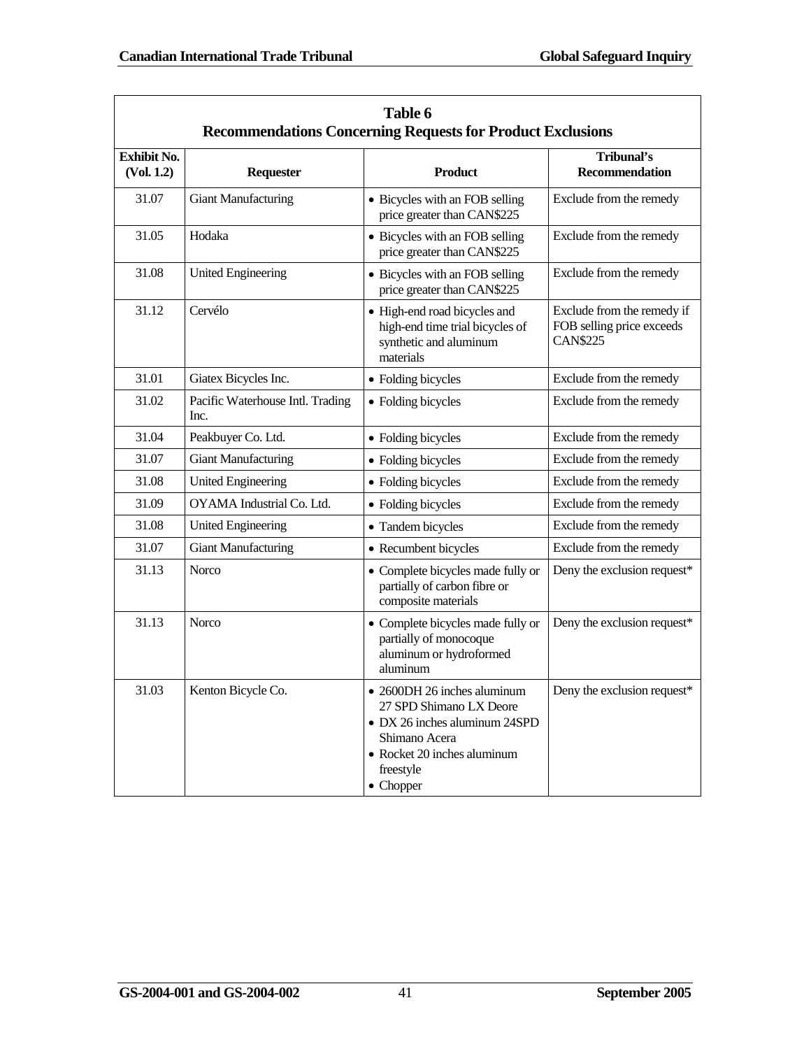**Table 6**
**Recommendations Concerning Requests for Product Exclusions**

| Exhibit No. (Vol. 1.2) | Requester | Product | Tribunal's Recommendation |
|---|---|---|---|
| 31.07 | Giant Manufacturing | • Bicycles with an FOB selling price greater than CAN$225 | Exclude from the remedy |
| 31.05 | Hodaka | • Bicycles with an FOB selling price greater than CAN$225 | Exclude from the remedy |
| 31.08 | United Engineering | • Bicycles with an FOB selling price greater than CAN$225 | Exclude from the remedy |
| 31.12 | Cervélo | • High-end road bicycles and high-end time trial bicycles of synthetic and aluminum materials | Exclude from the remedy if FOB selling price exceeds CAN$225 |
| 31.01 | Giatex Bicycles Inc. | • Folding bicycles | Exclude from the remedy |
| 31.02 | Pacific Waterhouse Intl. Trading Inc. | • Folding bicycles | Exclude from the remedy |
| 31.04 | Peakbuyer Co. Ltd. | • Folding bicycles | Exclude from the remedy |
| 31.07 | Giant Manufacturing | • Folding bicycles | Exclude from the remedy |
| 31.08 | United Engineering | • Folding bicycles | Exclude from the remedy |
| 31.09 | OYAMA Industrial Co. Ltd. | • Folding bicycles | Exclude from the remedy |
| 31.08 | United Engineering | • Tandem bicycles | Exclude from the remedy |
| 31.07 | Giant Manufacturing | • Recumbent bicycles | Exclude from the remedy |
| 31.13 | Norco | • Complete bicycles made fully or partially of carbon fibre or composite materials | Deny the exclusion request* |
| 31.13 | Norco | • Complete bicycles made fully or partially of monocoque aluminum or hydroformed aluminum | Deny the exclusion request* |
| 31.03 | Kenton Bicycle Co. | • 2600DH 26 inches aluminum 27 SPD Shimano LX Deore<br>• DX 26 inches aluminum 24SPD Shimano Acera<br>• Rocket 20 inches aluminum freestyle<br>• Chopper | Deny the exclusion request* |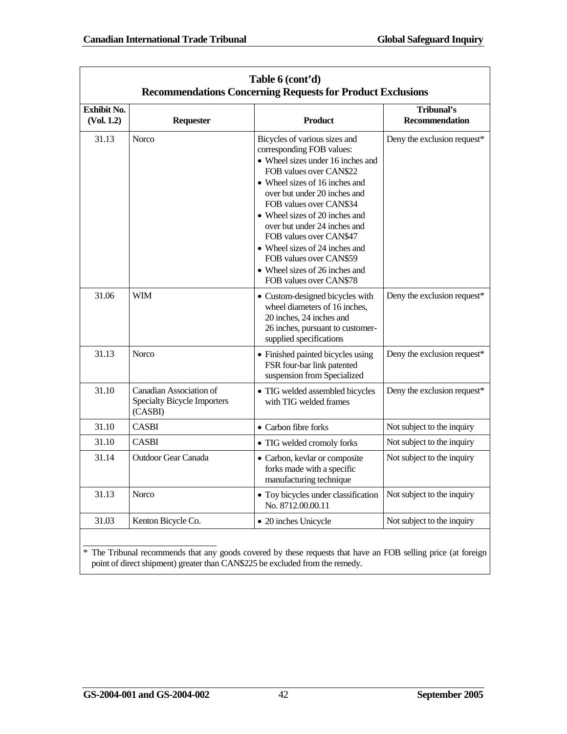**Table 6 (cont'd)**
**Recommendations Concerning Requests for Product Exclusions**

| Exhibit No. (Vol. 1.2) | Requester | Product | Tribunal's Recommendation |
|---|---|---|---|
| 31.13 | Norco | Bicycles of various sizes and corresponding FOB values:<br>• Wheel sizes under 16 inches and FOB values over CAN$22<br>• Wheel sizes of 16 inches and over but under 20 inches and FOB values over CAN$34<br>• Wheel sizes of 20 inches and over but under 24 inches and FOB values over CAN$47<br>• Wheel sizes of 24 inches and FOB values over CAN$59<br>• Wheel sizes of 26 inches and FOB values over CAN$78 | Deny the exclusion request* |
| 31.06 | WIM | • Custom-designed bicycles with wheel diameters of 16 inches, 20 inches, 24 inches and 26 inches, pursuant to customer-supplied specifications | Deny the exclusion request* |
| 31.13 | Norco | • Finished painted bicycles using FSR four-bar link patented suspension from Specialized | Deny the exclusion request* |
| 31.10 | Canadian Association of Specialty Bicycle Importers (CASBI) | • TIG welded assembled bicycles with TIG welded frames | Deny the exclusion request* |
| 31.10 | CASBI | • Carbon fibre forks | Not subject to the inquiry |
| 31.10 | CASBI | • TIG welded cromoly forks | Not subject to the inquiry |
| 31.14 | Outdoor Gear Canada | • Carbon, kevlar or composite forks made with a specific manufacturing technique | Not subject to the inquiry |
| 31.13 | Norco | • Toy bicycles under classification No. 8712.00.00.11 | Not subject to the inquiry |
| 31.03 | Kenton Bicycle Co. | • 20 inches Unicycle | Not subject to the inquiry |

* The Tribunal recommends that any goods covered by these requests that have an FOB selling price (at foreign point of direct shipment) greater than CAN$225 be excluded from the remedy.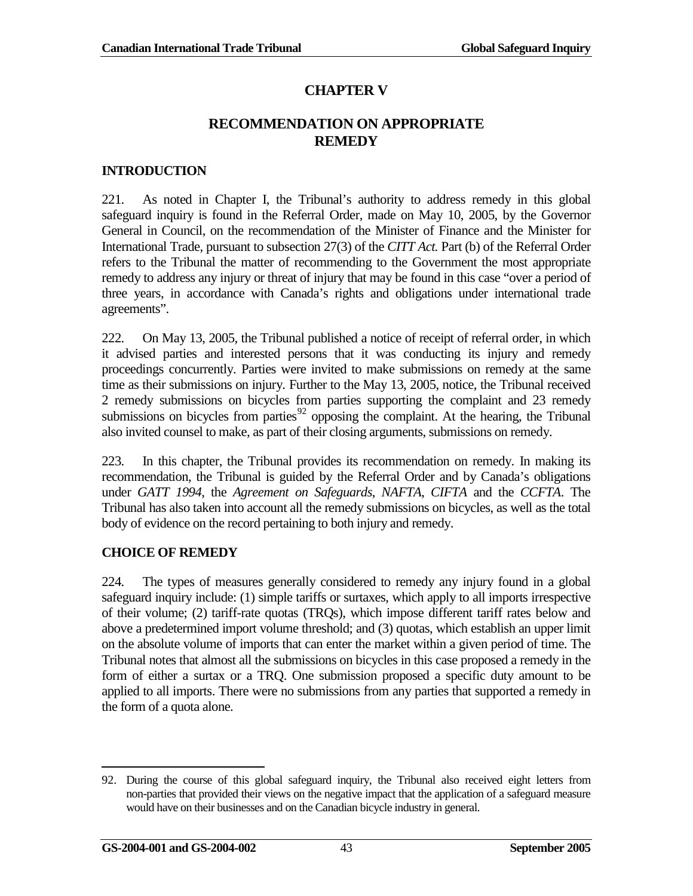# CHAPTER V

## RECOMMENDATION ON APPROPRIATE REMEDY

### INTRODUCTION

221. As noted in Chapter I, the Tribunal's authority to address remedy in this global safeguard inquiry is found in the Referral Order, made on May 10, 2005, by the Governor General in Council, on the recommendation of the Minister of Finance and the Minister for International Trade, pursuant to subsection 27(3) of the *CITT Act*. Part (b) of the Referral Order refers to the Tribunal the matter of recommending to the Government the most appropriate remedy to address any injury or threat of injury that may be found in this case "over a period of three years, in accordance with Canada's rights and obligations under international trade agreements".

222. On May 13, 2005, the Tribunal published a notice of receipt of referral order, in which it advised parties and interested persons that it was conducting its injury and remedy proceedings concurrently. Parties were invited to make submissions on remedy at the same time as their submissions on injury. Further to the May 13, 2005, notice, the Tribunal received 2 remedy submissions on bicycles from parties supporting the complaint and 23 remedy submissions on bicycles from parties[92] opposing the complaint. At the hearing, the Tribunal also invited counsel to make, as part of their closing arguments, submissions on remedy.

223. In this chapter, the Tribunal provides its recommendation on remedy. In making its recommendation, the Tribunal is guided by the Referral Order and by Canada's obligations under *GATT 1994*, the *Agreement on Safeguards*, *NAFTA*, *CIFTA* and the *CCFTA*. The Tribunal has also taken into account all the remedy submissions on bicycles, as well as the total body of evidence on the record pertaining to both injury and remedy.

### CHOICE OF REMEDY

224. The types of measures generally considered to remedy any injury found in a global safeguard inquiry include: (1) simple tariffs or surtaxes, which apply to all imports irrespective of their volume; (2) tariff-rate quotas (TRQs), which impose different tariff rates below and above a predetermined import volume threshold; and (3) quotas, which establish an upper limit on the absolute volume of imports that can enter the market within a given period of time. The Tribunal notes that almost all the submissions on bicycles in this case proposed a remedy in the form of either a surtax or a TRQ. One submission proposed a specific duty amount to be applied to all imports. There were no submissions from any parties that supported a remedy in the form of a quota alone.

---

92. During the course of this global safeguard inquiry, the Tribunal also received eight letters from non-parties that provided their views on the negative impact that the application of a safeguard measure would have on their businesses and on the Canadian bicycle industry in general.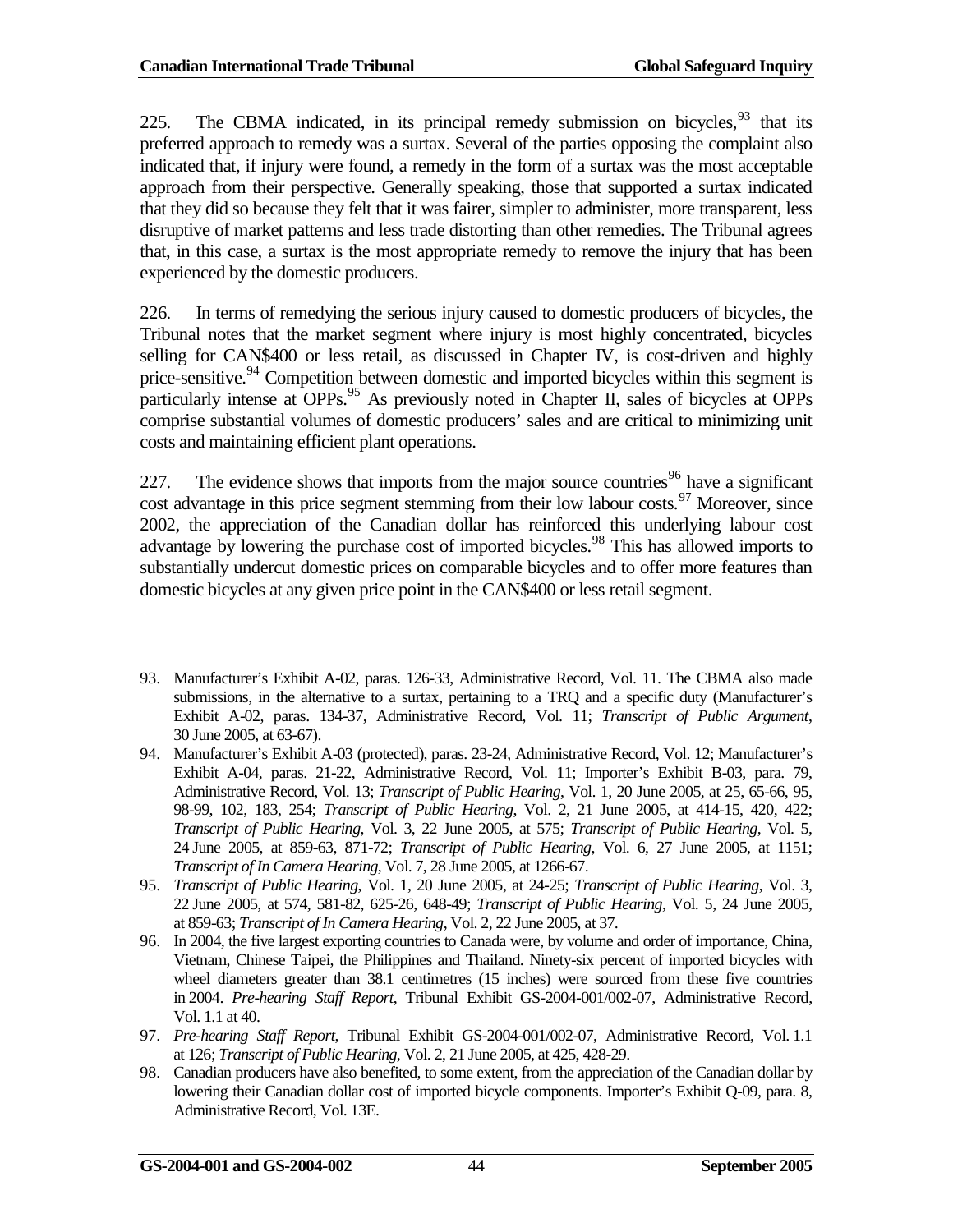225. The CBMA indicated, in its principal remedy submission on bicycles,[93] that its preferred approach to remedy was a surtax. Several of the parties opposing the complaint also indicated that, if injury were found, a remedy in the form of a surtax was the most acceptable approach from their perspective. Generally speaking, those that supported a surtax indicated that they did so because they felt that it was fairer, simpler to administer, more transparent, less disruptive of market patterns and less trade distorting than other remedies. The Tribunal agrees that, in this case, a surtax is the most appropriate remedy to remove the injury that has been experienced by the domestic producers.

226. In terms of remedying the serious injury caused to domestic producers of bicycles, the Tribunal notes that the market segment where injury is most highly concentrated, bicycles selling for CAN$400 or less retail, as discussed in Chapter IV, is cost-driven and highly price-sensitive.[94] Competition between domestic and imported bicycles within this segment is particularly intense at OPPs.[95] As previously noted in Chapter II, sales of bicycles at OPPs comprise substantial volumes of domestic producers' sales and are critical to minimizing unit costs and maintaining efficient plant operations.

227. The evidence shows that imports from the major source countries[96] have a significant cost advantage in this price segment stemming from their low labour costs.[97] Moreover, since 2002, the appreciation of the Canadian dollar has reinforced this underlying labour cost advantage by lowering the purchase cost of imported bicycles.[98] This has allowed imports to substantially undercut domestic prices on comparable bicycles and to offer more features than domestic bicycles at any given price point in the CAN$400 or less retail segment.

---

93. Manufacturer's Exhibit A-02, paras. 126-33, Administrative Record, Vol. 11. The CBMA also made submissions, in the alternative to a surtax, pertaining to a TRQ and a specific duty (Manufacturer's Exhibit A-02, paras. 134-37, Administrative Record, Vol. 11; *Transcript of Public Argument*, 30 June 2005, at 63-67).

94. Manufacturer's Exhibit A-03 (protected), paras. 23-24, Administrative Record, Vol. 12; Manufacturer's Exhibit A-04, paras. 21-22, Administrative Record, Vol. 11; Importer's Exhibit B-03, para. 79, Administrative Record, Vol. 13; *Transcript of Public Hearing*, Vol. 1, 20 June 2005, at 25, 65-66, 95, 98-99, 102, 183, 254; *Transcript of Public Hearing*, Vol. 2, 21 June 2005, at 414-15, 420, 422; *Transcript of Public Hearing*, Vol. 3, 22 June 2005, at 575; *Transcript of Public Hearing*, Vol. 5, 24 June 2005, at 859-63, 871-72; *Transcript of Public Hearing*, Vol. 6, 27 June 2005, at 1151; *Transcript of In Camera Hearing*, Vol. 7, 28 June 2005, at 1266-67.

95. *Transcript of Public Hearing*, Vol. 1, 20 June 2005, at 24-25; *Transcript of Public Hearing*, Vol. 3, 22 June 2005, at 574, 581-82, 625-26, 648-49; *Transcript of Public Hearing*, Vol. 5, 24 June 2005, at 859-63; *Transcript of In Camera Hearing*, Vol. 2, 22 June 2005, at 37.

96. In 2004, the five largest exporting countries to Canada were, by volume and order of importance, China, Vietnam, Chinese Taipei, the Philippines and Thailand. Ninety-six percent of imported bicycles with wheel diameters greater than 38.1 centimetres (15 inches) were sourced from these five countries in 2004. *Pre-hearing Staff Report*, Tribunal Exhibit GS-2004-001/002-07, Administrative Record, Vol. 1.1 at 40.

97. *Pre-hearing Staff Report*, Tribunal Exhibit GS-2004-001/002-07, Administrative Record, Vol. 1.1 at 126; *Transcript of Public Hearing*, Vol. 2, 21 June 2005, at 425, 428-29.

98. Canadian producers have also benefited, to some extent, from the appreciation of the Canadian dollar by lowering their Canadian dollar cost of imported bicycle components. Importer's Exhibit Q-09, para. 8, Administrative Record, Vol. 13E.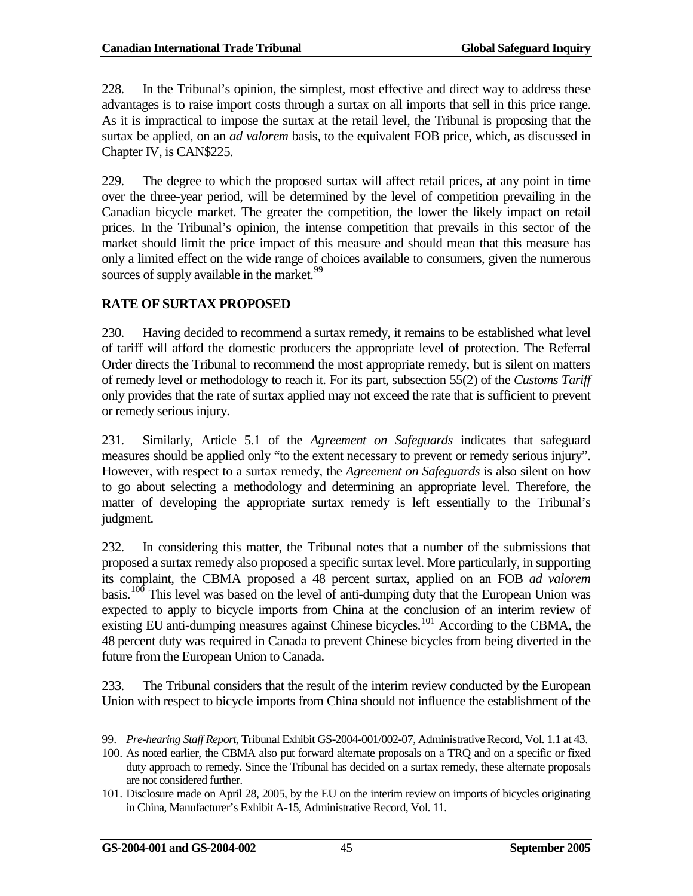228. In the Tribunal's opinion, the simplest, most effective and direct way to address these advantages is to raise import costs through a surtax on all imports that sell in this price range. As it is impractical to impose the surtax at the retail level, the Tribunal is proposing that the surtax be applied, on an *ad valorem* basis, to the equivalent FOB price, which, as discussed in Chapter IV, is CAN$225.

229. The degree to which the proposed surtax will affect retail prices, at any point in time over the three-year period, will be determined by the level of competition prevailing in the Canadian bicycle market. The greater the competition, the lower the likely impact on retail prices. In the Tribunal's opinion, the intense competition that prevails in this sector of the market should limit the price impact of this measure and should mean that this measure has only a limited effect on the wide range of choices available to consumers, given the numerous sources of supply available in the market.[99]

**RATE OF SURTAX PROPOSED**

230. Having decided to recommend a surtax remedy, it remains to be established what level of tariff will afford the domestic producers the appropriate level of protection. The Referral Order directs the Tribunal to recommend the most appropriate remedy, but is silent on matters of remedy level or methodology to reach it. For its part, subsection 55(2) of the *Customs Tariff* only provides that the rate of surtax applied may not exceed the rate that is sufficient to prevent or remedy serious injury.

231. Similarly, Article 5.1 of the *Agreement on Safeguards* indicates that safeguard measures should be applied only "to the extent necessary to prevent or remedy serious injury". However, with respect to a surtax remedy, the *Agreement on Safeguards* is also silent on how to go about selecting a methodology and determining an appropriate level. Therefore, the matter of developing the appropriate surtax remedy is left essentially to the Tribunal's judgment.

232. In considering this matter, the Tribunal notes that a number of the submissions that proposed a surtax remedy also proposed a specific surtax level. More particularly, in supporting its complaint, the CBMA proposed a 48 percent surtax, applied on an FOB *ad valorem* basis.[100] This level was based on the level of anti-dumping duty that the European Union was expected to apply to bicycle imports from China at the conclusion of an interim review of existing EU anti-dumping measures against Chinese bicycles.[101] According to the CBMA, the 48 percent duty was required in Canada to prevent Chinese bicycles from being diverted in the future from the European Union to Canada.

233. The Tribunal considers that the result of the interim review conducted by the European Union with respect to bicycle imports from China should not influence the establishment of the

---

99. *Pre-hearing Staff Report*, Tribunal Exhibit GS-2004-001/002-07, Administrative Record, Vol. 1.1 at 43.

100. As noted earlier, the CBMA also put forward alternate proposals on a TRQ and on a specific or fixed duty approach to remedy. Since the Tribunal has decided on a surtax remedy, these alternate proposals are not considered further.

101. Disclosure made on April 28, 2005, by the EU on the interim review on imports of bicycles originating in China, Manufacturer's Exhibit A-15, Administrative Record, Vol. 11.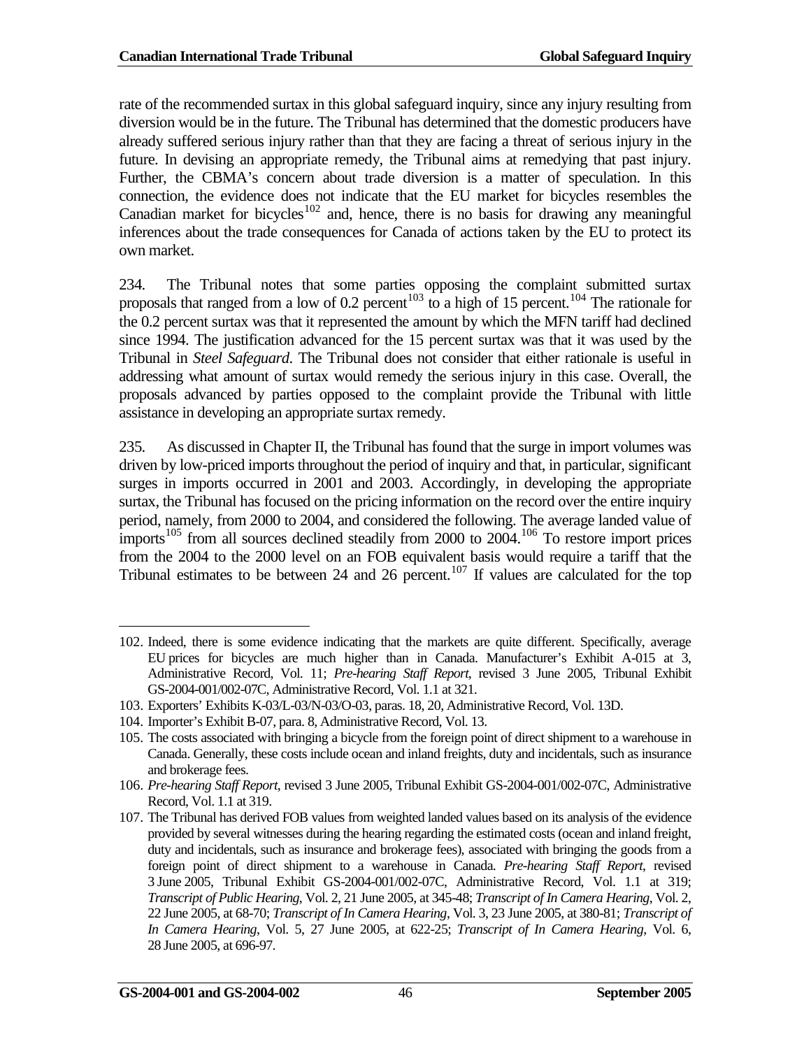rate of the recommended surtax in this global safeguard inquiry, since any injury resulting from diversion would be in the future. The Tribunal has determined that the domestic producers have already suffered serious injury rather than that they are facing a threat of serious injury in the future. In devising an appropriate remedy, the Tribunal aims at remedying that past injury. Further, the CBMA's concern about trade diversion is a matter of speculation. In this connection, the evidence does not indicate that the EU market for bicycles resembles the Canadian market for bicycles[102] and, hence, there is no basis for drawing any meaningful inferences about the trade consequences for Canada of actions taken by the EU to protect its own market.

234. The Tribunal notes that some parties opposing the complaint submitted surtax proposals that ranged from a low of 0.2 percent[103] to a high of 15 percent.[104] The rationale for the 0.2 percent surtax was that it represented the amount by which the MFN tariff had declined since 1994. The justification advanced for the 15 percent surtax was that it was used by the Tribunal in *Steel Safeguard*. The Tribunal does not consider that either rationale is useful in addressing what amount of surtax would remedy the serious injury in this case. Overall, the proposals advanced by parties opposed to the complaint provide the Tribunal with little assistance in developing an appropriate surtax remedy.

235. As discussed in Chapter II, the Tribunal has found that the surge in import volumes was driven by low-priced imports throughout the period of inquiry and that, in particular, significant surges in imports occurred in 2001 and 2003. Accordingly, in developing the appropriate surtax, the Tribunal has focused on the pricing information on the record over the entire inquiry period, namely, from 2000 to 2004, and considered the following. The average landed value of imports[105] from all sources declined steadily from 2000 to 2004.[106] To restore import prices from the 2004 to the 2000 level on an FOB equivalent basis would require a tariff that the Tribunal estimates to be between 24 and 26 percent.[107] If values are calculated for the top

---

102. Indeed, there is some evidence indicating that the markets are quite different. Specifically, average EU prices for bicycles are much higher than in Canada. Manufacturer's Exhibit A-015 at 3, Administrative Record, Vol. 11; *Pre-hearing Staff Report*, revised 3 June 2005, Tribunal Exhibit GS-2004-001/002-07C, Administrative Record, Vol. 1.1 at 321.

103. Exporters' Exhibits K-03/L-03/N-03/O-03, paras. 18, 20, Administrative Record, Vol. 13D.

104. Importer's Exhibit B-07, para. 8, Administrative Record, Vol. 13.

105. The costs associated with bringing a bicycle from the foreign point of direct shipment to a warehouse in Canada. Generally, these costs include ocean and inland freights, duty and incidentals, such as insurance and brokerage fees.

106. *Pre-hearing Staff Report*, revised 3 June 2005, Tribunal Exhibit GS-2004-001/002-07C, Administrative Record, Vol. 1.1 at 319.

107. The Tribunal has derived FOB values from weighted landed values based on its analysis of the evidence provided by several witnesses during the hearing regarding the estimated costs (ocean and inland freight, duty and incidentals, such as insurance and brokerage fees), associated with bringing the goods from a foreign point of direct shipment to a warehouse in Canada. *Pre-hearing Staff Report*, revised 3 June 2005, Tribunal Exhibit GS-2004-001/002-07C, Administrative Record, Vol. 1.1 at 319; *Transcript of Public Hearing*, Vol. 2, 21 June 2005, at 345-48; *Transcript of In Camera Hearing*, Vol. 2, 22 June 2005, at 68-70; *Transcript of In Camera Hearing*, Vol. 3, 23 June 2005, at 380-81; *Transcript of In Camera Hearing*, Vol. 5, 27 June 2005, at 622-25; *Transcript of In Camera Hearing*, Vol. 6, 28 June 2005, at 696-97.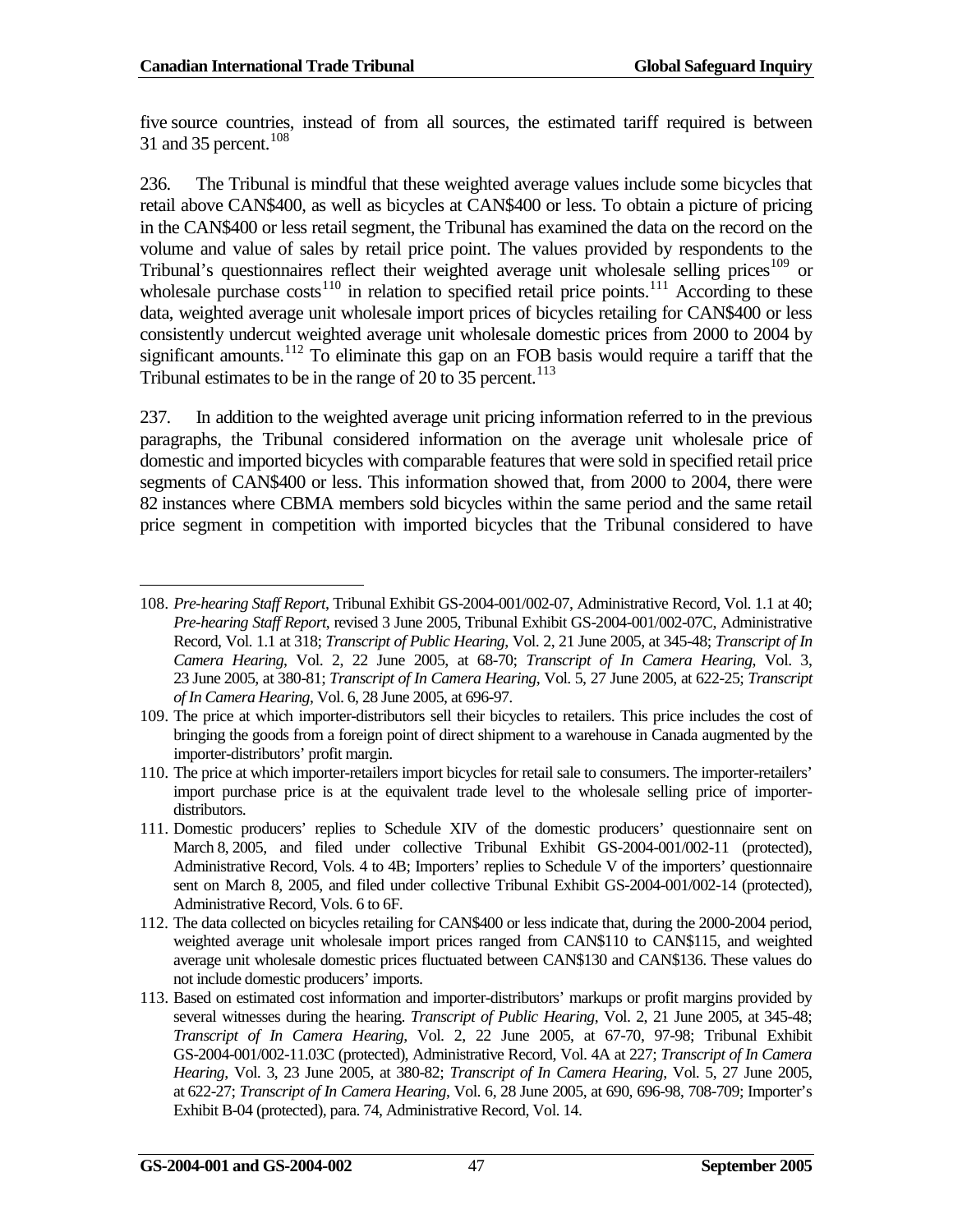five source countries, instead of from all sources, the estimated tariff required is between 31 and 35 percent.[108]

236. The Tribunal is mindful that these weighted average values include some bicycles that retail above CAN$400, as well as bicycles at CAN$400 or less. To obtain a picture of pricing in the CAN$400 or less retail segment, the Tribunal has examined the data on the record on the volume and value of sales by retail price point. The values provided by respondents to the Tribunal's questionnaires reflect their weighted average unit wholesale selling prices[109] or wholesale purchase costs[110] in relation to specified retail price points.[111] According to these data, weighted average unit wholesale import prices of bicycles retailing for CAN$400 or less consistently undercut weighted average unit wholesale domestic prices from 2000 to 2004 by significant amounts.[112] To eliminate this gap on an FOB basis would require a tariff that the Tribunal estimates to be in the range of 20 to 35 percent.[113]

237. In addition to the weighted average unit pricing information referred to in the previous paragraphs, the Tribunal considered information on the average unit wholesale price of domestic and imported bicycles with comparable features that were sold in specified retail price segments of CAN$400 or less. This information showed that, from 2000 to 2004, there were 82 instances where CBMA members sold bicycles within the same period and the same retail price segment in competition with imported bicycles that the Tribunal considered to have

---

108. *Pre-hearing Staff Report*, Tribunal Exhibit GS-2004-001/002-07, Administrative Record, Vol. 1.1 at 40; *Pre-hearing Staff Report*, revised 3 June 2005, Tribunal Exhibit GS-2004-001/002-07C, Administrative Record, Vol. 1.1 at 318; *Transcript of Public Hearing*, Vol. 2, 21 June 2005, at 345-48; *Transcript of In Camera Hearing*, Vol. 2, 22 June 2005, at 68-70; *Transcript of In Camera Hearing*, Vol. 3, 23 June 2005, at 380-81; *Transcript of In Camera Hearing*, Vol. 5, 27 June 2005, at 622-25; *Transcript of In Camera Hearing*, Vol. 6, 28 June 2005, at 696-97.

109. The price at which importer-distributors sell their bicycles to retailers. This price includes the cost of bringing the goods from a foreign point of direct shipment to a warehouse in Canada augmented by the importer-distributors' profit margin.

110. The price at which importer-retailers import bicycles for retail sale to consumers. The importer-retailers' import purchase price is at the equivalent trade level to the wholesale selling price of importer-distributors.

111. Domestic producers' replies to Schedule XIV of the domestic producers' questionnaire sent on March 8, 2005, and filed under collective Tribunal Exhibit GS-2004-001/002-11 (protected), Administrative Record, Vols. 4 to 4B; Importers' replies to Schedule V of the importers' questionnaire sent on March 8, 2005, and filed under collective Tribunal Exhibit GS-2004-001/002-14 (protected), Administrative Record, Vols. 6 to 6F.

112. The data collected on bicycles retailing for CAN$400 or less indicate that, during the 2000-2004 period, weighted average unit wholesale import prices ranged from CAN$110 to CAN$115, and weighted average unit wholesale domestic prices fluctuated between CAN$130 and CAN$136. These values do not include domestic producers' imports.

113. Based on estimated cost information and importer-distributors' markups or profit margins provided by several witnesses during the hearing. *Transcript of Public Hearing*, Vol. 2, 21 June 2005, at 345-48; *Transcript of In Camera Hearing*, Vol. 2, 22 June 2005, at 67-70, 97-98; Tribunal Exhibit GS-2004-001/002-11.03C (protected), Administrative Record, Vol. 4A at 227; *Transcript of In Camera Hearing*, Vol. 3, 23 June 2005, at 380-82; *Transcript of In Camera Hearing*, Vol. 5, 27 June 2005, at 622-27; *Transcript of In Camera Hearing*, Vol. 6, 28 June 2005, at 690, 696-98, 708-709; Importer's Exhibit B-04 (protected), para. 74, Administrative Record, Vol. 14.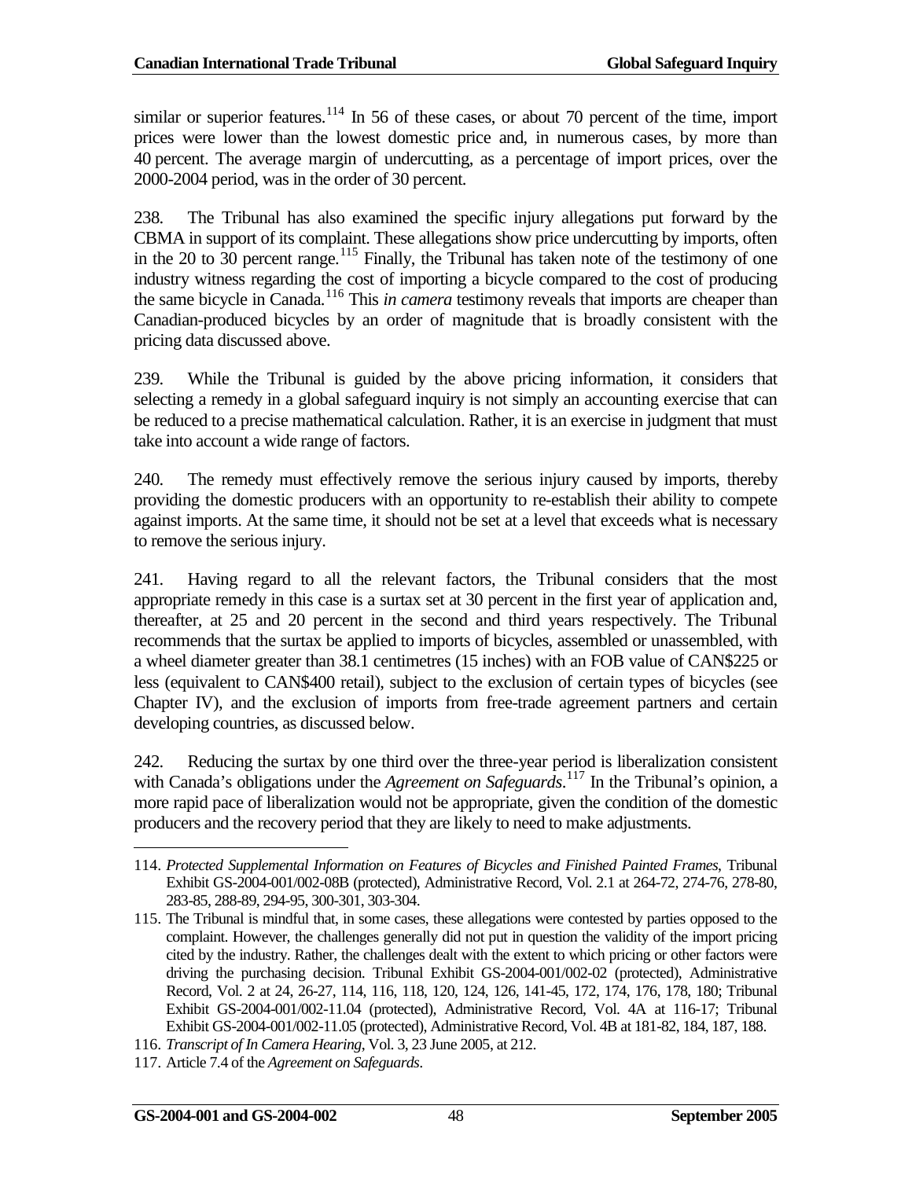similar or superior features.[114] In 56 of these cases, or about 70 percent of the time, import prices were lower than the lowest domestic price and, in numerous cases, by more than 40 percent. The average margin of undercutting, as a percentage of import prices, over the 2000-2004 period, was in the order of 30 percent.

238. The Tribunal has also examined the specific injury allegations put forward by the CBMA in support of its complaint. These allegations show price undercutting by imports, often in the 20 to 30 percent range.[115] Finally, the Tribunal has taken note of the testimony of one industry witness regarding the cost of importing a bicycle compared to the cost of producing the same bicycle in Canada.[116] This *in camera* testimony reveals that imports are cheaper than Canadian-produced bicycles by an order of magnitude that is broadly consistent with the pricing data discussed above.

239. While the Tribunal is guided by the above pricing information, it considers that selecting a remedy in a global safeguard inquiry is not simply an accounting exercise that can be reduced to a precise mathematical calculation. Rather, it is an exercise in judgment that must take into account a wide range of factors.

240. The remedy must effectively remove the serious injury caused by imports, thereby providing the domestic producers with an opportunity to re-establish their ability to compete against imports. At the same time, it should not be set at a level that exceeds what is necessary to remove the serious injury.

241. Having regard to all the relevant factors, the Tribunal considers that the most appropriate remedy in this case is a surtax set at 30 percent in the first year of application and, thereafter, at 25 and 20 percent in the second and third years respectively. The Tribunal recommends that the surtax be applied to imports of bicycles, assembled or unassembled, with a wheel diameter greater than 38.1 centimetres (15 inches) with an FOB value of CAN$225 or less (equivalent to CAN$400 retail), subject to the exclusion of certain types of bicycles (see Chapter IV), and the exclusion of imports from free-trade agreement partners and certain developing countries, as discussed below.

242. Reducing the surtax by one third over the three-year period is liberalization consistent with Canada's obligations under the *Agreement on Safeguards*.[117] In the Tribunal's opinion, a more rapid pace of liberalization would not be appropriate, given the condition of the domestic producers and the recovery period that they are likely to need to make adjustments.

---

114. *Protected Supplemental Information on Features of Bicycles and Finished Painted Frames*, Tribunal Exhibit GS-2004-001/002-08B (protected), Administrative Record, Vol. 2.1 at 264-72, 274-76, 278-80, 283-85, 288-89, 294-95, 300-301, 303-304.

115. The Tribunal is mindful that, in some cases, these allegations were contested by parties opposed to the complaint. However, the challenges generally did not put in question the validity of the import pricing cited by the industry. Rather, the challenges dealt with the extent to which pricing or other factors were driving the purchasing decision. Tribunal Exhibit GS-2004-001/002-02 (protected), Administrative Record, Vol. 2 at 24, 26-27, 114, 116, 118, 120, 124, 126, 141-45, 172, 174, 176, 178, 180; Tribunal Exhibit GS-2004-001/002-11.04 (protected), Administrative Record, Vol. 4A at 116-17; Tribunal Exhibit GS-2004-001/002-11.05 (protected), Administrative Record, Vol. 4B at 181-82, 184, 187, 188.

116. *Transcript of In Camera Hearing*, Vol. 3, 23 June 2005, at 212.

117. Article 7.4 of the *Agreement on Safeguards*.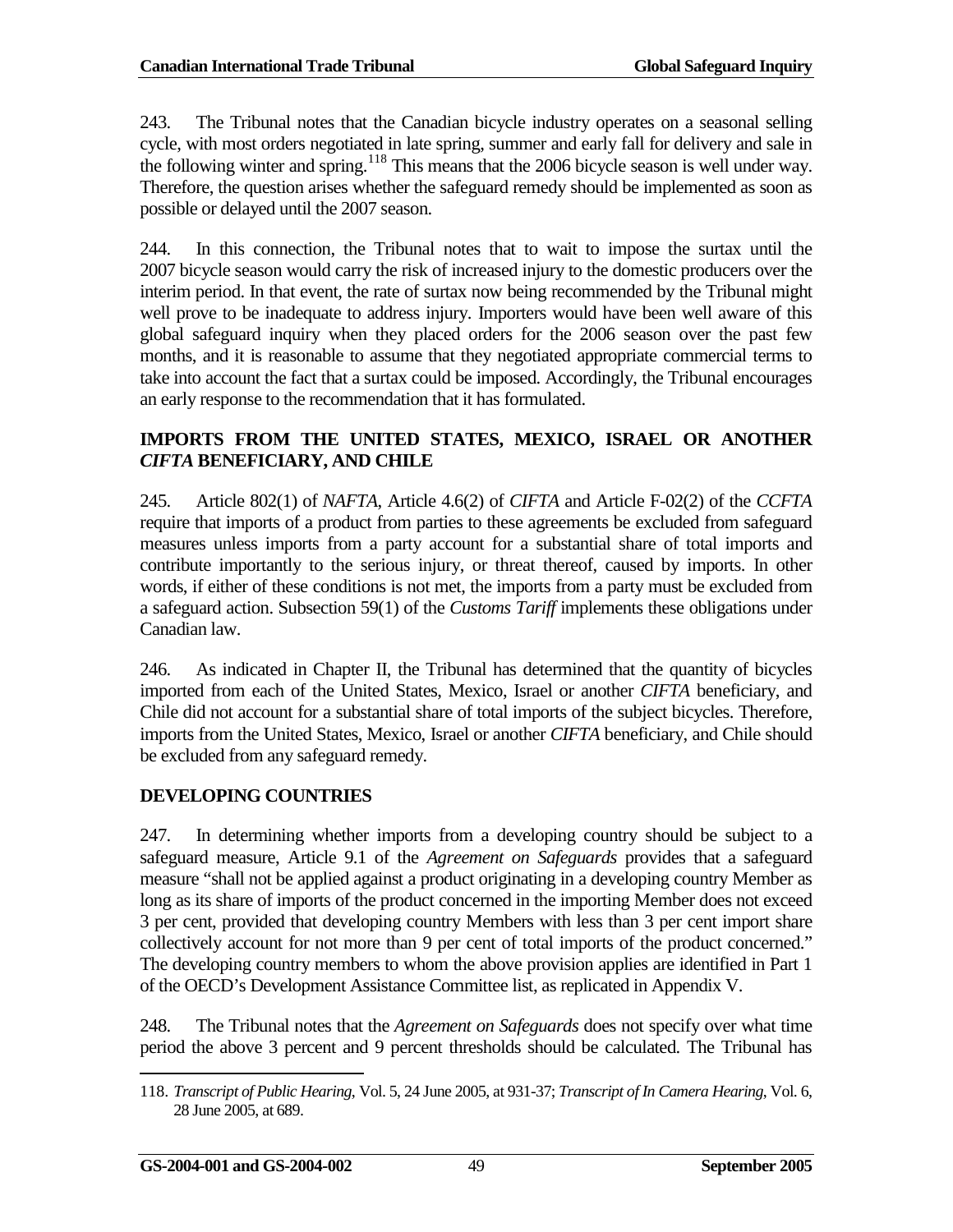243. The Tribunal notes that the Canadian bicycle industry operates on a seasonal selling cycle, with most orders negotiated in late spring, summer and early fall for delivery and sale in the following winter and spring.[118] This means that the 2006 bicycle season is well under way. Therefore, the question arises whether the safeguard remedy should be implemented as soon as possible or delayed until the 2007 season.

244. In this connection, the Tribunal notes that to wait to impose the surtax until the 2007 bicycle season would carry the risk of increased injury to the domestic producers over the interim period. In that event, the rate of surtax now being recommended by the Tribunal might well prove to be inadequate to address injury. Importers would have been well aware of this global safeguard inquiry when they placed orders for the 2006 season over the past few months, and it is reasonable to assume that they negotiated appropriate commercial terms to take into account the fact that a surtax could be imposed. Accordingly, the Tribunal encourages an early response to the recommendation that it has formulated.

## IMPORTS FROM THE UNITED STATES, MEXICO, ISRAEL OR ANOTHER *CIFTA* BENEFICIARY, AND CHILE

245. Article 802(1) of *NAFTA*, Article 4.6(2) of *CIFTA* and Article F-02(2) of the *CCFTA* require that imports of a product from parties to these agreements be excluded from safeguard measures unless imports from a party account for a substantial share of total imports and contribute importantly to the serious injury, or threat thereof, caused by imports. In other words, if either of these conditions is not met, the imports from a party must be excluded from a safeguard action. Subsection 59(1) of the *Customs Tariff* implements these obligations under Canadian law.

246. As indicated in Chapter II, the Tribunal has determined that the quantity of bicycles imported from each of the United States, Mexico, Israel or another *CIFTA* beneficiary, and Chile did not account for a substantial share of total imports of the subject bicycles. Therefore, imports from the United States, Mexico, Israel or another *CIFTA* beneficiary, and Chile should be excluded from any safeguard remedy.

## DEVELOPING COUNTRIES

247. In determining whether imports from a developing country should be subject to a safeguard measure, Article 9.1 of the *Agreement on Safeguards* provides that a safeguard measure "shall not be applied against a product originating in a developing country Member as long as its share of imports of the product concerned in the importing Member does not exceed 3 per cent, provided that developing country Members with less than 3 per cent import share collectively account for not more than 9 per cent of total imports of the product concerned." The developing country members to whom the above provision applies are identified in Part 1 of the OECD's Development Assistance Committee list, as replicated in Appendix V.

248. The Tribunal notes that the *Agreement on Safeguards* does not specify over what time period the above 3 percent and 9 percent thresholds should be calculated. The Tribunal has

---

118. *Transcript of Public Hearing*, Vol. 5, 24 June 2005, at 931-37; *Transcript of In Camera Hearing*, Vol. 6, 28 June 2005, at 689.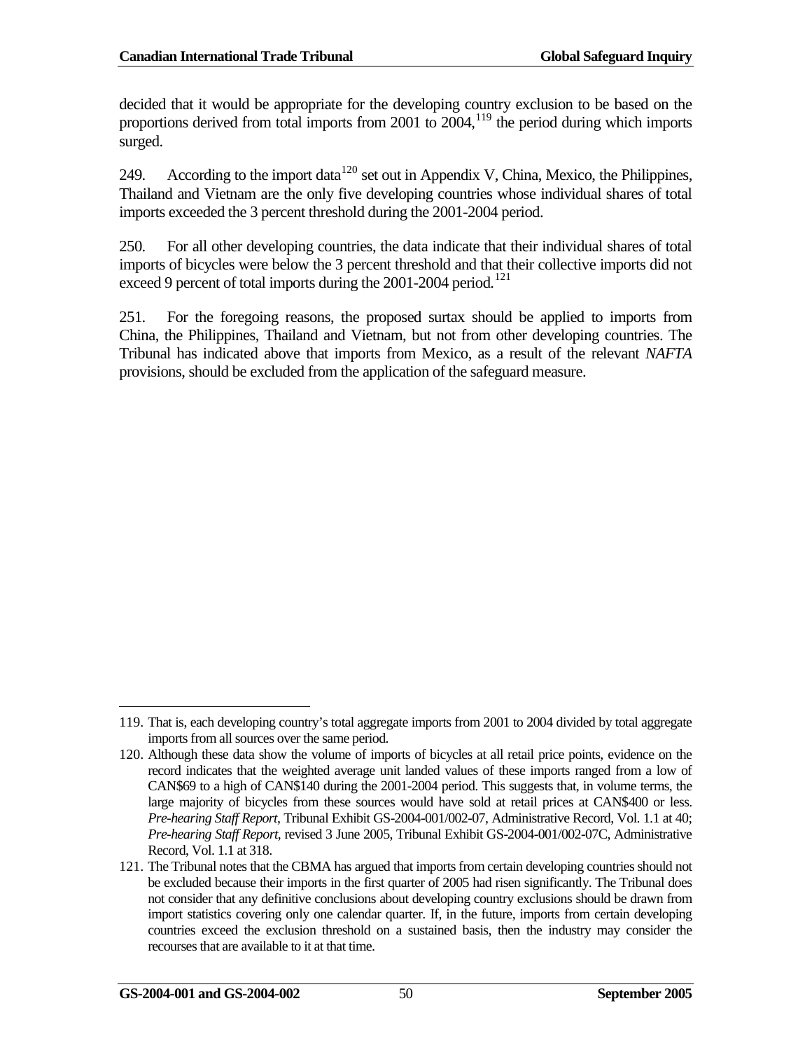decided that it would be appropriate for the developing country exclusion to be based on the proportions derived from total imports from 2001 to 2004,[119] the period during which imports surged.

249. According to the import data[120] set out in Appendix V, China, Mexico, the Philippines, Thailand and Vietnam are the only five developing countries whose individual shares of total imports exceeded the 3 percent threshold during the 2001-2004 period.

250. For all other developing countries, the data indicate that their individual shares of total imports of bicycles were below the 3 percent threshold and that their collective imports did not exceed 9 percent of total imports during the 2001-2004 period.[121]

251. For the foregoing reasons, the proposed surtax should be applied to imports from China, the Philippines, Thailand and Vietnam, but not from other developing countries. The Tribunal has indicated above that imports from Mexico, as a result of the relevant *NAFTA* provisions, should be excluded from the application of the safeguard measure.

---

119. That is, each developing country's total aggregate imports from 2001 to 2004 divided by total aggregate imports from all sources over the same period.

120. Although these data show the volume of imports of bicycles at all retail price points, evidence on the record indicates that the weighted average unit landed values of these imports ranged from a low of CAN$69 to a high of CAN$140 during the 2001-2004 period. This suggests that, in volume terms, the large majority of bicycles from these sources would have sold at retail prices at CAN$400 or less. *Pre-hearing Staff Report*, Tribunal Exhibit GS-2004-001/002-07, Administrative Record, Vol. 1.1 at 40; *Pre-hearing Staff Report*, revised 3 June 2005, Tribunal Exhibit GS-2004-001/002-07C, Administrative Record, Vol. 1.1 at 318.

121. The Tribunal notes that the CBMA has argued that imports from certain developing countries should not be excluded because their imports in the first quarter of 2005 had risen significantly. The Tribunal does not consider that any definitive conclusions about developing country exclusions should be drawn from import statistics covering only one calendar quarter. If, in the future, imports from certain developing countries exceed the exclusion threshold on a sustained basis, then the industry may consider the recourses that are available to it at that time.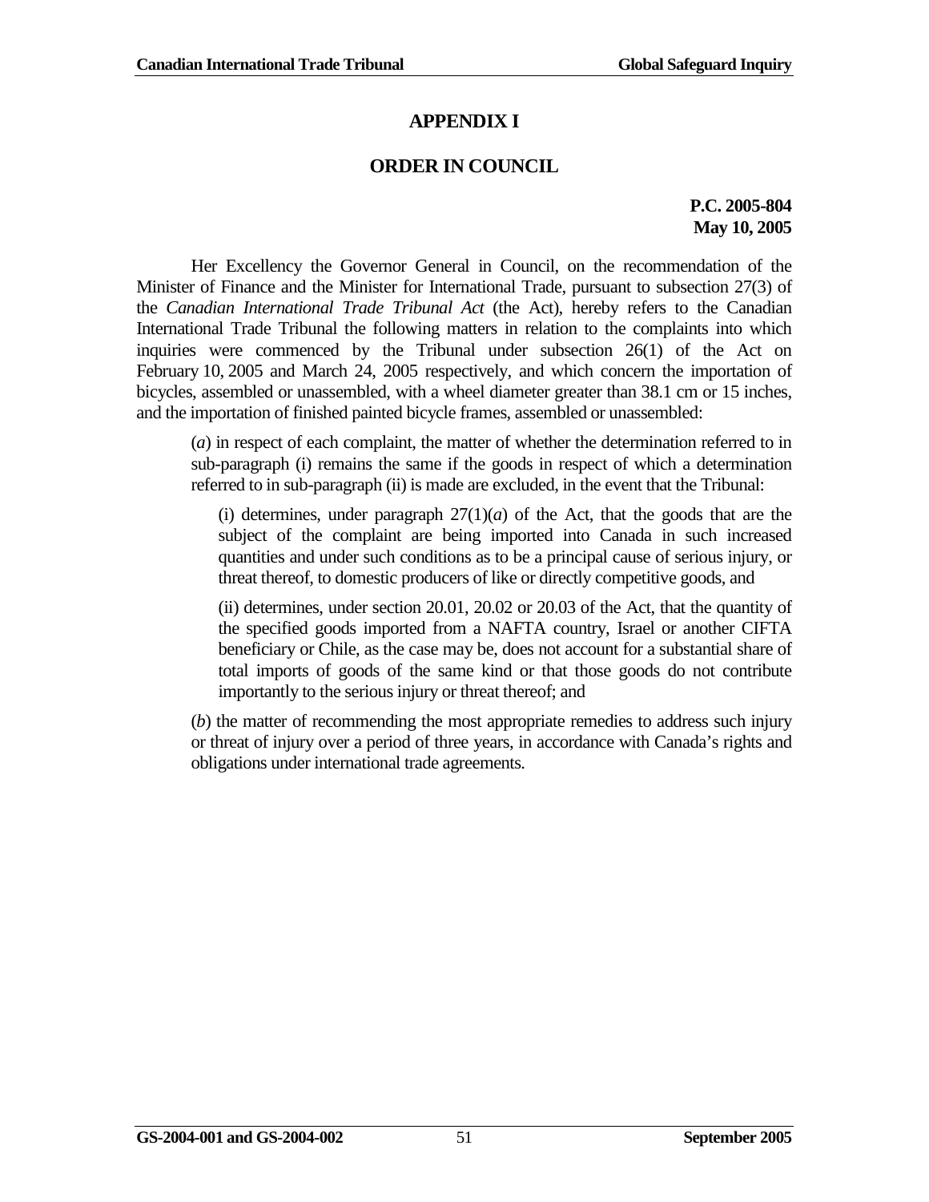# APPENDIX I

## ORDER IN COUNCIL

**P.C. 2005-804**
**May 10, 2005**

Her Excellency the Governor General in Council, on the recommendation of the Minister of Finance and the Minister for International Trade, pursuant to subsection 27(3) of the *Canadian International Trade Tribunal Act* (the Act), hereby refers to the Canadian International Trade Tribunal the following matters in relation to the complaints into which inquiries were commenced by the Tribunal under subsection 26(1) of the Act on February 10, 2005 and March 24, 2005 respectively, and which concern the importation of bicycles, assembled or unassembled, with a wheel diameter greater than 38.1 cm or 15 inches, and the importation of finished painted bicycle frames, assembled or unassembled:

(*a*) in respect of each complaint, the matter of whether the determination referred to in sub-paragraph (i) remains the same if the goods in respect of which a determination referred to in sub-paragraph (ii) is made are excluded, in the event that the Tribunal:

(i) determines, under paragraph 27(1)(*a*) of the Act, that the goods that are the subject of the complaint are being imported into Canada in such increased quantities and under such conditions as to be a principal cause of serious injury, or threat thereof, to domestic producers of like or directly competitive goods, and

(ii) determines, under section 20.01, 20.02 or 20.03 of the Act, that the quantity of the specified goods imported from a NAFTA country, Israel or another CIFTA beneficiary or Chile, as the case may be, does not account for a substantial share of total imports of goods of the same kind or that those goods do not contribute importantly to the serious injury or threat thereof; and

(*b*) the matter of recommending the most appropriate remedies to address such injury or threat of injury over a period of three years, in accordance with Canada's rights and obligations under international trade agreements.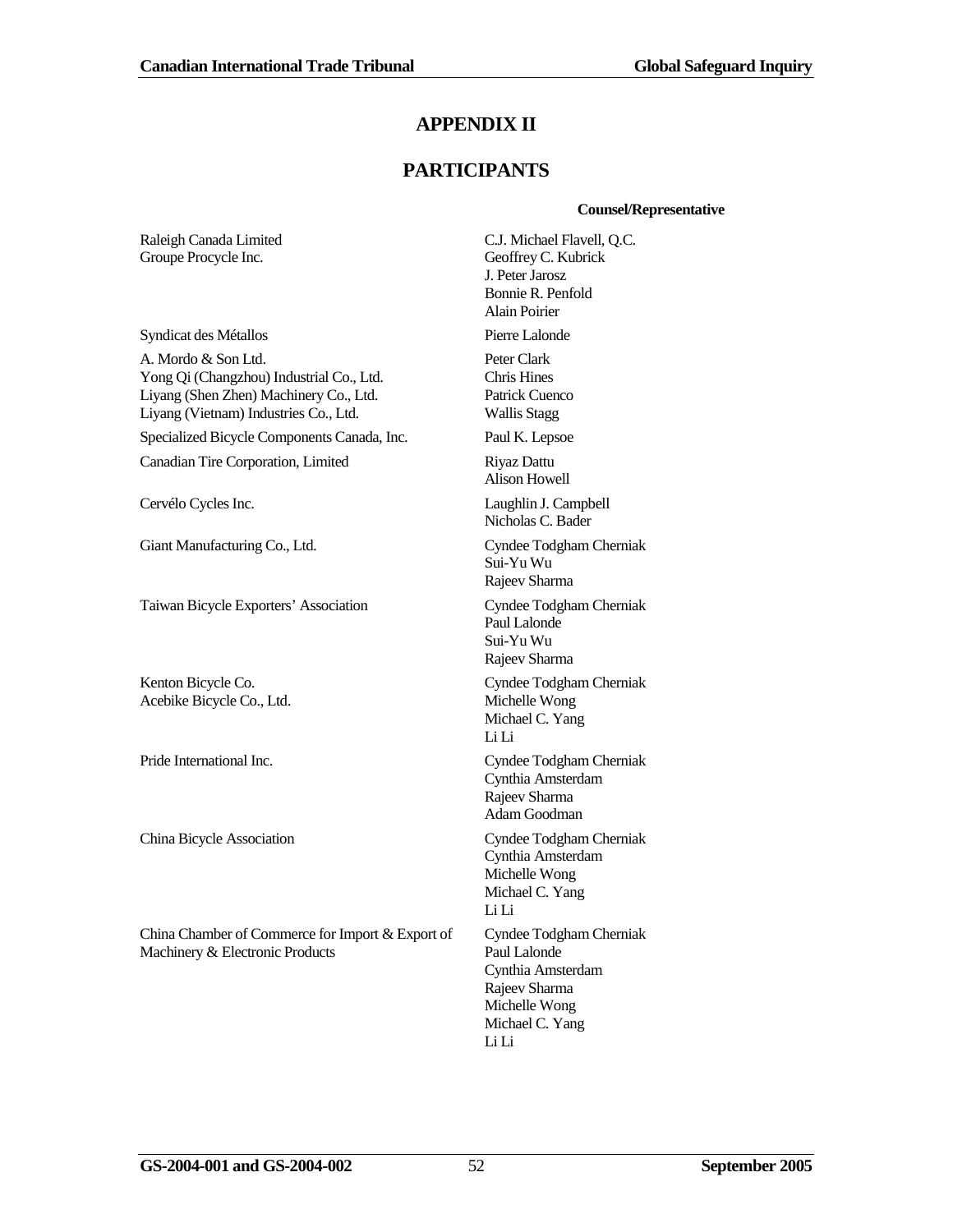# APPENDIX II

## PARTICIPANTS

| | Counsel/Representative |
|---|---|
| Raleigh Canada Limited<br>Groupe Procycle Inc. | C.J. Michael Flavell, Q.C.<br>Geoffrey C. Kubrick<br>J. Peter Jarosz<br>Bonnie R. Penfold<br>Alain Poirier |
| Syndicat des Métallos | Pierre Lalonde |
| A. Mordo & Son Ltd.<br>Yong Qi (Changzhou) Industrial Co., Ltd.<br>Liyang (Shen Zhen) Machinery Co., Ltd.<br>Liyang (Vietnam) Industries Co., Ltd. | Peter Clark<br>Chris Hines<br>Patrick Cuenco<br>Wallis Stagg |
| Specialized Bicycle Components Canada, Inc. | Paul K. Lepsoe |
| Canadian Tire Corporation, Limited | Riyaz Dattu<br>Alison Howell |
| Cervélo Cycles Inc. | Laughlin J. Campbell<br>Nicholas C. Bader |
| Giant Manufacturing Co., Ltd. | Cyndee Todgham Cherniak<br>Sui-Yu Wu<br>Rajeev Sharma |
| Taiwan Bicycle Exporters' Association | Cyndee Todgham Cherniak<br>Paul Lalonde<br>Sui-Yu Wu<br>Rajeev Sharma |
| Kenton Bicycle Co.<br>Acebike Bicycle Co., Ltd. | Cyndee Todgham Cherniak<br>Michelle Wong<br>Michael C. Yang<br>Li Li |
| Pride International Inc. | Cyndee Todgham Cherniak<br>Cynthia Amsterdam<br>Rajeev Sharma<br>Adam Goodman |
| China Bicycle Association | Cyndee Todgham Cherniak<br>Cynthia Amsterdam<br>Michelle Wong<br>Michael C. Yang<br>Li Li |
| China Chamber of Commerce for Import & Export of Machinery & Electronic Products | Cyndee Todgham Cherniak<br>Paul Lalonde<br>Cynthia Amsterdam<br>Rajeev Sharma<br>Michelle Wong<br>Michael C. Yang<br>Li Li |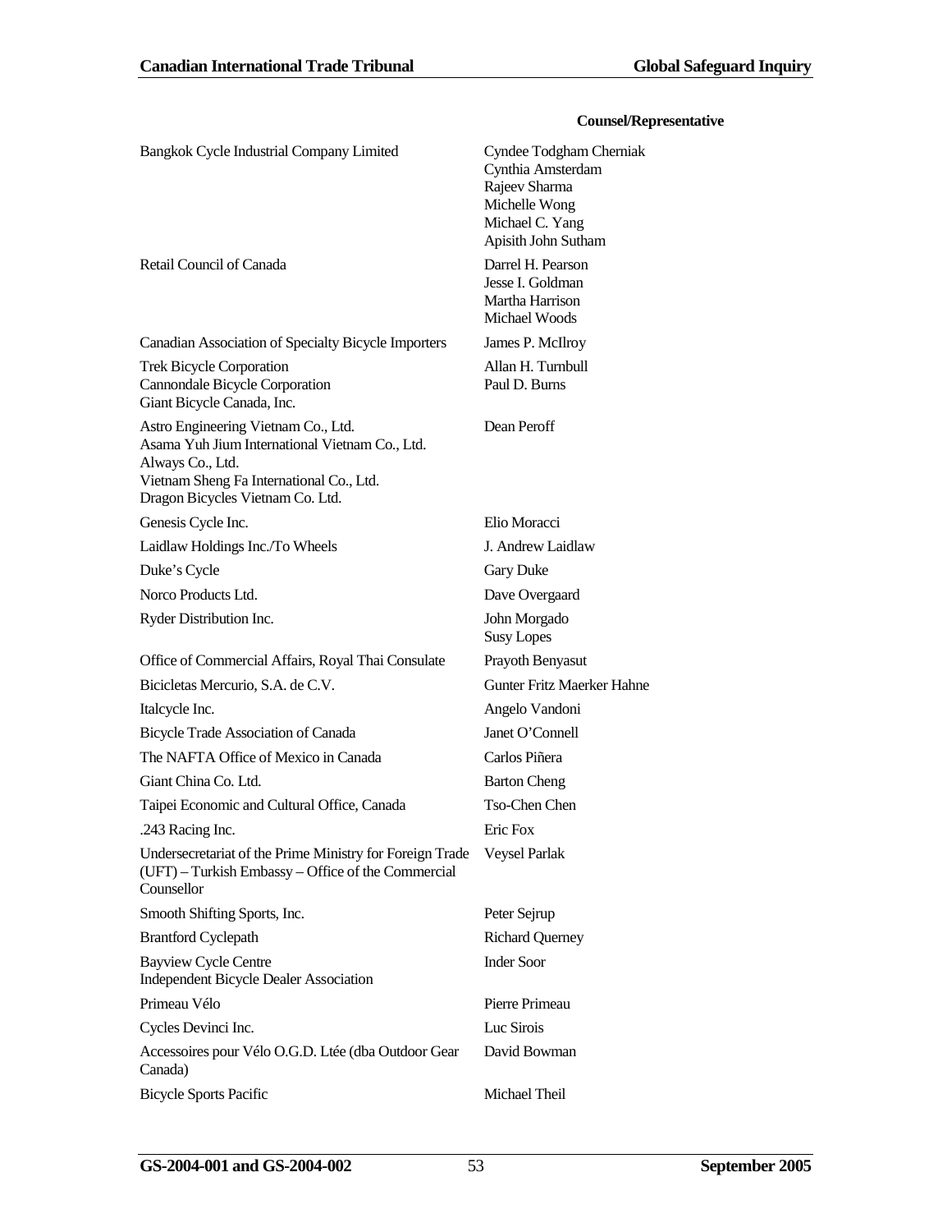| | Counsel/Representative |
|---|---|
| Bangkok Cycle Industrial Company Limited | Cyndee Todgham Cherniak<br>Cynthia Amsterdam<br>Rajeev Sharma<br>Michelle Wong<br>Michael C. Yang<br>Apisith John Sutham |
| Retail Council of Canada | Darrel H. Pearson<br>Jesse I. Goldman<br>Martha Harrison<br>Michael Woods |
| Canadian Association of Specialty Bicycle Importers | James P. McIlroy |
| Trek Bicycle Corporation<br>Cannondale Bicycle Corporation<br>Giant Bicycle Canada, Inc. | Allan H. Turnbull<br>Paul D. Burns |
| Astro Engineering Vietnam Co., Ltd.<br>Asama Yuh Jium International Vietnam Co., Ltd.<br>Always Co., Ltd.<br>Vietnam Sheng Fa International Co., Ltd.<br>Dragon Bicycles Vietnam Co. Ltd. | Dean Peroff |
| Genesis Cycle Inc. | Elio Moracci |
| Laidlaw Holdings Inc./To Wheels | J. Andrew Laidlaw |
| Duke's Cycle | Gary Duke |
| Norco Products Ltd. | Dave Overgaard |
| Ryder Distribution Inc. | John Morgado<br>Susy Lopes |
| Office of Commercial Affairs, Royal Thai Consulate | Prayoth Benyasut |
| Bicicletas Mercurio, S.A. de C.V. | Gunter Fritz Maerker Hahne |
| Italcycle Inc. | Angelo Vandoni |
| Bicycle Trade Association of Canada | Janet O'Connell |
| The NAFTA Office of Mexico in Canada | Carlos Piñera |
| Giant China Co. Ltd. | Barton Cheng |
| Taipei Economic and Cultural Office, Canada | Tso-Chen Chen |
| .243 Racing Inc. | Eric Fox |
| Undersecretariat of the Prime Ministry for Foreign Trade (UFT) – Turkish Embassy – Office of the Commercial Counsellor | Veysel Parlak |
| Smooth Shifting Sports, Inc. | Peter Sejrup |
| Brantford Cyclepath | Richard Querney |
| Bayview Cycle Centre<br>Independent Bicycle Dealer Association | Inder Soor |
| Primeau Vélo | Pierre Primeau |
| Cycles Devinci Inc. | Luc Sirois |
| Accessoires pour Vélo O.G.D. Ltée (dba Outdoor Gear Canada) | David Bowman |
| Bicycle Sports Pacific | Michael Theil |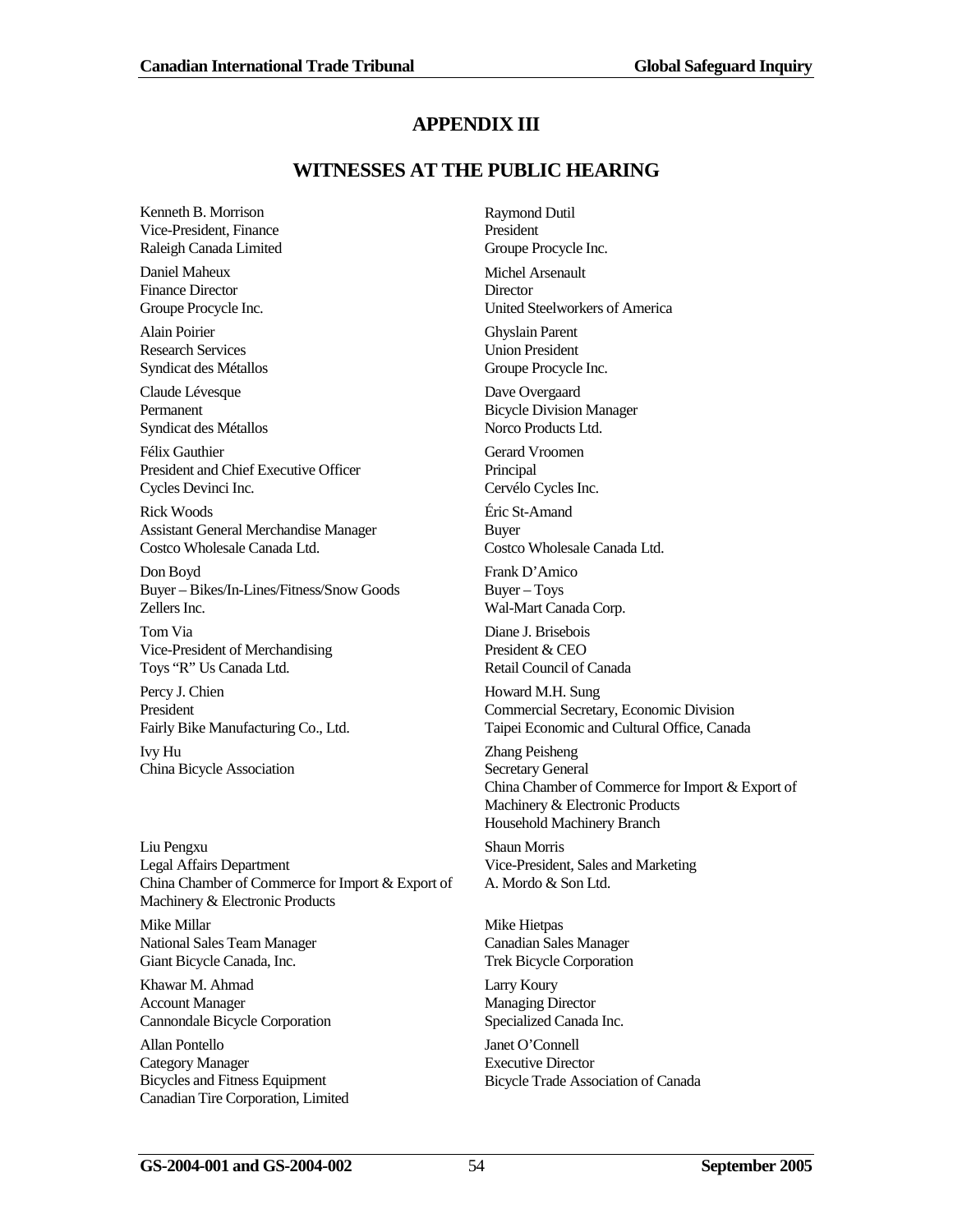# APPENDIX III

## WITNESSES AT THE PUBLIC HEARING

Kenneth B. Morrison
Vice-President, Finance
Raleigh Canada Limited

Raymond Dutil
President
Groupe Procycle Inc.

Daniel Maheux
Finance Director
Groupe Procycle Inc.

Michel Arsenault
Director
United Steelworkers of America

Alain Poirier
Research Services
Syndicat des Métallos

Ghyslain Parent
Union President
Groupe Procycle Inc.

Claude Lévesque
Permanent
Syndicat des Métallos

Dave Overgaard
Bicycle Division Manager
Norco Products Ltd.

Félix Gauthier
President and Chief Executive Officer
Cycles Devinci Inc.

Gerard Vroomen
Principal
Cervélo Cycles Inc.

Rick Woods
Assistant General Merchandise Manager
Costco Wholesale Canada Ltd.

Éric St-Amand
Buyer
Costco Wholesale Canada Ltd.

Don Boyd
Buyer – Bikes/In-Lines/Fitness/Snow Goods
Zellers Inc.

Frank D'Amico
Buyer – Toys
Wal-Mart Canada Corp.

Tom Via
Vice-President of Merchandising
Toys "R" Us Canada Ltd.

Diane J. Brisebois
President & CEO
Retail Council of Canada

Percy J. Chien
President
Fairly Bike Manufacturing Co., Ltd.

Howard M.H. Sung
Commercial Secretary, Economic Division
Taipei Economic and Cultural Office, Canada

Ivy Hu
China Bicycle Association

Zhang Peisheng
Secretary General
China Chamber of Commerce for Import & Export of Machinery & Electronic Products
Household Machinery Branch

Liu Pengxu
Legal Affairs Department
China Chamber of Commerce for Import & Export of Machinery & Electronic Products

Shaun Morris
Vice-President, Sales and Marketing
A. Mordo & Son Ltd.

Mike Millar
National Sales Team Manager
Giant Bicycle Canada, Inc.

Mike Hietpas
Canadian Sales Manager
Trek Bicycle Corporation

Khawar M. Ahmad
Account Manager
Cannondale Bicycle Corporation

Larry Koury
Managing Director
Specialized Canada Inc.

Allan Pontello
Category Manager
Bicycles and Fitness Equipment
Canadian Tire Corporation, Limited

Janet O'Connell
Executive Director
Bicycle Trade Association of Canada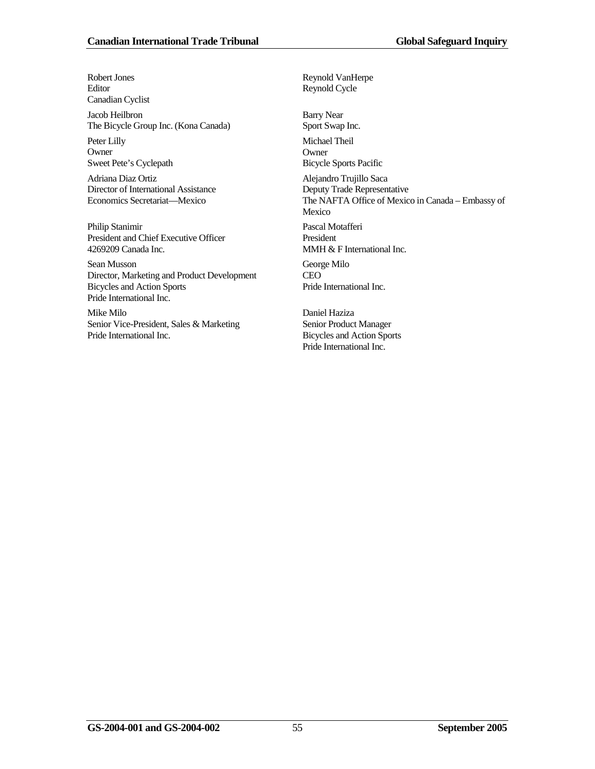Robert Jones
Editor
Canadian Cyclist

Reynold VanHerpe
Reynold Cycle

Jacob Heilbron
The Bicycle Group Inc. (Kona Canada)

Barry Near
Sport Swap Inc.

Peter Lilly
Owner
Sweet Pete's Cyclepath

Michael Theil
Owner
Bicycle Sports Pacific

Adriana Diaz Ortiz
Director of International Assistance
Economics Secretariat—Mexico

Alejandro Trujillo Saca
Deputy Trade Representative
The NAFTA Office of Mexico in Canada – Embassy of Mexico

Philip Stanimir
President and Chief Executive Officer
4269209 Canada Inc.

Pascal Motafferi
President
MMH & F International Inc.

Sean Musson
Director, Marketing and Product Development
Bicycles and Action Sports
Pride International Inc.

George Milo
CEO
Pride International Inc.

Mike Milo
Senior Vice-President, Sales & Marketing
Pride International Inc.

Daniel Haziza
Senior Product Manager
Bicycles and Action Sports
Pride International Inc.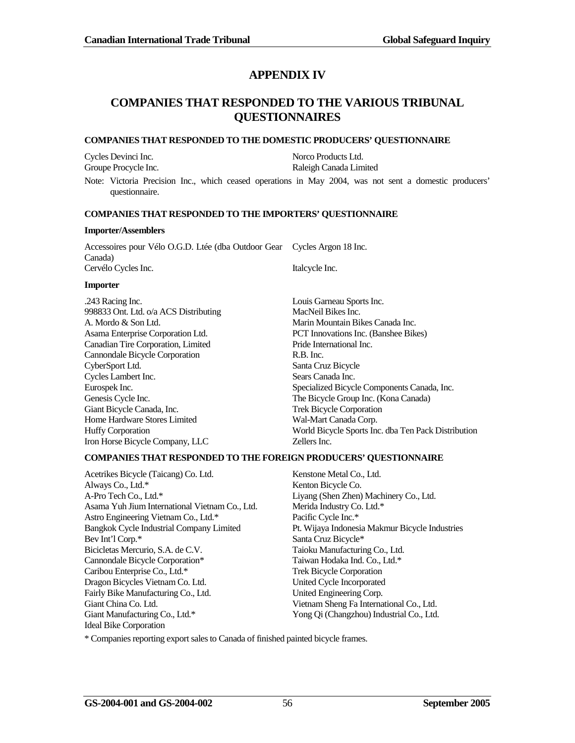# APPENDIX IV

# COMPANIES THAT RESPONDED TO THE VARIOUS TRIBUNAL QUESTIONNAIRES

### COMPANIES THAT RESPONDED TO THE DOMESTIC PRODUCERS' QUESTIONNAIRE

Cycles Devinci Inc.
Groupe Procycle Inc.
Norco Products Ltd.
Raleigh Canada Limited

Note: Victoria Precision Inc., which ceased operations in May 2004, was not sent a domestic producers' questionnaire.

### COMPANIES THAT RESPONDED TO THE IMPORTERS' QUESTIONNAIRE

**Importer/Assemblers**

Accessoires pour Vélo O.G.D. Ltée (dba Outdoor Gear Canada)
Cervélo Cycles Inc.
Cycles Argon 18 Inc.
Italcycle Inc.

**Importer**

.243 Racing Inc.
998833 Ont. Ltd. o/a ACS Distributing
A. Mordo & Son Ltd.
Asama Enterprise Corporation Ltd.
Canadian Tire Corporation, Limited
Cannondale Bicycle Corporation
CyberSport Ltd.
Cycles Lambert Inc.
Eurospek Inc.
Genesis Cycle Inc.
Giant Bicycle Canada, Inc.
Home Hardware Stores Limited
Huffy Corporation
Iron Horse Bicycle Company, LLC
Louis Garneau Sports Inc.
MacNeil Bikes Inc.
Marin Mountain Bikes Canada Inc.
PCT Innovations Inc. (Banshee Bikes)
Pride International Inc.
R.B. Inc.
Santa Cruz Bicycle
Sears Canada Inc.
Specialized Bicycle Components Canada, Inc.
The Bicycle Group Inc. (Kona Canada)
Trek Bicycle Corporation
Wal-Mart Canada Corp.
World Bicycle Sports Inc. dba Ten Pack Distribution
Zellers Inc.

### COMPANIES THAT RESPONDED TO THE FOREIGN PRODUCERS' QUESTIONNAIRE

Acetrikes Bicycle (Taicang) Co. Ltd.
Always Co., Ltd.*
A-Pro Tech Co., Ltd.*
Asama Yuh Jium International Vietnam Co., Ltd.
Astro Engineering Vietnam Co., Ltd.*
Bangkok Cycle Industrial Company Limited
Bev Int'l Corp.*
Bicicletas Mercurio, S.A. de C.V.
Cannondale Bicycle Corporation*
Caribou Enterprise Co., Ltd.*
Dragon Bicycles Vietnam Co. Ltd.
Fairly Bike Manufacturing Co., Ltd.
Giant China Co. Ltd.
Giant Manufacturing Co., Ltd.*
Ideal Bike Corporation
Kenstone Metal Co., Ltd.
Kenton Bicycle Co.
Liyang (Shen Zhen) Machinery Co., Ltd.
Merida Industry Co. Ltd.*
Pacific Cycle Inc.*
Pt. Wijaya Indonesia Makmur Bicycle Industries
Santa Cruz Bicycle*
Taioku Manufacturing Co., Ltd.
Taiwan Hodaka Ind. Co., Ltd.*
Trek Bicycle Corporation
United Cycle Incorporated
United Engineering Corp.
Vietnam Sheng Fa International Co., Ltd.
Yong Qi (Changzhou) Industrial Co., Ltd.

\* Companies reporting export sales to Canada of finished painted bicycle frames.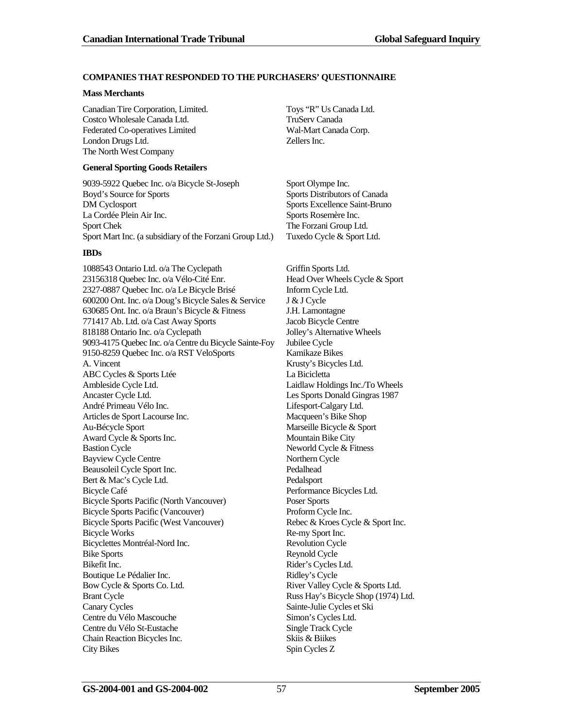#### COMPANIES THAT RESPONDED TO THE PURCHASERS' QUESTIONNAIRE

**Mass Merchants**

Canadian Tire Corporation, Limited.
Costco Wholesale Canada Ltd.
Federated Co-operatives Limited
London Drugs Ltd.
The North West Company
Toys "R" Us Canada Ltd.
TruServ Canada
Wal-Mart Canada Corp.
Zellers Inc.

**General Sporting Goods Retailers**

9039-5922 Quebec Inc. o/a Bicycle St-Joseph
Boyd's Source for Sports
DM Cyclosport
La Cordée Plein Air Inc.
Sport Chek
Sport Mart Inc. (a subsidiary of the Forzani Group Ltd.)
Sport Olympe Inc.
Sports Distributors of Canada
Sports Excellence Saint-Bruno
Sports Rosemère Inc.
The Forzani Group Ltd.
Tuxedo Cycle & Sport Ltd.

**IBDs**

1088543 Ontario Ltd. o/a The Cyclepath
23156318 Quebec Inc. o/a Vélo-Cité Enr.
2327-0887 Quebec Inc. o/a Le Bicycle Brisé
600200 Ont. Inc. o/a Doug's Bicycle Sales & Service
630685 Ont. Inc. o/a Braun's Bicycle & Fitness
771417 Ab. Ltd. o/a Cast Away Sports
818188 Ontario Inc. o/a Cyclepath
9093-4175 Quebec Inc. o/a Centre du Bicycle Sainte-Foy
9150-8259 Quebec Inc. o/a RST VeloSports
A. Vincent
ABC Cycles & Sports Ltée
Ambleside Cycle Ltd.
Ancaster Cycle Ltd.
André Primeau Vélo Inc.
Articles de Sport Lacourse Inc.
Au-Bécycle Sport
Award Cycle & Sports Inc.
Bastion Cycle
Bayview Cycle Centre
Beausoleil Cycle Sport Inc.
Bert & Mac's Cycle Ltd.
Bicycle Café
Bicycle Sports Pacific (North Vancouver)
Bicycle Sports Pacific (Vancouver)
Bicycle Sports Pacific (West Vancouver)
Bicycle Works
Bicyclettes Montréal-Nord Inc.
Bike Sports
Bikefit Inc.
Boutique Le Pédalier Inc.
Bow Cycle & Sports Co. Ltd.
Brant Cycle
Canary Cycles
Centre du Vélo Mascouche
Centre du Vélo St-Eustache
Chain Reaction Bicycles Inc.
City Bikes
Griffin Sports Ltd.
Head Over Wheels Cycle & Sport
Inform Cycle Ltd.
J & J Cycle
J.H. Lamontagne
Jacob Bicycle Centre
Jolley's Alternative Wheels
Jubilee Cycle
Kamikaze Bikes
Krusty's Bicycles Ltd.
La Bicicletta
Laidlaw Holdings Inc./To Wheels
Les Sports Donald Gingras 1987
Lifesport-Calgary Ltd.
Macqueen's Bike Shop
Marseille Bicycle & Sport
Mountain Bike City
Neworld Cycle & Fitness
Northern Cycle
Pedalhead
Pedalsport
Performance Bicycles Ltd.
Poser Sports
Proform Cycle Inc.
Rebec & Kroes Cycle & Sport Inc.
Re-my Sport Inc.
Revolution Cycle
Reynold Cycle
Rider's Cycles Ltd.
Ridley's Cycle
River Valley Cycle & Sports Ltd.
Russ Hay's Bicycle Shop (1974) Ltd.
Sainte-Julie Cycles et Ski
Simon's Cycles Ltd.
Single Track Cycle
Skiis & Biikes
Spin Cycles Z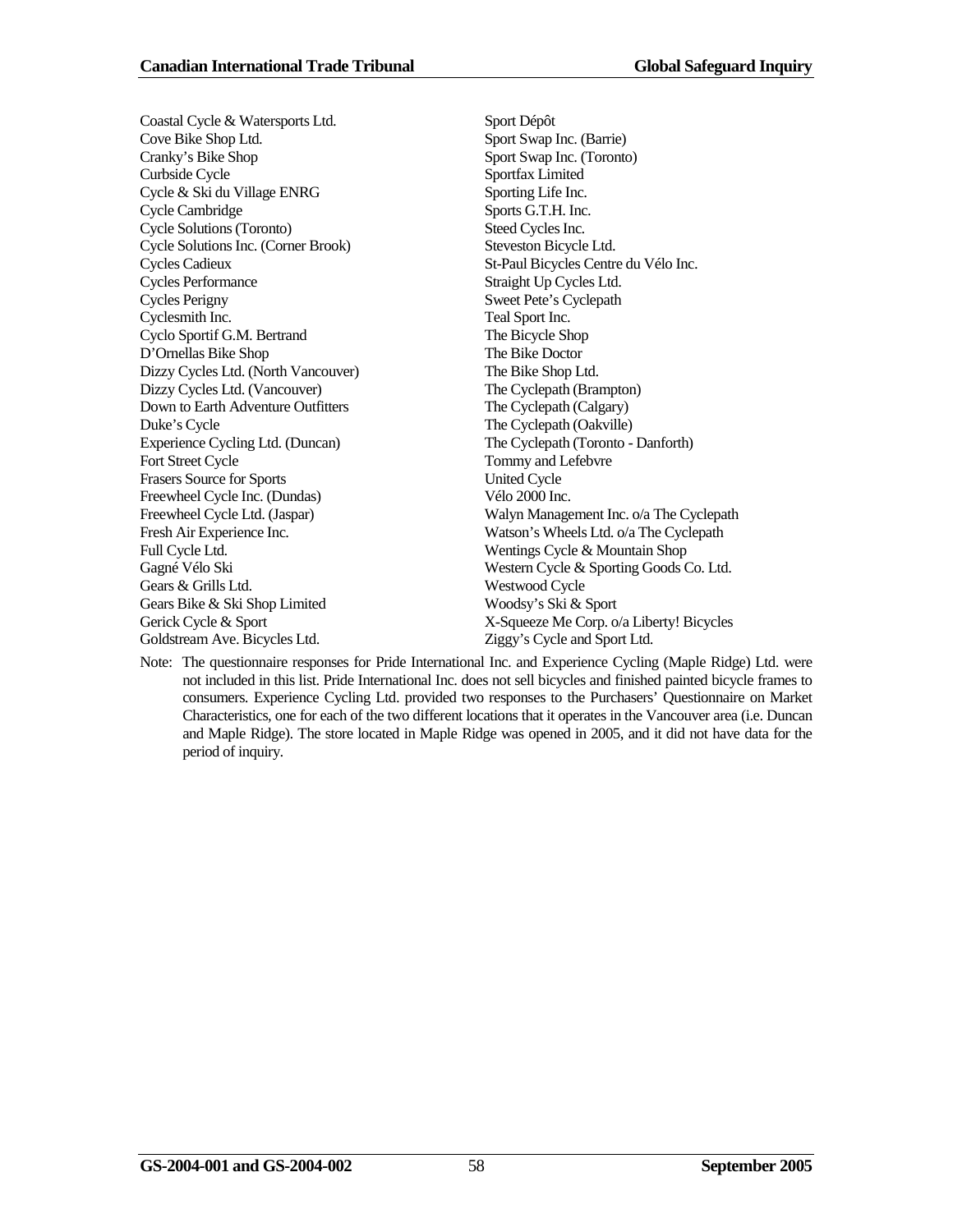Coastal Cycle & Watersports Ltd.
Cove Bike Shop Ltd.
Cranky's Bike Shop
Curbside Cycle
Cycle & Ski du Village ENRG
Cycle Cambridge
Cycle Solutions (Toronto)
Cycle Solutions Inc. (Corner Brook)
Cycles Cadieux
Cycles Performance
Cycles Perigny
Cyclesmith Inc.
Cyclo Sportif G.M. Bertrand
D'Ornellas Bike Shop
Dizzy Cycles Ltd. (North Vancouver)
Dizzy Cycles Ltd. (Vancouver)
Down to Earth Adventure Outfitters
Duke's Cycle
Experience Cycling Ltd. (Duncan)
Fort Street Cycle
Frasers Source for Sports
Freewheel Cycle Inc. (Dundas)
Freewheel Cycle Ltd. (Jaspar)
Fresh Air Experience Inc.
Full Cycle Ltd.
Gagné Vélo Ski
Gears & Grills Ltd.
Gears Bike & Ski Shop Limited
Gerick Cycle & Sport
Goldstream Ave. Bicycles Ltd.
Sport Dépôt
Sport Swap Inc. (Barrie)
Sport Swap Inc. (Toronto)
Sportfax Limited
Sporting Life Inc.
Sports G.T.H. Inc.
Steed Cycles Inc.
Steveston Bicycle Ltd.
St-Paul Bicycles Centre du Vélo Inc.
Straight Up Cycles Ltd.
Sweet Pete's Cyclepath
Teal Sport Inc.
The Bicycle Shop
The Bike Doctor
The Bike Shop Ltd.
The Cyclepath (Brampton)
The Cyclepath (Calgary)
The Cyclepath (Oakville)
The Cyclepath (Toronto - Danforth)
Tommy and Lefebvre
United Cycle
Vélo 2000 Inc.
Walyn Management Inc. o/a The Cyclepath
Watson's Wheels Ltd. o/a The Cyclepath
Wentings Cycle & Mountain Shop
Western Cycle & Sporting Goods Co. Ltd.
Westwood Cycle
Woodsy's Ski & Sport
X-Squeeze Me Corp. o/a Liberty! Bicycles
Ziggy's Cycle and Sport Ltd.

Note: The questionnaire responses for Pride International Inc. and Experience Cycling (Maple Ridge) Ltd. were not included in this list. Pride International Inc. does not sell bicycles and finished painted bicycle frames to consumers. Experience Cycling Ltd. provided two responses to the Purchasers' Questionnaire on Market Characteristics, one for each of the two different locations that it operates in the Vancouver area (i.e. Duncan and Maple Ridge). The store located in Maple Ridge was opened in 2005, and it did not have data for the period of inquiry.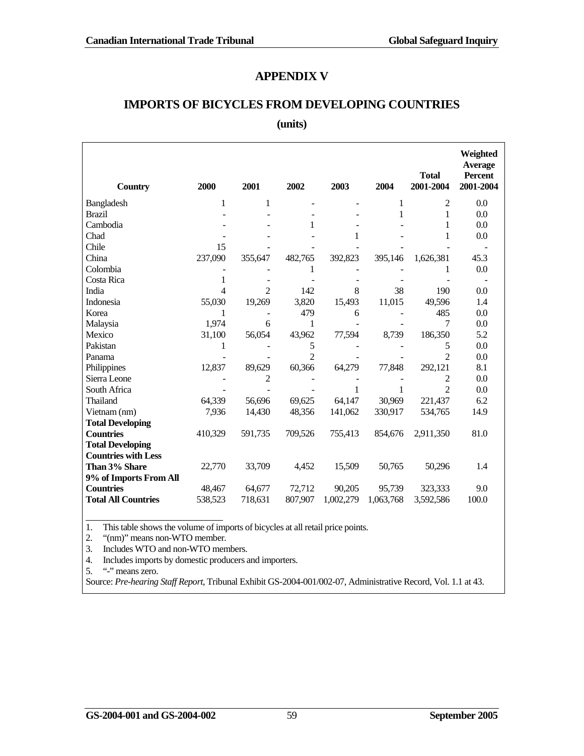# APPENDIX V

## IMPORTS OF BICYCLES FROM DEVELOPING COUNTRIES

**(units)**

| Country | 2000 | 2001 | 2002 | 2003 | 2004 | Total 2001-2004 | Weighted Average Percent 2001-2004 |
|---|---|---|---|---|---|---|---|
| Bangladesh | 1 | 1 | - | - | 1 | 2 | 0.0 |
| Brazil | - | - | - | - | 1 | 1 | 0.0 |
| Cambodia | - | - | 1 | - | - | 1 | 0.0 |
| Chad | - | - | - | 1 | - | 1 | 0.0 |
| Chile | 15 | - | - | - | - | - | - |
| China | 237,090 | 355,647 | 482,765 | 392,823 | 395,146 | 1,626,381 | 45.3 |
| Colombia | - | - | 1 | - | - | 1 | 0.0 |
| Costa Rica | 1 | - | - | - | - | - | - |
| India | 4 | 2 | 142 | 8 | 38 | 190 | 0.0 |
| Indonesia | 55,030 | 19,269 | 3,820 | 15,493 | 11,015 | 49,596 | 1.4 |
| Korea | 1 | - | 479 | 6 | - | 485 | 0.0 |
| Malaysia | 1,974 | 6 | 1 | - | - | 7 | 0.0 |
| Mexico | 31,100 | 56,054 | 43,962 | 77,594 | 8,739 | 186,350 | 5.2 |
| Pakistan | 1 | - | 5 | - | - | 5 | 0.0 |
| Panama | - | - | 2 | - | - | 2 | 0.0 |
| Philippines | 12,837 | 89,629 | 60,366 | 64,279 | 77,848 | 292,121 | 8.1 |
| Sierra Leone | - | 2 | - | - | - | 2 | 0.0 |
| South Africa | - | - | - | 1 | 1 | 2 | 0.0 |
| Thailand | 64,339 | 56,696 | 69,625 | 64,147 | 30,969 | 221,437 | 6.2 |
| Vietnam (nm) | 7,936 | 14,430 | 48,356 | 141,062 | 330,917 | 534,765 | 14.9 |
| **Total Developing Countries** | 410,329 | 591,735 | 709,526 | 755,413 | 854,676 | 2,911,350 | 81.0 |
| **Total Developing Countries with Less Than 3% Share** | 22,770 | 33,709 | 4,452 | 15,509 | 50,765 | 50,296 | 1.4 |
| **9% of Imports From All Countries** | 48,467 | 64,677 | 72,712 | 90,205 | 95,739 | 323,333 | 9.0 |
| **Total All Countries** | 538,523 | 718,631 | 807,907 | 1,002,279 | 1,063,768 | 3,592,586 | 100.0 |

1. This table shows the volume of imports of bicycles at all retail price points.
2. "(nm)" means non-WTO member.
3. Includes WTO and non-WTO members.
4. Includes imports by domestic producers and importers.
5. "-" means zero.

Source: *Pre-hearing Staff Report*, Tribunal Exhibit GS-2004-001/002-07, Administrative Record, Vol. 1.1 at 43.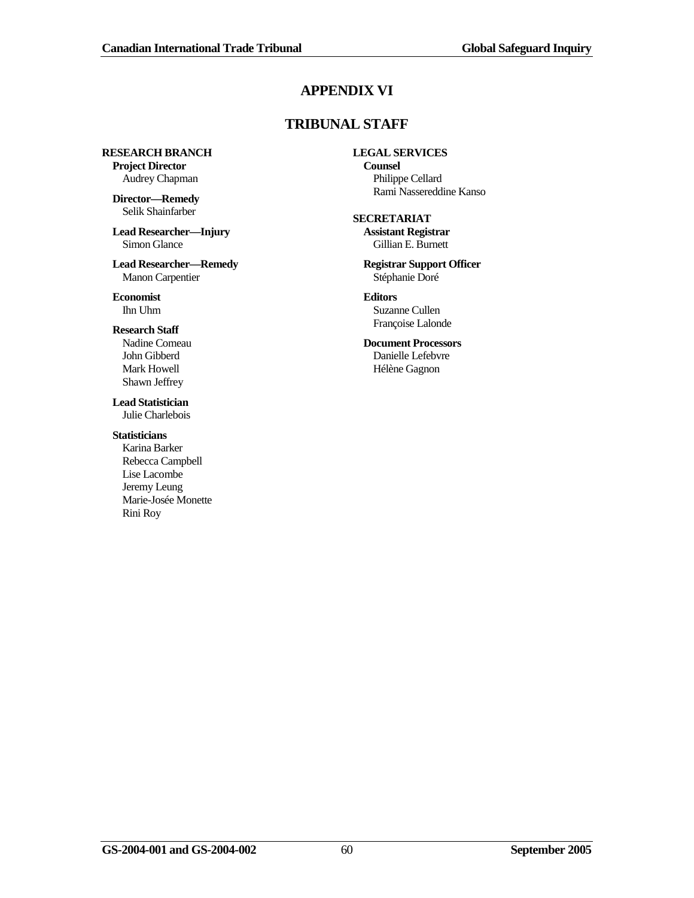# APPENDIX VI

## TRIBUNAL STAFF

**RESEARCH BRANCH**

**Project Director**
Audrey Chapman

**Director—Remedy**
Selik Shainfarber

**Lead Researcher—Injury**
Simon Glance

**Lead Researcher—Remedy**
Manon Carpentier

**Economist**
Ihn Uhm

**Research Staff**
Nadine Comeau
John Gibberd
Mark Howell
Shawn Jeffrey

**Lead Statistician**
Julie Charlebois

**Statisticians**
Karina Barker
Rebecca Campbell
Lise Lacombe
Jeremy Leung
Marie-Josée Monette
Rini Roy

**LEGAL SERVICES**

**Counsel**
Philippe Cellard
Rami Nassereddine Kanso

**SECRETARIAT**

**Assistant Registrar**
Gillian E. Burnett

**Registrar Support Officer**
Stéphanie Doré

**Editors**
Suzanne Cullen
Françoise Lalonde

**Document Processors**
Danielle Lefebvre
Hélène Gagnon